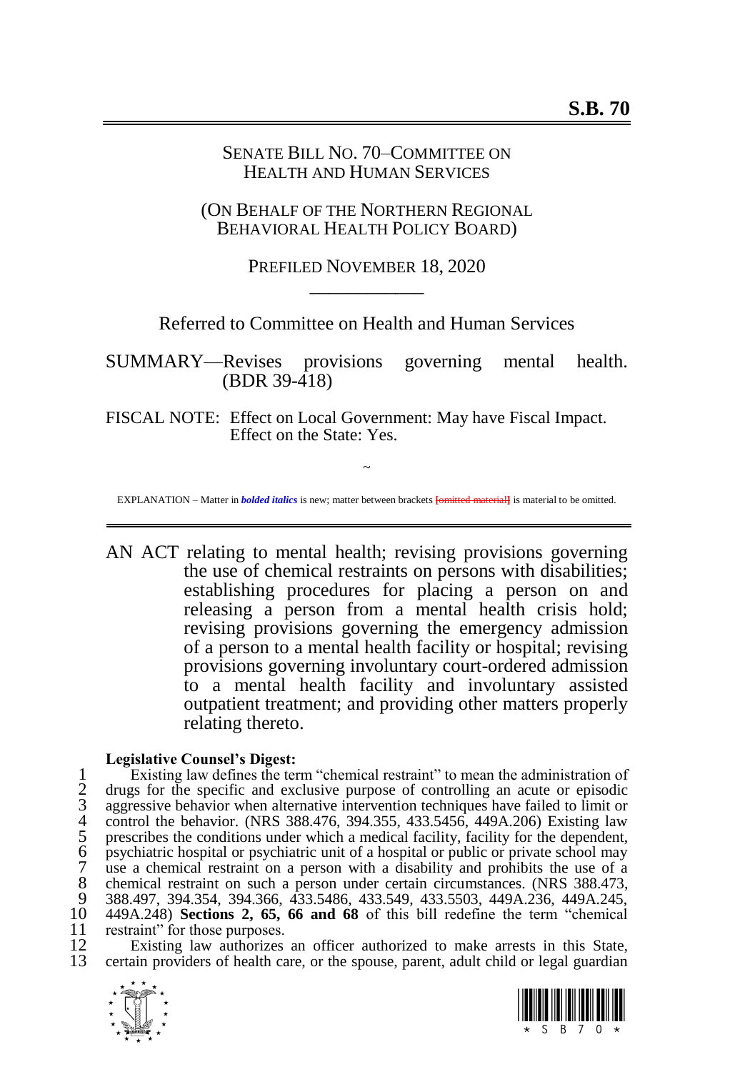# S.B. 70

SENATE BILL NO. 70–COMMITTEE ON HEALTH AND HUMAN SERVICES

(ON BEHALF OF THE NORTHERN REGIONAL BEHAVIORAL HEALTH POLICY BOARD)

PREFILED NOVEMBER 18, 2020

\_\_\_\_\_\_\_\_\_\_\_\_

Referred to Committee on Health and Human Services

SUMMARY—Revises provisions governing mental health. (BDR 39-418)

FISCAL NOTE: Effect on Local Government: May have Fiscal Impact.
Effect on the State: Yes.

~

EXPLANATION – Matter in ***bolded italics*** is new; matter between brackets [omitted material] is material to be omitted.

AN ACT relating to mental health; revising provisions governing the use of chemical restraints on persons with disabilities; establishing procedures for placing a person on and releasing a person from a mental health crisis hold; revising provisions governing the emergency admission of a person to a mental health facility or hospital; revising provisions governing involuntary court-ordered admission to a mental health facility and involuntary assisted outpatient treatment; and providing other matters properly relating thereto.

**Legislative Counsel's Digest:**

1 Existing law defines the term "chemical restraint" to mean the administration of
2 drugs for the specific and exclusive purpose of controlling an acute or episodic
3 aggressive behavior when alternative intervention techniques have failed to limit or
4 control the behavior. (NRS 388.476, 394.355, 433.5456, 449A.206) Existing law
5 prescribes the conditions under which a medical facility, facility for the dependent,
6 psychiatric hospital or psychiatric unit of a hospital or public or private school may
7 use a chemical restraint on a person with a disability and prohibits the use of a
8 chemical restraint on such a person under certain circumstances. (NRS 388.473,
9 388.497, 394.354, 394.366, 433.5486, 433.549, 433.5503, 449A.236, 449A.245,
10 449A.248) **Sections 2, 65, 66 and 68** of this bill redefine the term "chemical
11 restraint" for those purposes.
12 Existing law authorizes an officer authorized to make arrests in this State,
13 certain providers of health care, or the spouse, parent, adult child or legal guardian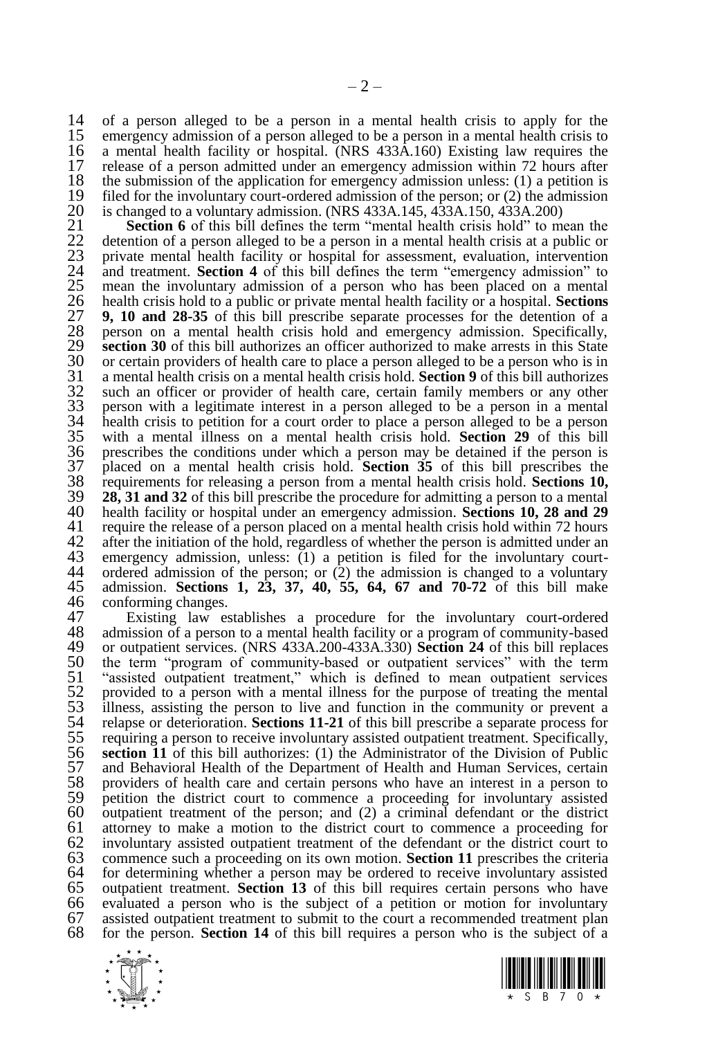of a person alleged to be a person in a mental health crisis to apply for the emergency admission of a person alleged to be a person in a mental health crisis to a mental health facility or hospital. (NRS 433A.160) Existing law requires the release of a person admitted under an emergency admission within 72 hours after the submission of the application for emergency admission unless: (1) a petition is filed for the involuntary court-ordered admission of the person; or (2) the admission is changed to a voluntary admission. (NRS 433A.145, 433A.150, 433A.200)

**Section 6** of this bill defines the term "mental health crisis hold" to mean the detention of a person alleged to be a person in a mental health crisis at a public or private mental health facility or hospital for assessment, evaluation, intervention and treatment. **Section 4** of this bill defines the term "emergency admission" to mean the involuntary admission of a person who has been placed on a mental health crisis hold to a public or private mental health facility or a hospital. **Sections 9, 10 and 28-35** of this bill prescribe separate processes for the detention of a person on a mental health crisis hold and emergency admission. Specifically, **section 30** of this bill authorizes an officer authorized to make arrests in this State or certain providers of health care to place a person alleged to be a person who is in a mental health crisis on a mental health crisis hold. **Section 9** of this bill authorizes such an officer or provider of health care, certain family members or any other person with a legitimate interest in a person alleged to be a person in a mental health crisis to petition for a court order to place a person alleged to be a person with a mental illness on a mental health crisis hold. **Section 29** of this bill prescribes the conditions under which a person may be detained if the person is placed on a mental health crisis hold. **Section 35** of this bill prescribes the requirements for releasing a person from a mental health crisis hold. **Sections 10, 28, 31 and 32** of this bill prescribe the procedure for admitting a person to a mental health facility or hospital under an emergency admission. **Sections 10, 28 and 29** require the release of a person placed on a mental health crisis hold within 72 hours after the initiation of the hold, regardless of whether the person is admitted under an emergency admission, unless: (1) a petition is filed for the involuntary court-ordered admission of the person; or (2) the admission is changed to a voluntary admission. **Sections 1, 23, 37, 40, 55, 64, 67 and 70-72** of this bill make conforming changes.

Existing law establishes a procedure for the involuntary court-ordered admission of a person to a mental health facility or a program of community-based or outpatient services. (NRS 433A.200-433A.330) **Section 24** of this bill replaces the term "program of community-based or outpatient services" with the term "assisted outpatient treatment," which is defined to mean outpatient services provided to a person with a mental illness for the purpose of treating the mental illness, assisting the person to live and function in the community or prevent a relapse or deterioration. **Sections 11-21** of this bill prescribe a separate process for requiring a person to receive involuntary assisted outpatient treatment. Specifically, **section 11** of this bill authorizes: (1) the Administrator of the Division of Public and Behavioral Health of the Department of Health and Human Services, certain providers of health care and certain persons who have an interest in a person to petition the district court to commence a proceeding for involuntary assisted outpatient treatment of the person; and (2) a criminal defendant or the district attorney to make a motion to the district court to commence a proceeding for involuntary assisted outpatient treatment of the defendant or the district court to commence such a proceeding on its own motion. **Section 11** prescribes the criteria for determining whether a person may be ordered to receive involuntary assisted outpatient treatment. **Section 13** of this bill requires certain persons who have evaluated a person who is the subject of a petition or motion for involuntary assisted outpatient treatment to submit to the court a recommended treatment plan for the person. **Section 14** of this bill requires a person who is the subject of a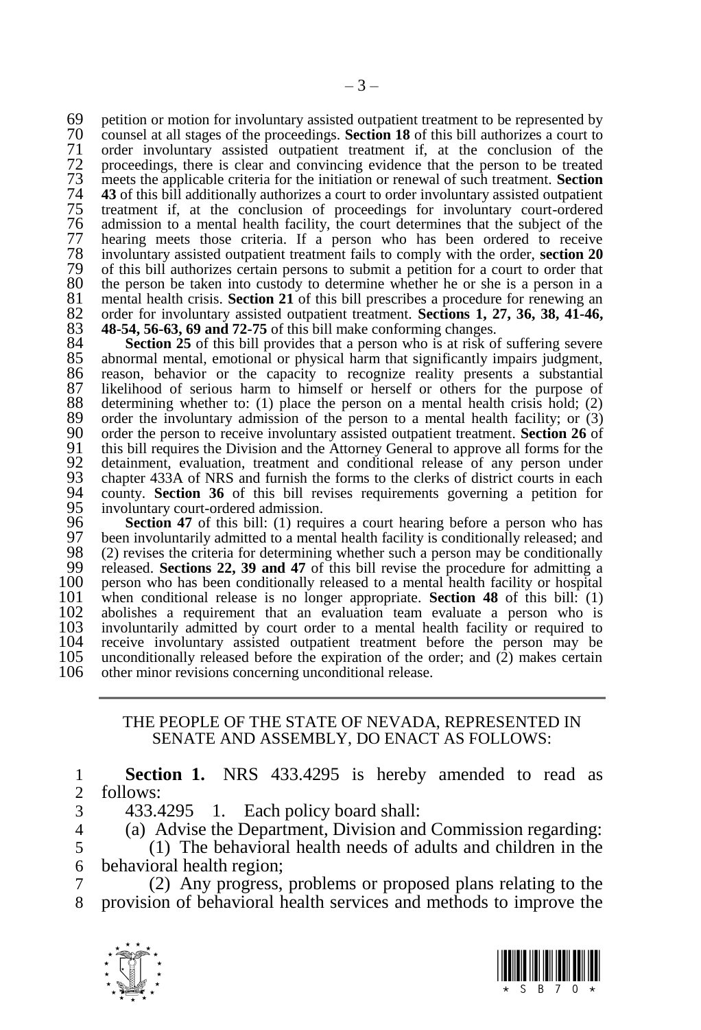petition or motion for involuntary assisted outpatient treatment to be represented by counsel at all stages of the proceedings. **Section 18** of this bill authorizes a court to order involuntary assisted outpatient treatment if, at the conclusion of the proceedings, there is clear and convincing evidence that the person to be treated meets the applicable criteria for the initiation or renewal of such treatment. **Section 43** of this bill additionally authorizes a court to order involuntary assisted outpatient treatment if, at the conclusion of proceedings for involuntary court-ordered admission to a mental health facility, the court determines that the subject of the hearing meets those criteria. If a person who has been ordered to receive involuntary assisted outpatient treatment fails to comply with the order, **section 20** of this bill authorizes certain persons to submit a petition for a court to order that the person be taken into custody to determine whether he or she is a person in a mental health crisis. **Section 21** of this bill prescribes a procedure for renewing an order for involuntary assisted outpatient treatment. **Sections 1, 27, 36, 38, 41-46, 48-54, 56-63, 69 and 72-75** of this bill make conforming changes.

**Section 25** of this bill provides that a person who is at risk of suffering severe abnormal mental, emotional or physical harm that significantly impairs judgment, reason, behavior or the capacity to recognize reality presents a substantial likelihood of serious harm to himself or herself or others for the purpose of determining whether to: (1) place the person on a mental health crisis hold; (2) order the involuntary admission of the person to a mental health facility; or (3) order the person to receive involuntary assisted outpatient treatment. **Section 26** of this bill requires the Division and the Attorney General to approve all forms for the detainment, evaluation, treatment and conditional release of any person under chapter 433A of NRS and furnish the forms to the clerks of district courts in each county. **Section 36** of this bill revises requirements governing a petition for involuntary court-ordered admission.

**Section 47** of this bill: (1) requires a court hearing before a person who has been involuntarily admitted to a mental health facility is conditionally released; and (2) revises the criteria for determining whether such a person may be conditionally released. **Sections 22, 39 and 47** of this bill revise the procedure for admitting a person who has been conditionally released to a mental health facility or hospital when conditional release is no longer appropriate. **Section 48** of this bill: (1) abolishes a requirement that an evaluation team evaluate a person who is involuntarily admitted by court order to a mental health facility or required to receive involuntary assisted outpatient treatment before the person may be unconditionally released before the expiration of the order; and (2) makes certain other minor revisions concerning unconditional release.

---

THE PEOPLE OF THE STATE OF NEVADA, REPRESENTED IN SENATE AND ASSEMBLY, DO ENACT AS FOLLOWS:

**Section 1.** NRS 433.4295 is hereby amended to read as follows:

433.4295 1. Each policy board shall:

(a) Advise the Department, Division and Commission regarding:

(1) The behavioral health needs of adults and children in the behavioral health region;

(2) Any progress, problems or proposed plans relating to the provision of behavioral health services and methods to improve the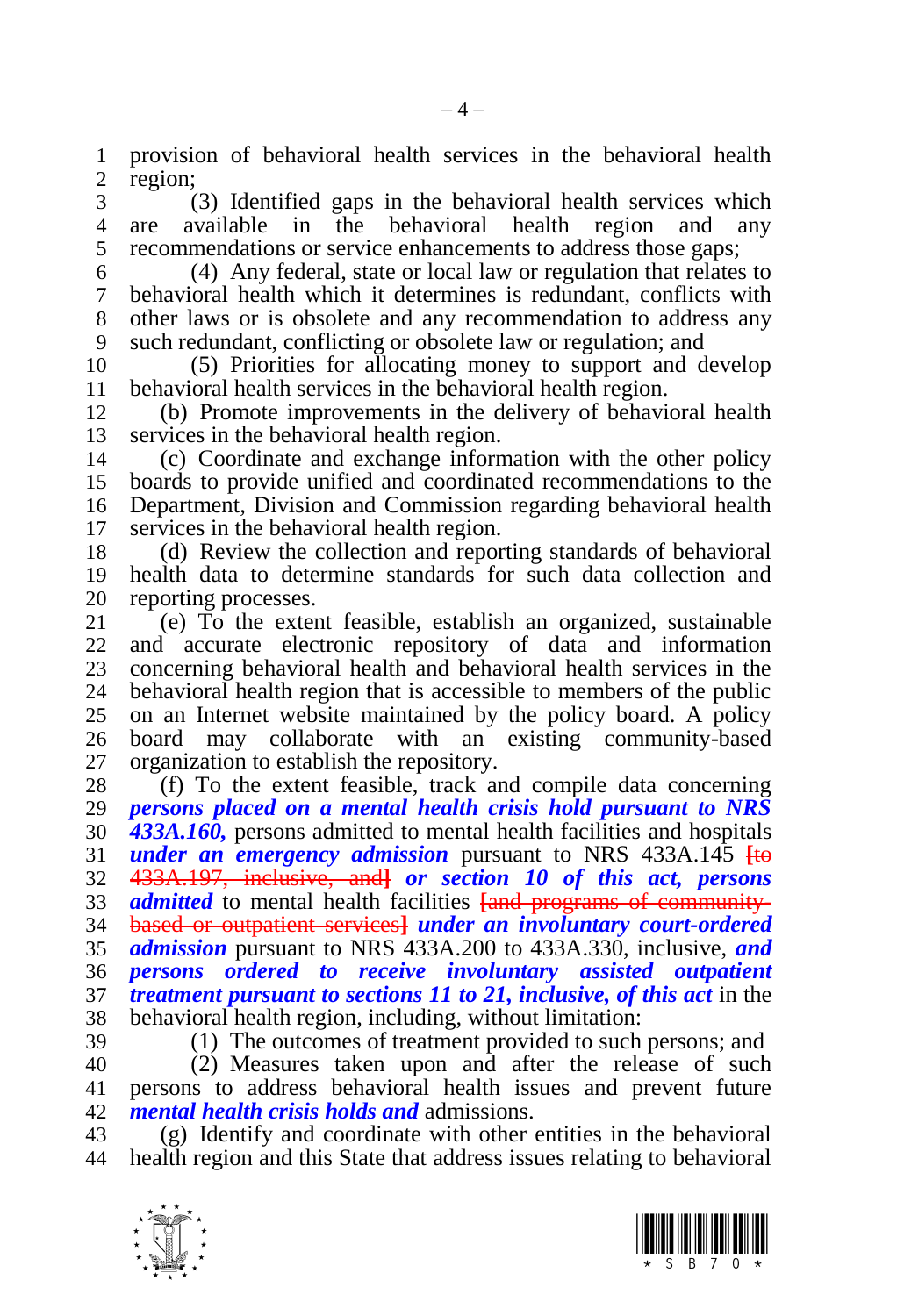provision of behavioral health services in the behavioral health region;

(3) Identified gaps in the behavioral health services which are available in the behavioral health region and any recommendations or service enhancements to address those gaps;

(4) Any federal, state or local law or regulation that relates to behavioral health which it determines is redundant, conflicts with other laws or is obsolete and any recommendation to address any such redundant, conflicting or obsolete law or regulation; and

(5) Priorities for allocating money to support and develop behavioral health services in the behavioral health region.

(b) Promote improvements in the delivery of behavioral health services in the behavioral health region.

(c) Coordinate and exchange information with the other policy boards to provide unified and coordinated recommendations to the Department, Division and Commission regarding behavioral health services in the behavioral health region.

(d) Review the collection and reporting standards of behavioral health data to determine standards for such data collection and reporting processes.

(e) To the extent feasible, establish an organized, sustainable and accurate electronic repository of data and information concerning behavioral health and behavioral health services in the behavioral health region that is accessible to members of the public on an Internet website maintained by the policy board. A policy board may collaborate with an existing community-based organization to establish the repository.

(f) To the extent feasible, track and compile data concerning ***persons placed on a mental health crisis hold pursuant to NRS 433A.160,*** persons admitted to mental health facilities and hospitals ***under an emergency admission*** pursuant to NRS 433A.145 [~~to 433A.197, inclusive, and~~] ***or section 10 of this act, persons admitted*** to mental health facilities [~~and programs of community-based or outpatient services~~] ***under an involuntary court-ordered admission*** pursuant to NRS 433A.200 to 433A.330, inclusive, ***and persons ordered to receive involuntary assisted outpatient treatment pursuant to sections 11 to 21, inclusive, of this act*** in the behavioral health region, including, without limitation:

(1) The outcomes of treatment provided to such persons; and

(2) Measures taken upon and after the release of such persons to address behavioral health issues and prevent future ***mental health crisis holds and*** admissions.

(g) Identify and coordinate with other entities in the behavioral health region and this State that address issues relating to behavioral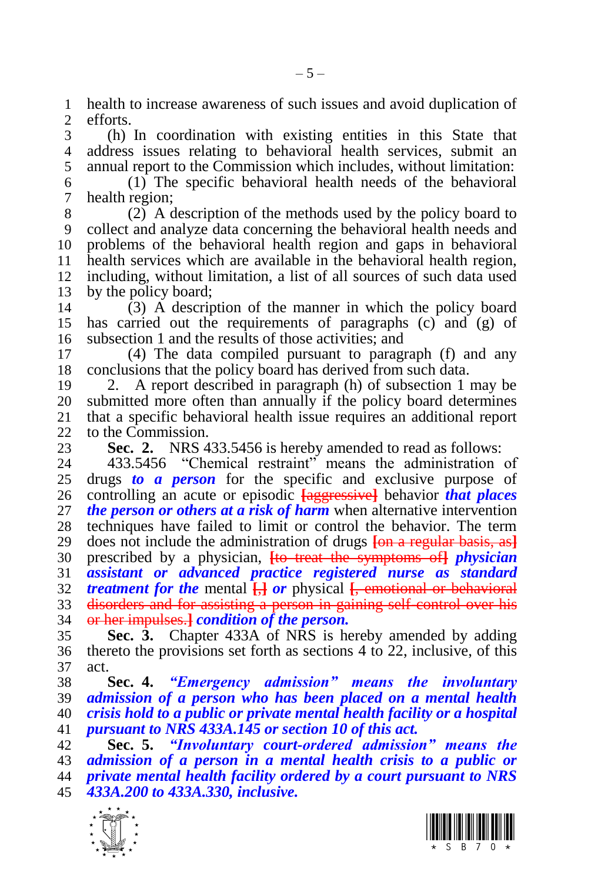health to increase awareness of such issues and avoid duplication of efforts.

(h) In coordination with existing entities in this State that address issues relating to behavioral health services, submit an annual report to the Commission which includes, without limitation:

(1) The specific behavioral health needs of the behavioral health region;

(2) A description of the methods used by the policy board to collect and analyze data concerning the behavioral health needs and problems of the behavioral health region and gaps in behavioral health services which are available in the behavioral health region, including, without limitation, a list of all sources of such data used by the policy board;

(3) A description of the manner in which the policy board has carried out the requirements of paragraphs (c) and (g) of subsection 1 and the results of those activities; and

(4) The data compiled pursuant to paragraph (f) and any conclusions that the policy board has derived from such data.

2. A report described in paragraph (h) of subsection 1 may be submitted more often than annually if the policy board determines that a specific behavioral health issue requires an additional report to the Commission.

**Sec. 2.** NRS 433.5456 is hereby amended to read as follows:

433.5456 "Chemical restraint" means the administration of drugs ***to a person*** for the specific and exclusive purpose of controlling an acute or episodic ~~[aggressive]~~ behavior ***that places the person or others at a risk of harm*** when alternative intervention techniques have failed to limit or control the behavior. The term does not include the administration of drugs ~~[on a regular basis, as]~~ prescribed by a physician, ~~[to treat the symptoms of]~~ ***physician assistant or advanced practice registered nurse as standard treatment for the*** mental ~~[,]~~ ***or*** physical ~~[, emotional or behavioral disorders and for assisting a person in gaining self-control over his or her impulses.]~~ ***condition of the person.***

**Sec. 3.** Chapter 433A of NRS is hereby amended by adding thereto the provisions set forth as sections 4 to 22, inclusive, of this act.

**Sec. 4.** ***"Emergency admission" means the involuntary admission of a person who has been placed on a mental health crisis hold to a public or private mental health facility or a hospital pursuant to NRS 433A.145 or section 10 of this act.***

**Sec. 5.** ***"Involuntary court-ordered admission" means the admission of a person in a mental health crisis to a public or private mental health facility ordered by a court pursuant to NRS 433A.200 to 433A.330, inclusive.***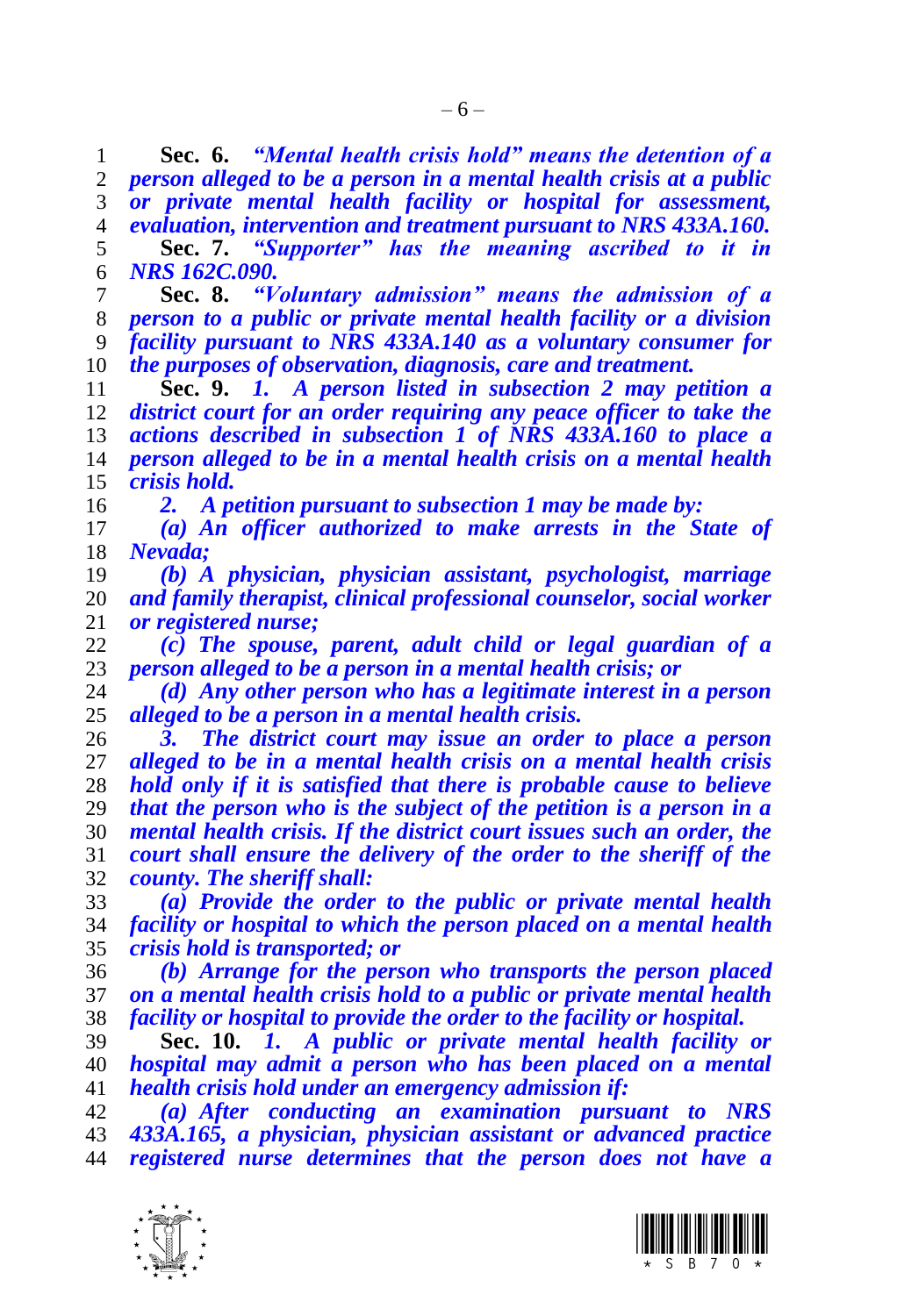**Sec. 6.** ***"Mental health crisis hold" means the detention of a person alleged to be a person in a mental health crisis at a public or private mental health facility or hospital for assessment, evaluation, intervention and treatment pursuant to NRS 433A.160.***

**Sec. 7.** ***"Supporter" has the meaning ascribed to it in NRS 162C.090.***

**Sec. 8.** ***"Voluntary admission" means the admission of a person to a public or private mental health facility or a division facility pursuant to NRS 433A.140 as a voluntary consumer for the purposes of observation, diagnosis, care and treatment.***

**Sec. 9.** ***1. A person listed in subsection 2 may petition a district court for an order requiring any peace officer to take the actions described in subsection 1 of NRS 433A.160 to place a person alleged to be in a mental health crisis on a mental health crisis hold.***

***2. A petition pursuant to subsection 1 may be made by:***

***(a) An officer authorized to make arrests in the State of Nevada;***

***(b) A physician, physician assistant, psychologist, marriage and family therapist, clinical professional counselor, social worker or registered nurse;***

***(c) The spouse, parent, adult child or legal guardian of a person alleged to be a person in a mental health crisis; or***

***(d) Any other person who has a legitimate interest in a person alleged to be a person in a mental health crisis.***

***3. The district court may issue an order to place a person alleged to be in a mental health crisis on a mental health crisis hold only if it is satisfied that there is probable cause to believe that the person who is the subject of the petition is a person in a mental health crisis. If the district court issues such an order, the court shall ensure the delivery of the order to the sheriff of the county. The sheriff shall:***

***(a) Provide the order to the public or private mental health facility or hospital to which the person placed on a mental health crisis hold is transported; or***

***(b) Arrange for the person who transports the person placed on a mental health crisis hold to a public or private mental health facility or hospital to provide the order to the facility or hospital.***

**Sec. 10.** ***1. A public or private mental health facility or hospital may admit a person who has been placed on a mental health crisis hold under an emergency admission if:***

***(a) After conducting an examination pursuant to NRS 433A.165, a physician, physician assistant or advanced practice registered nurse determines that the person does not have a***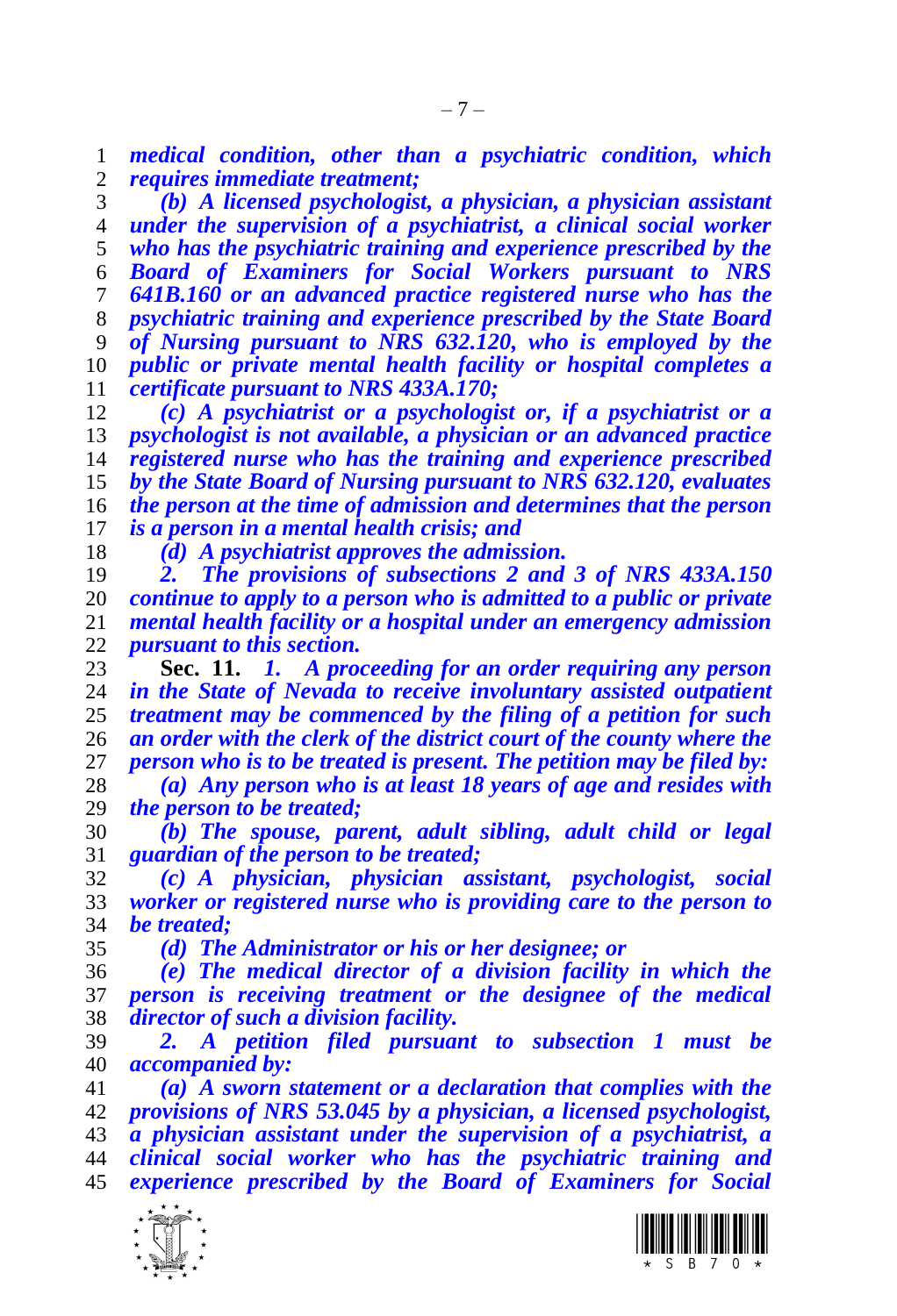*medical condition, other than a psychiatric condition, which requires immediate treatment;*

*(b) A licensed psychologist, a physician, a physician assistant under the supervision of a psychiatrist, a clinical social worker who has the psychiatric training and experience prescribed by the Board of Examiners for Social Workers pursuant to NRS 641B.160 or an advanced practice registered nurse who has the psychiatric training and experience prescribed by the State Board of Nursing pursuant to NRS 632.120, who is employed by the public or private mental health facility or hospital completes a certificate pursuant to NRS 433A.170;*

*(c) A psychiatrist or a psychologist or, if a psychiatrist or a psychologist is not available, a physician or an advanced practice registered nurse who has the training and experience prescribed by the State Board of Nursing pursuant to NRS 632.120, evaluates the person at the time of admission and determines that the person is a person in a mental health crisis; and*

*(d) A psychiatrist approves the admission.*

*2. The provisions of subsections 2 and 3 of NRS 433A.150 continue to apply to a person who is admitted to a public or private mental health facility or a hospital under an emergency admission pursuant to this section.*

**Sec. 11.** *1. A proceeding for an order requiring any person in the State of Nevada to receive involuntary assisted outpatient treatment may be commenced by the filing of a petition for such an order with the clerk of the district court of the county where the person who is to be treated is present. The petition may be filed by:*

*(a) Any person who is at least 18 years of age and resides with the person to be treated;*

*(b) The spouse, parent, adult sibling, adult child or legal guardian of the person to be treated;*

*(c) A physician, physician assistant, psychologist, social worker or registered nurse who is providing care to the person to be treated;*

*(d) The Administrator or his or her designee; or*

*(e) The medical director of a division facility in which the person is receiving treatment or the designee of the medical director of such a division facility.*

*2. A petition filed pursuant to subsection 1 must be accompanied by:*

*(a) A sworn statement or a declaration that complies with the provisions of NRS 53.045 by a physician, a licensed psychologist, a physician assistant under the supervision of a psychiatrist, a clinical social worker who has the psychiatric training and experience prescribed by the Board of Examiners for Social*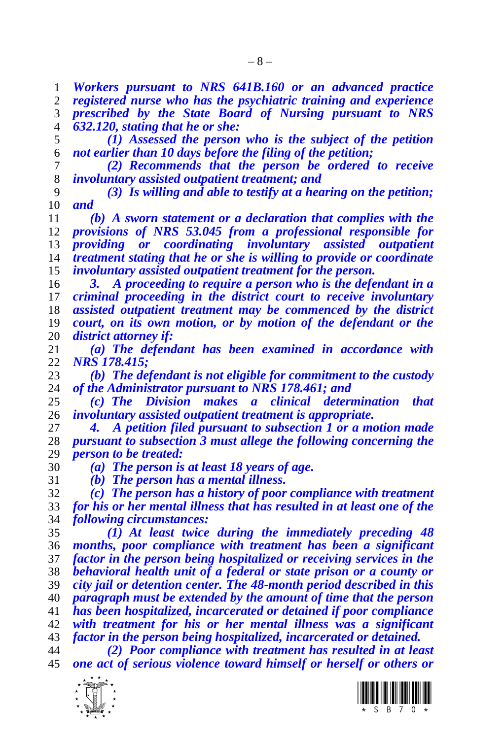***Workers pursuant to NRS 641B.160 or an advanced practice registered nurse who has the psychiatric training and experience prescribed by the State Board of Nursing pursuant to NRS 632.120, stating that he or she:***

***(1) Assessed the person who is the subject of the petition not earlier than 10 days before the filing of the petition;***

***(2) Recommends that the person be ordered to receive involuntary assisted outpatient treatment; and***

***(3) Is willing and able to testify at a hearing on the petition; and***

***(b) A sworn statement or a declaration that complies with the provisions of NRS 53.045 from a professional responsible for providing or coordinating involuntary assisted outpatient treatment stating that he or she is willing to provide or coordinate involuntary assisted outpatient treatment for the person.***

***3. A proceeding to require a person who is the defendant in a criminal proceeding in the district court to receive involuntary assisted outpatient treatment may be commenced by the district court, on its own motion, or by motion of the defendant or the district attorney if:***

***(a) The defendant has been examined in accordance with NRS 178.415;***

***(b) The defendant is not eligible for commitment to the custody of the Administrator pursuant to NRS 178.461; and***

***(c) The Division makes a clinical determination that involuntary assisted outpatient treatment is appropriate.***

***4. A petition filed pursuant to subsection 1 or a motion made pursuant to subsection 3 must allege the following concerning the person to be treated:***

***(a) The person is at least 18 years of age.***

***(b) The person has a mental illness.***

***(c) The person has a history of poor compliance with treatment for his or her mental illness that has resulted in at least one of the following circumstances:***

***(1) At least twice during the immediately preceding 48 months, poor compliance with treatment has been a significant factor in the person being hospitalized or receiving services in the behavioral health unit of a federal or state prison or a county or city jail or detention center. The 48-month period described in this paragraph must be extended by the amount of time that the person has been hospitalized, incarcerated or detained if poor compliance with treatment for his or her mental illness was a significant factor in the person being hospitalized, incarcerated or detained.***

***(2) Poor compliance with treatment has resulted in at least one act of serious violence toward himself or herself or others or***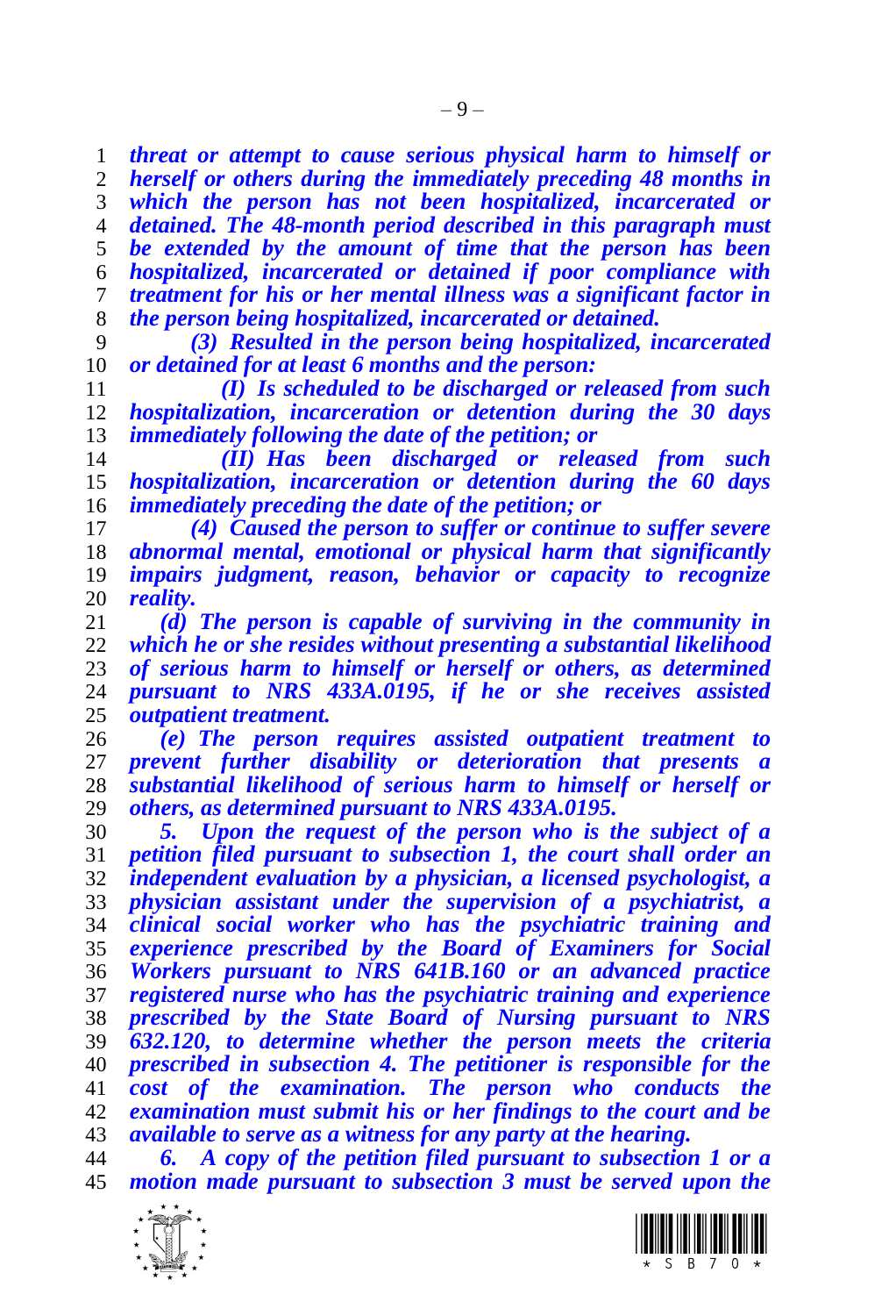*threat or attempt to cause serious physical harm to himself or herself or others during the immediately preceding 48 months in which the person has not been hospitalized, incarcerated or detained. The 48-month period described in this paragraph must be extended by the amount of time that the person has been hospitalized, incarcerated or detained if poor compliance with treatment for his or her mental illness was a significant factor in the person being hospitalized, incarcerated or detained.*

*(3) Resulted in the person being hospitalized, incarcerated or detained for at least 6 months and the person:*

*(I) Is scheduled to be discharged or released from such hospitalization, incarceration or detention during the 30 days immediately following the date of the petition; or*

*(II) Has been discharged or released from such hospitalization, incarceration or detention during the 60 days immediately preceding the date of the petition; or*

*(4) Caused the person to suffer or continue to suffer severe abnormal mental, emotional or physical harm that significantly impairs judgment, reason, behavior or capacity to recognize reality.*

*(d) The person is capable of surviving in the community in which he or she resides without presenting a substantial likelihood of serious harm to himself or herself or others, as determined pursuant to NRS 433A.0195, if he or she receives assisted outpatient treatment.*

*(e) The person requires assisted outpatient treatment to prevent further disability or deterioration that presents a substantial likelihood of serious harm to himself or herself or others, as determined pursuant to NRS 433A.0195.*

*5. Upon the request of the person who is the subject of a petition filed pursuant to subsection 1, the court shall order an independent evaluation by a physician, a licensed psychologist, a physician assistant under the supervision of a psychiatrist, a clinical social worker who has the psychiatric training and experience prescribed by the Board of Examiners for Social Workers pursuant to NRS 641B.160 or an advanced practice registered nurse who has the psychiatric training and experience prescribed by the State Board of Nursing pursuant to NRS 632.120, to determine whether the person meets the criteria prescribed in subsection 4. The petitioner is responsible for the cost of the examination. The person who conducts the examination must submit his or her findings to the court and be available to serve as a witness for any party at the hearing.*

*6. A copy of the petition filed pursuant to subsection 1 or a motion made pursuant to subsection 3 must be served upon the*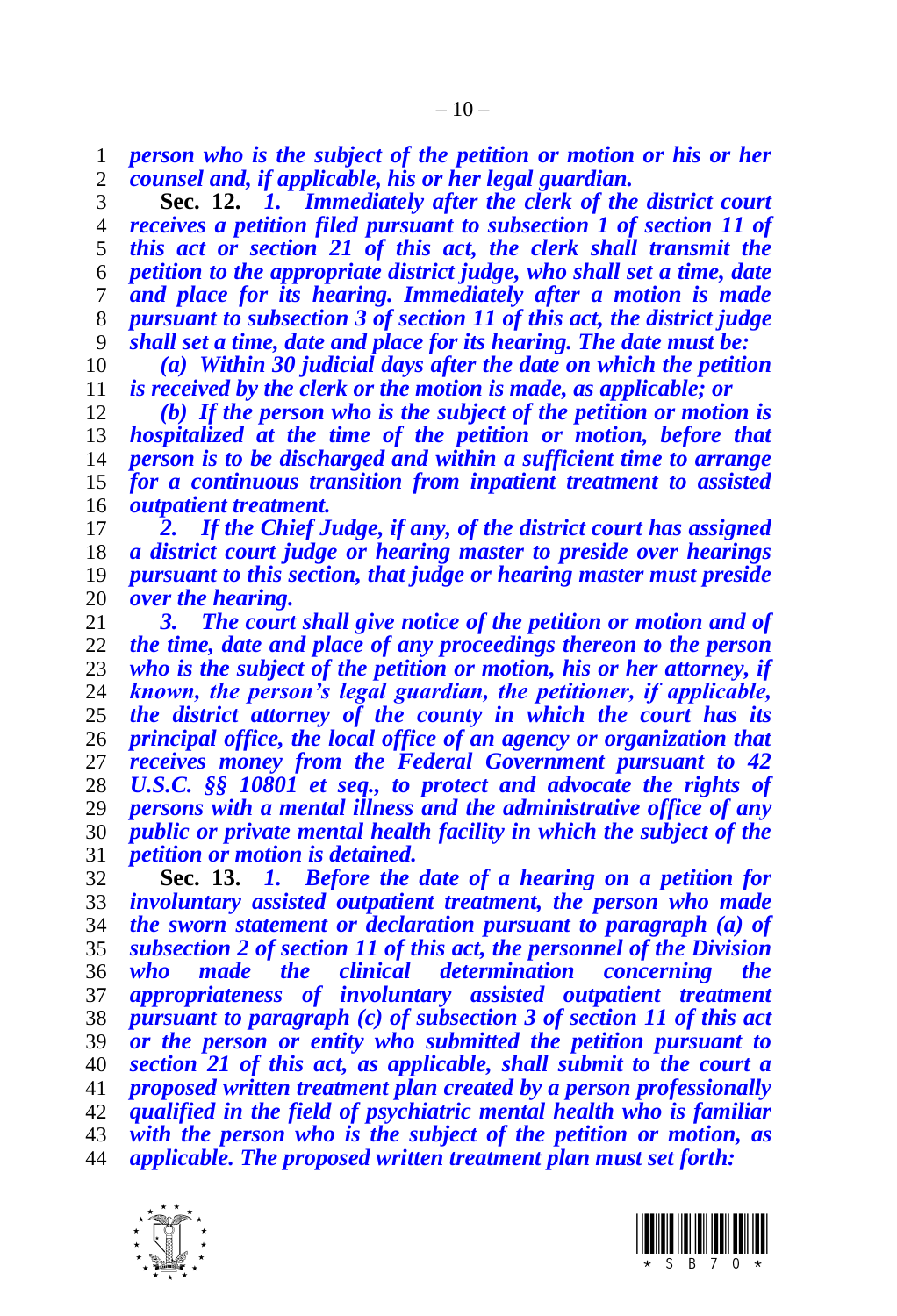*person who is the subject of the petition or motion or his or her counsel and, if applicable, his or her legal guardian.*

**Sec. 12.** *1. Immediately after the clerk of the district court receives a petition filed pursuant to subsection 1 of section 11 of this act or section 21 of this act, the clerk shall transmit the petition to the appropriate district judge, who shall set a time, date and place for its hearing. Immediately after a motion is made pursuant to subsection 3 of section 11 of this act, the district judge shall set a time, date and place for its hearing. The date must be:*

*(a) Within 30 judicial days after the date on which the petition is received by the clerk or the motion is made, as applicable; or*

*(b) If the person who is the subject of the petition or motion is hospitalized at the time of the petition or motion, before that person is to be discharged and within a sufficient time to arrange for a continuous transition from inpatient treatment to assisted outpatient treatment.*

*2. If the Chief Judge, if any, of the district court has assigned a district court judge or hearing master to preside over hearings pursuant to this section, that judge or hearing master must preside over the hearing.*

*3. The court shall give notice of the petition or motion and of the time, date and place of any proceedings thereon to the person who is the subject of the petition or motion, his or her attorney, if known, the person's legal guardian, the petitioner, if applicable, the district attorney of the county in which the court has its principal office, the local office of an agency or organization that receives money from the Federal Government pursuant to 42 U.S.C. §§ 10801 et seq., to protect and advocate the rights of persons with a mental illness and the administrative office of any public or private mental health facility in which the subject of the petition or motion is detained.*

**Sec. 13.** *1. Before the date of a hearing on a petition for involuntary assisted outpatient treatment, the person who made the sworn statement or declaration pursuant to paragraph (a) of subsection 2 of section 11 of this act, the personnel of the Division who made the clinical determination concerning the appropriateness of involuntary assisted outpatient treatment pursuant to paragraph (c) of subsection 3 of section 11 of this act or the person or entity who submitted the petition pursuant to section 21 of this act, as applicable, shall submit to the court a proposed written treatment plan created by a person professionally qualified in the field of psychiatric mental health who is familiar with the person who is the subject of the petition or motion, as applicable. The proposed written treatment plan must set forth:*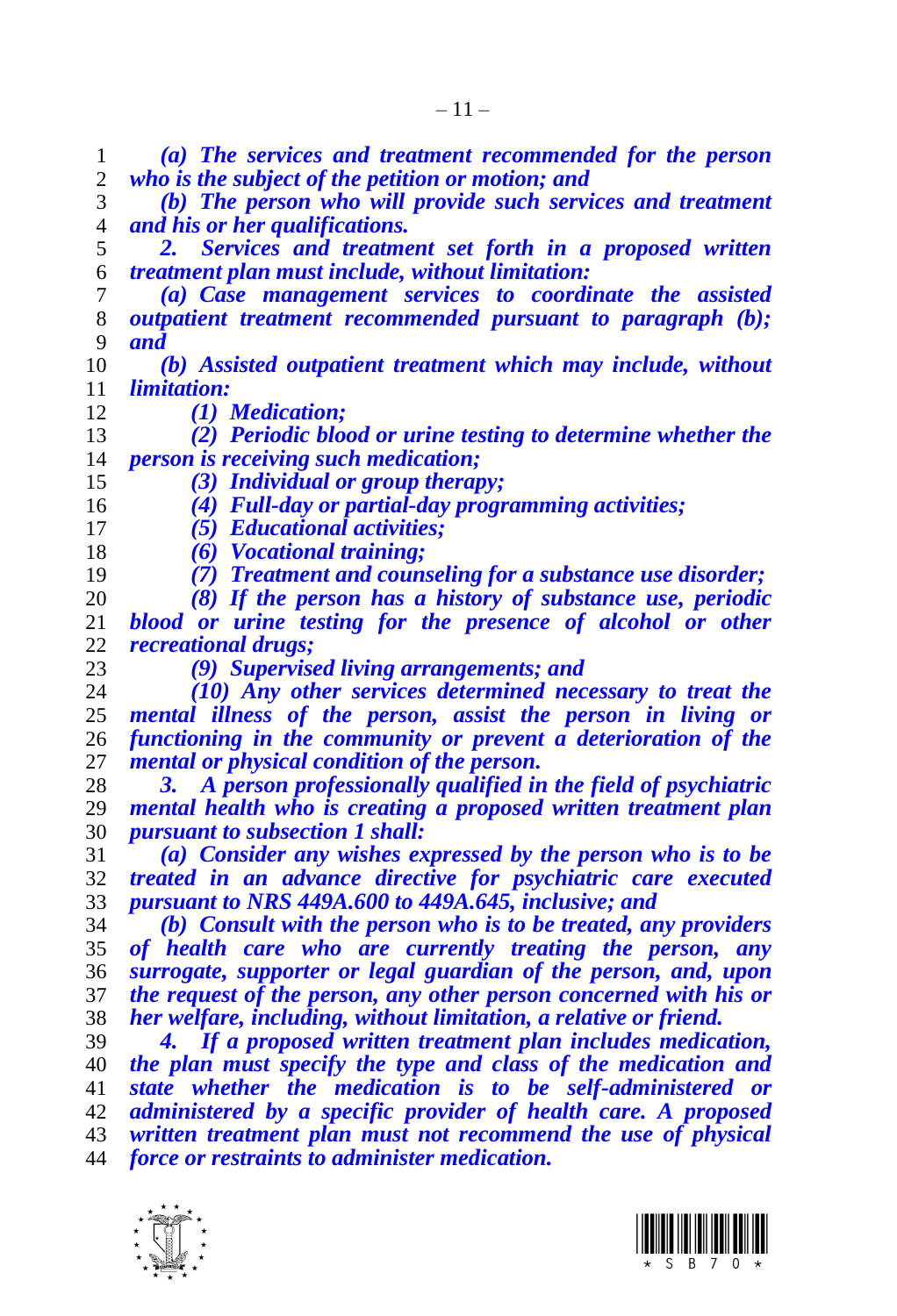*(a) The services and treatment recommended for the person who is the subject of the petition or motion; and*

*(b) The person who will provide such services and treatment and his or her qualifications.*

*2. Services and treatment set forth in a proposed written treatment plan must include, without limitation:*

*(a) Case management services to coordinate the assisted outpatient treatment recommended pursuant to paragraph (b); and*

*(b) Assisted outpatient treatment which may include, without limitation:*

*(1) Medication;*

*(2) Periodic blood or urine testing to determine whether the person is receiving such medication;*

*(3) Individual or group therapy;*

*(4) Full-day or partial-day programming activities;*

*(5) Educational activities;*

*(6) Vocational training;*

*(7) Treatment and counseling for a substance use disorder;*

*(8) If the person has a history of substance use, periodic blood or urine testing for the presence of alcohol or other recreational drugs;*

*(9) Supervised living arrangements; and*

*(10) Any other services determined necessary to treat the mental illness of the person, assist the person in living or functioning in the community or prevent a deterioration of the mental or physical condition of the person.*

*3. A person professionally qualified in the field of psychiatric mental health who is creating a proposed written treatment plan pursuant to subsection 1 shall:*

*(a) Consider any wishes expressed by the person who is to be treated in an advance directive for psychiatric care executed pursuant to NRS 449A.600 to 449A.645, inclusive; and*

*(b) Consult with the person who is to be treated, any providers of health care who are currently treating the person, any surrogate, supporter or legal guardian of the person, and, upon the request of the person, any other person concerned with his or her welfare, including, without limitation, a relative or friend.*

*4. If a proposed written treatment plan includes medication, the plan must specify the type and class of the medication and state whether the medication is to be self-administered or administered by a specific provider of health care. A proposed written treatment plan must not recommend the use of physical force or restraints to administer medication.*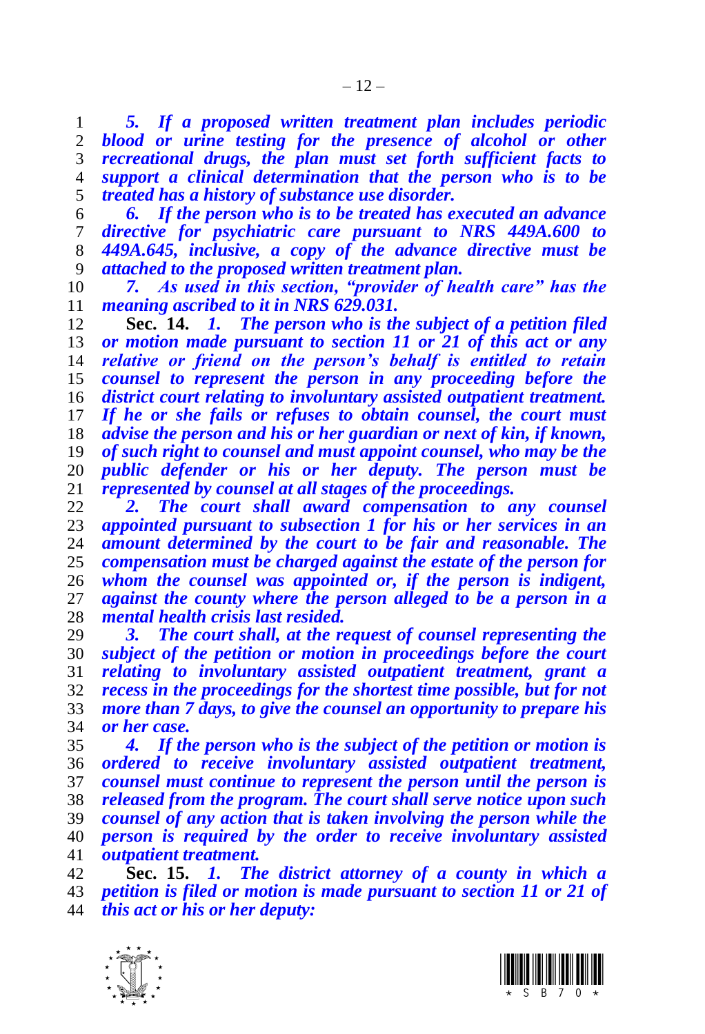*5. If a proposed written treatment plan includes periodic blood or urine testing for the presence of alcohol or other recreational drugs, the plan must set forth sufficient facts to support a clinical determination that the person who is to be treated has a history of substance use disorder.*

*6. If the person who is to be treated has executed an advance directive for psychiatric care pursuant to NRS 449A.600 to 449A.645, inclusive, a copy of the advance directive must be attached to the proposed written treatment plan.*

*7. As used in this section, "provider of health care" has the meaning ascribed to it in NRS 629.031.*

**Sec. 14.** *1. The person who is the subject of a petition filed or motion made pursuant to section 11 or 21 of this act or any relative or friend on the person's behalf is entitled to retain counsel to represent the person in any proceeding before the district court relating to involuntary assisted outpatient treatment. If he or she fails or refuses to obtain counsel, the court must advise the person and his or her guardian or next of kin, if known, of such right to counsel and must appoint counsel, who may be the public defender or his or her deputy. The person must be represented by counsel at all stages of the proceedings.*

*2. The court shall award compensation to any counsel appointed pursuant to subsection 1 for his or her services in an amount determined by the court to be fair and reasonable. The compensation must be charged against the estate of the person for whom the counsel was appointed or, if the person is indigent, against the county where the person alleged to be a person in a mental health crisis last resided.*

*3. The court shall, at the request of counsel representing the subject of the petition or motion in proceedings before the court relating to involuntary assisted outpatient treatment, grant a recess in the proceedings for the shortest time possible, but for not more than 7 days, to give the counsel an opportunity to prepare his or her case.*

*4. If the person who is the subject of the petition or motion is ordered to receive involuntary assisted outpatient treatment, counsel must continue to represent the person until the person is released from the program. The court shall serve notice upon such counsel of any action that is taken involving the person while the person is required by the order to receive involuntary assisted outpatient treatment.*

**Sec. 15.** *1. The district attorney of a county in which a petition is filed or motion is made pursuant to section 11 or 21 of this act or his or her deputy:*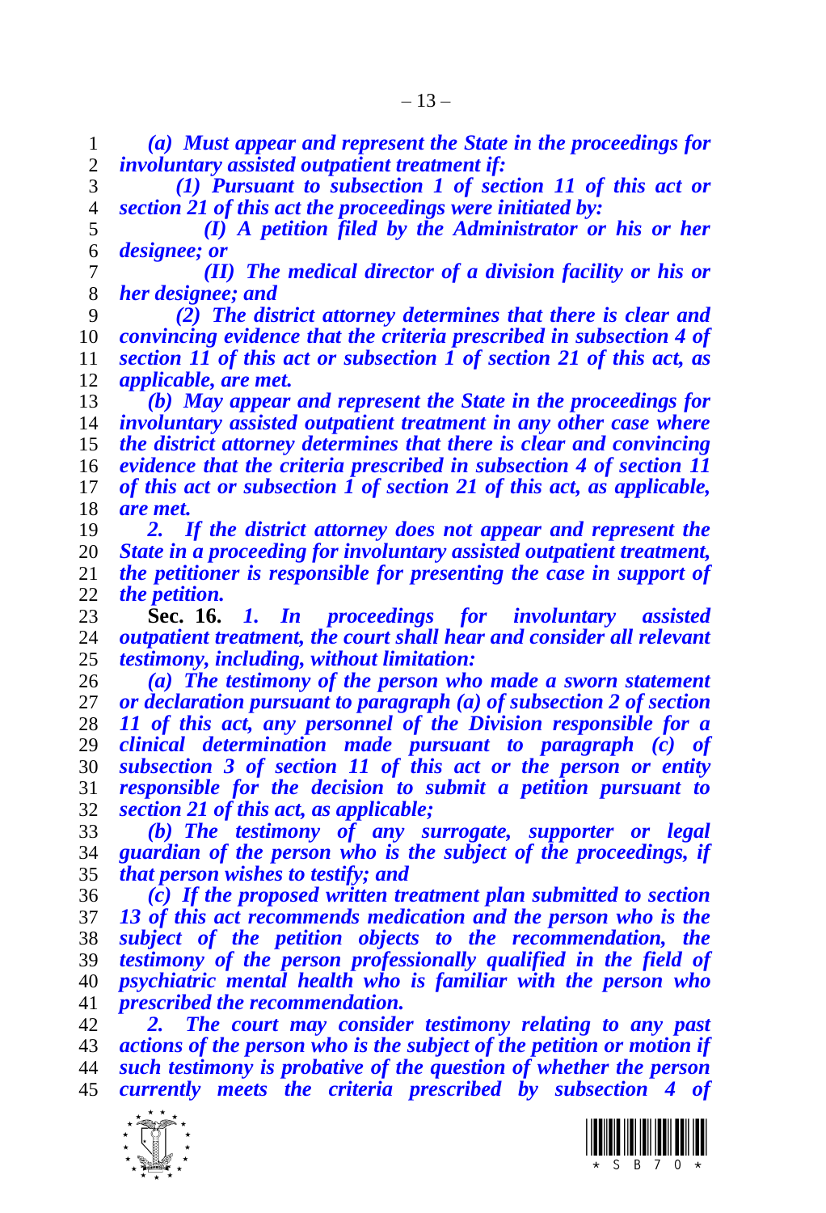*(a) Must appear and represent the State in the proceedings for involuntary assisted outpatient treatment if:*

*(1) Pursuant to subsection 1 of section 11 of this act or section 21 of this act the proceedings were initiated by:*

*(I) A petition filed by the Administrator or his or her designee; or*

*(II) The medical director of a division facility or his or her designee; and*

*(2) The district attorney determines that there is clear and convincing evidence that the criteria prescribed in subsection 4 of section 11 of this act or subsection 1 of section 21 of this act, as applicable, are met.*

*(b) May appear and represent the State in the proceedings for involuntary assisted outpatient treatment in any other case where the district attorney determines that there is clear and convincing evidence that the criteria prescribed in subsection 4 of section 11 of this act or subsection 1 of section 21 of this act, as applicable, are met.*

*2. If the district attorney does not appear and represent the State in a proceeding for involuntary assisted outpatient treatment, the petitioner is responsible for presenting the case in support of the petition.*

**Sec. 16.** *1. In proceedings for involuntary assisted outpatient treatment, the court shall hear and consider all relevant testimony, including, without limitation:*

*(a) The testimony of the person who made a sworn statement or declaration pursuant to paragraph (a) of subsection 2 of section 11 of this act, any personnel of the Division responsible for a clinical determination made pursuant to paragraph (c) of subsection 3 of section 11 of this act or the person or entity responsible for the decision to submit a petition pursuant to section 21 of this act, as applicable;*

*(b) The testimony of any surrogate, supporter or legal guardian of the person who is the subject of the proceedings, if that person wishes to testify; and*

*(c) If the proposed written treatment plan submitted to section 13 of this act recommends medication and the person who is the subject of the petition objects to the recommendation, the testimony of the person professionally qualified in the field of psychiatric mental health who is familiar with the person who prescribed the recommendation.*

*2. The court may consider testimony relating to any past actions of the person who is the subject of the petition or motion if such testimony is probative of the question of whether the person currently meets the criteria prescribed by subsection 4 of*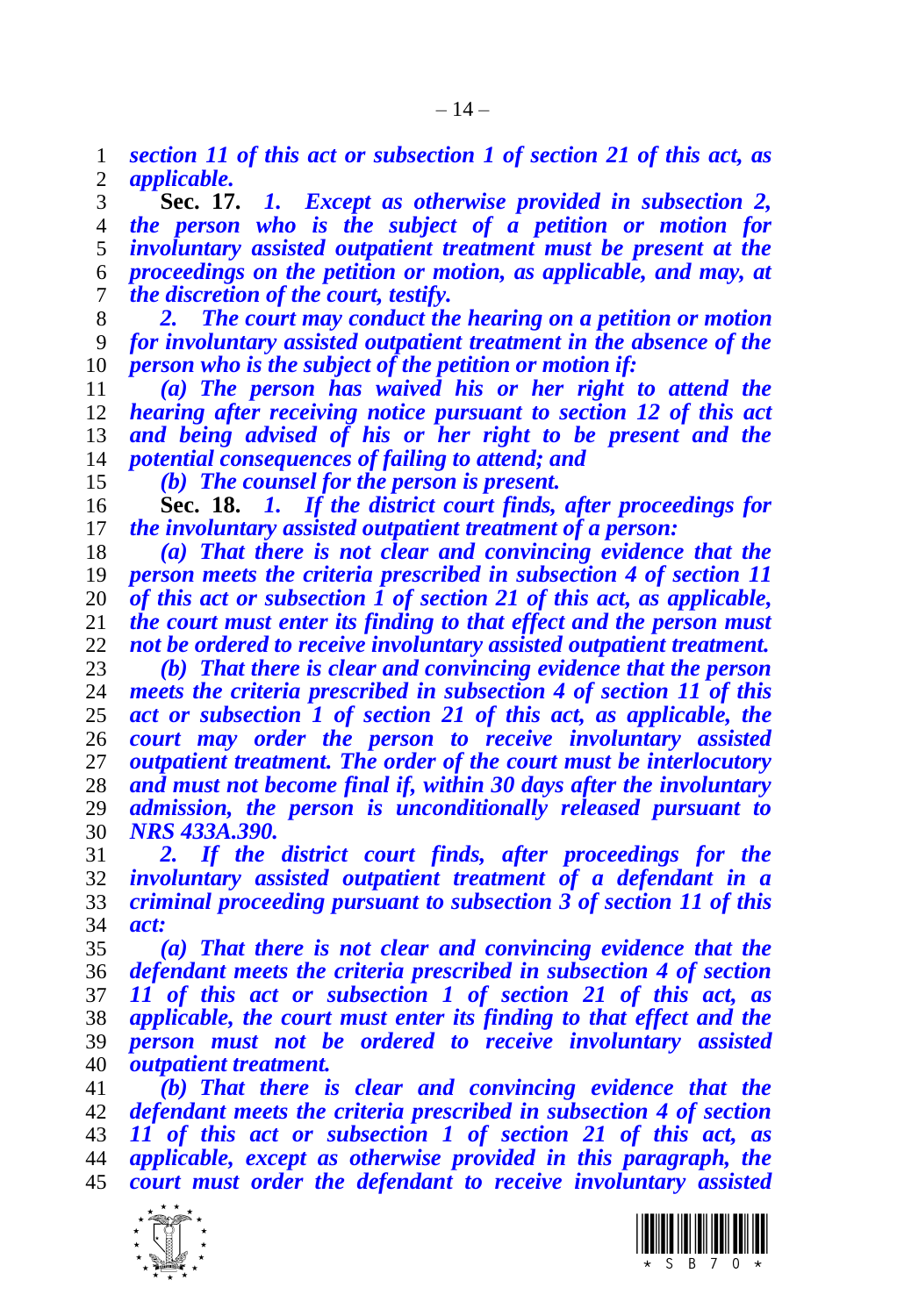*section 11 of this act or subsection 1 of section 21 of this act, as applicable.*

**Sec. 17.** *1. Except as otherwise provided in subsection 2, the person who is the subject of a petition or motion for involuntary assisted outpatient treatment must be present at the proceedings on the petition or motion, as applicable, and may, at the discretion of the court, testify.*

*2. The court may conduct the hearing on a petition or motion for involuntary assisted outpatient treatment in the absence of the person who is the subject of the petition or motion if:*

*(a) The person has waived his or her right to attend the hearing after receiving notice pursuant to section 12 of this act and being advised of his or her right to be present and the potential consequences of failing to attend; and*

*(b) The counsel for the person is present.*

**Sec. 18.** *1. If the district court finds, after proceedings for the involuntary assisted outpatient treatment of a person:*

*(a) That there is not clear and convincing evidence that the person meets the criteria prescribed in subsection 4 of section 11 of this act or subsection 1 of section 21 of this act, as applicable, the court must enter its finding to that effect and the person must not be ordered to receive involuntary assisted outpatient treatment.*

*(b) That there is clear and convincing evidence that the person meets the criteria prescribed in subsection 4 of section 11 of this act or subsection 1 of section 21 of this act, as applicable, the court may order the person to receive involuntary assisted outpatient treatment. The order of the court must be interlocutory and must not become final if, within 30 days after the involuntary admission, the person is unconditionally released pursuant to NRS 433A.390.*

*2. If the district court finds, after proceedings for the involuntary assisted outpatient treatment of a defendant in a criminal proceeding pursuant to subsection 3 of section 11 of this act:*

*(a) That there is not clear and convincing evidence that the defendant meets the criteria prescribed in subsection 4 of section 11 of this act or subsection 1 of section 21 of this act, as applicable, the court must enter its finding to that effect and the person must not be ordered to receive involuntary assisted outpatient treatment.*

*(b) That there is clear and convincing evidence that the defendant meets the criteria prescribed in subsection 4 of section 11 of this act or subsection 1 of section 21 of this act, as applicable, except as otherwise provided in this paragraph, the court must order the defendant to receive involuntary assisted*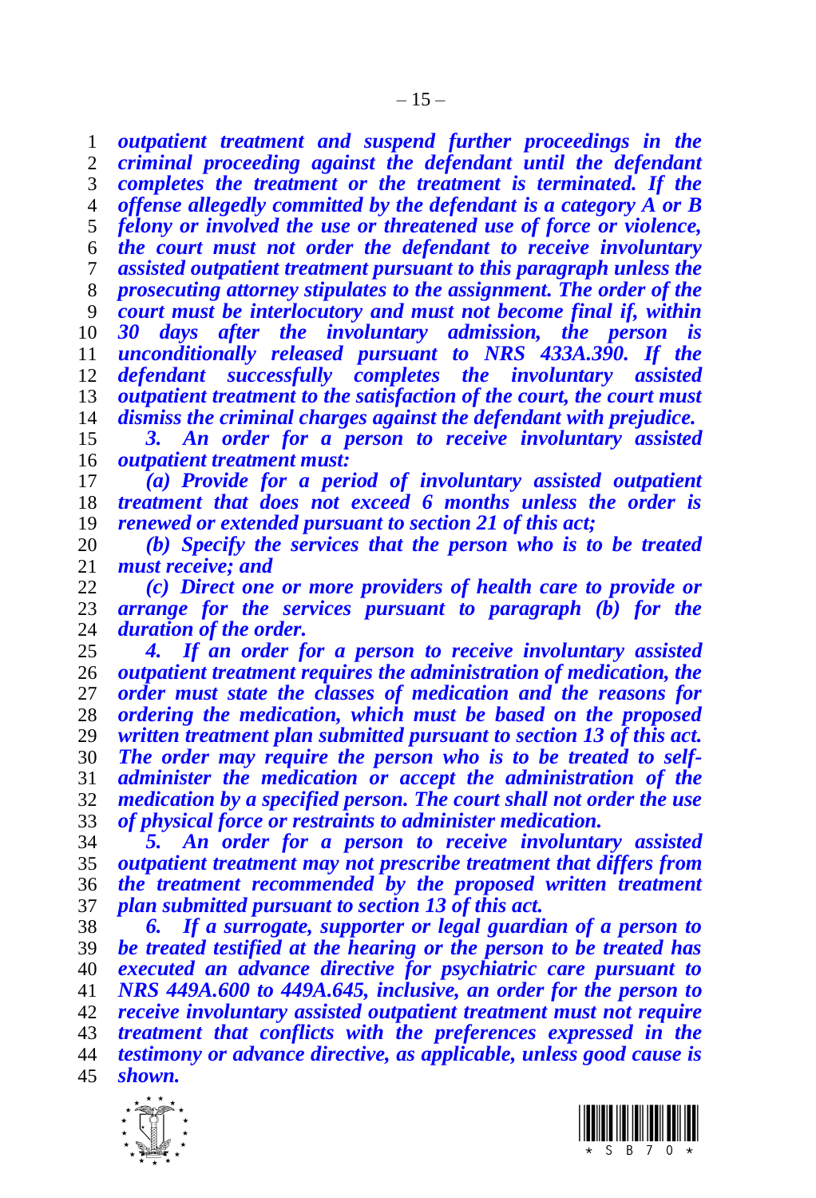***outpatient treatment and suspend further proceedings in the criminal proceeding against the defendant until the defendant completes the treatment or the treatment is terminated. If the offense allegedly committed by the defendant is a category A or B felony or involved the use or threatened use of force or violence, the court must not order the defendant to receive involuntary assisted outpatient treatment pursuant to this paragraph unless the prosecuting attorney stipulates to the assignment. The order of the court must be interlocutory and must not become final if, within 30 days after the involuntary admission, the person is unconditionally released pursuant to NRS 433A.390. If the defendant successfully completes the involuntary assisted outpatient treatment to the satisfaction of the court, the court must dismiss the criminal charges against the defendant with prejudice.***

***3. An order for a person to receive involuntary assisted outpatient treatment must:***

***(a) Provide for a period of involuntary assisted outpatient treatment that does not exceed 6 months unless the order is renewed or extended pursuant to section 21 of this act;***

***(b) Specify the services that the person who is to be treated must receive; and***

***(c) Direct one or more providers of health care to provide or arrange for the services pursuant to paragraph (b) for the duration of the order.***

***4. If an order for a person to receive involuntary assisted outpatient treatment requires the administration of medication, the order must state the classes of medication and the reasons for ordering the medication, which must be based on the proposed written treatment plan submitted pursuant to section 13 of this act. The order may require the person who is to be treated to self-administer the medication or accept the administration of the medication by a specified person. The court shall not order the use of physical force or restraints to administer medication.***

***5. An order for a person to receive involuntary assisted outpatient treatment may not prescribe treatment that differs from the treatment recommended by the proposed written treatment plan submitted pursuant to section 13 of this act.***

***6. If a surrogate, supporter or legal guardian of a person to be treated testified at the hearing or the person to be treated has executed an advance directive for psychiatric care pursuant to NRS 449A.600 to 449A.645, inclusive, an order for the person to receive involuntary assisted outpatient treatment must not require treatment that conflicts with the preferences expressed in the testimony or advance directive, as applicable, unless good cause is shown.***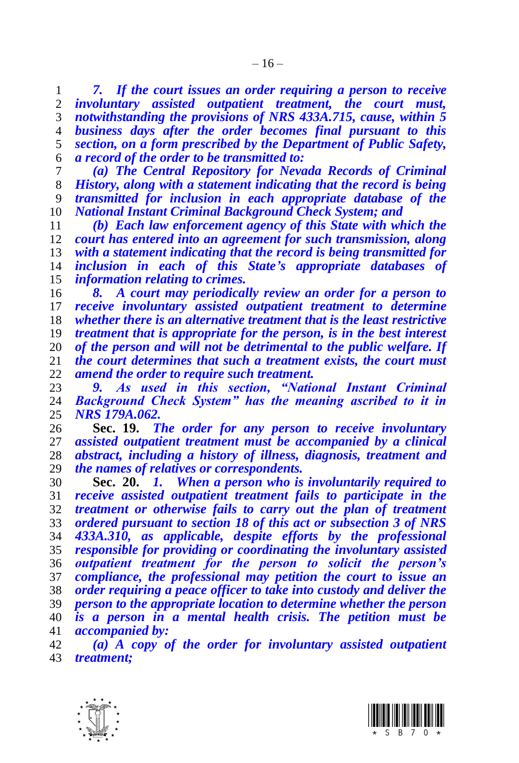***7. If the court issues an order requiring a person to receive involuntary assisted outpatient treatment, the court must, notwithstanding the provisions of NRS 433A.715, cause, within 5 business days after the order becomes final pursuant to this section, on a form prescribed by the Department of Public Safety, a record of the order to be transmitted to:***

***(a) The Central Repository for Nevada Records of Criminal History, along with a statement indicating that the record is being transmitted for inclusion in each appropriate database of the National Instant Criminal Background Check System; and***

***(b) Each law enforcement agency of this State with which the court has entered into an agreement for such transmission, along with a statement indicating that the record is being transmitted for inclusion in each of this State's appropriate databases of information relating to crimes.***

***8. A court may periodically review an order for a person to receive involuntary assisted outpatient treatment to determine whether there is an alternative treatment that is the least restrictive treatment that is appropriate for the person, is in the best interest of the person and will not be detrimental to the public welfare. If the court determines that such a treatment exists, the court must amend the order to require such treatment.***

***9. As used in this section, "National Instant Criminal Background Check System" has the meaning ascribed to it in NRS 179A.062.***

**Sec. 19.** ***The order for any person to receive involuntary assisted outpatient treatment must be accompanied by a clinical abstract, including a history of illness, diagnosis, treatment and the names of relatives or correspondents.***

**Sec. 20.** ***1. When a person who is involuntarily required to receive assisted outpatient treatment fails to participate in the treatment or otherwise fails to carry out the plan of treatment ordered pursuant to section 18 of this act or subsection 3 of NRS 433A.310, as applicable, despite efforts by the professional responsible for providing or coordinating the involuntary assisted outpatient treatment for the person to solicit the person's compliance, the professional may petition the court to issue an order requiring a peace officer to take into custody and deliver the person to the appropriate location to determine whether the person is a person in a mental health crisis. The petition must be accompanied by:***

***(a) A copy of the order for involuntary assisted outpatient treatment;***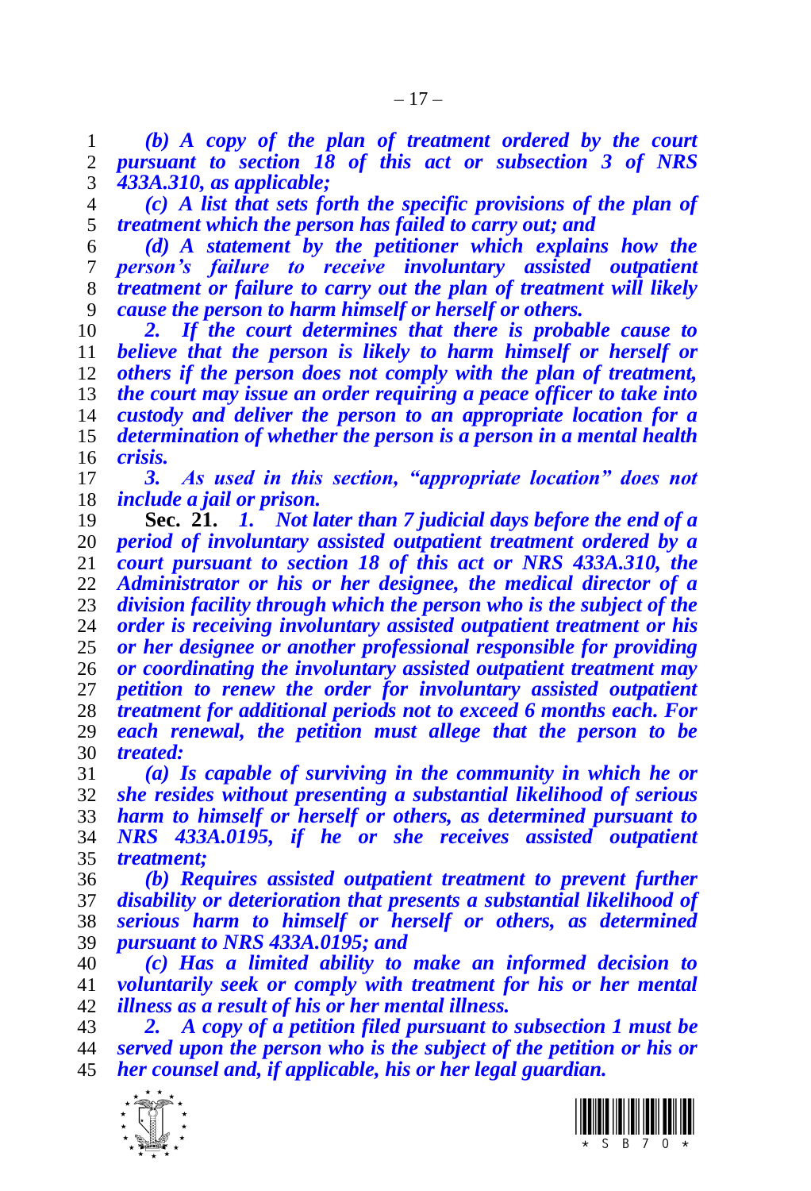*(b) A copy of the plan of treatment ordered by the court pursuant to section 18 of this act or subsection 3 of NRS 433A.310, as applicable;*

*(c) A list that sets forth the specific provisions of the plan of treatment which the person has failed to carry out; and*

*(d) A statement by the petitioner which explains how the person's failure to receive involuntary assisted outpatient treatment or failure to carry out the plan of treatment will likely cause the person to harm himself or herself or others.*

*2. If the court determines that there is probable cause to believe that the person is likely to harm himself or herself or others if the person does not comply with the plan of treatment, the court may issue an order requiring a peace officer to take into custody and deliver the person to an appropriate location for a determination of whether the person is a person in a mental health crisis.*

*3. As used in this section, "appropriate location" does not include a jail or prison.*

**Sec. 21.** *1. Not later than 7 judicial days before the end of a period of involuntary assisted outpatient treatment ordered by a court pursuant to section 18 of this act or NRS 433A.310, the Administrator or his or her designee, the medical director of a division facility through which the person who is the subject of the order is receiving involuntary assisted outpatient treatment or his or her designee or another professional responsible for providing or coordinating the involuntary assisted outpatient treatment may petition to renew the order for involuntary assisted outpatient treatment for additional periods not to exceed 6 months each. For each renewal, the petition must allege that the person to be treated:*

*(a) Is capable of surviving in the community in which he or she resides without presenting a substantial likelihood of serious harm to himself or herself or others, as determined pursuant to NRS 433A.0195, if he or she receives assisted outpatient treatment;*

*(b) Requires assisted outpatient treatment to prevent further disability or deterioration that presents a substantial likelihood of serious harm to himself or herself or others, as determined pursuant to NRS 433A.0195; and*

*(c) Has a limited ability to make an informed decision to voluntarily seek or comply with treatment for his or her mental illness as a result of his or her mental illness.*

*2. A copy of a petition filed pursuant to subsection 1 must be served upon the person who is the subject of the petition or his or her counsel and, if applicable, his or her legal guardian.*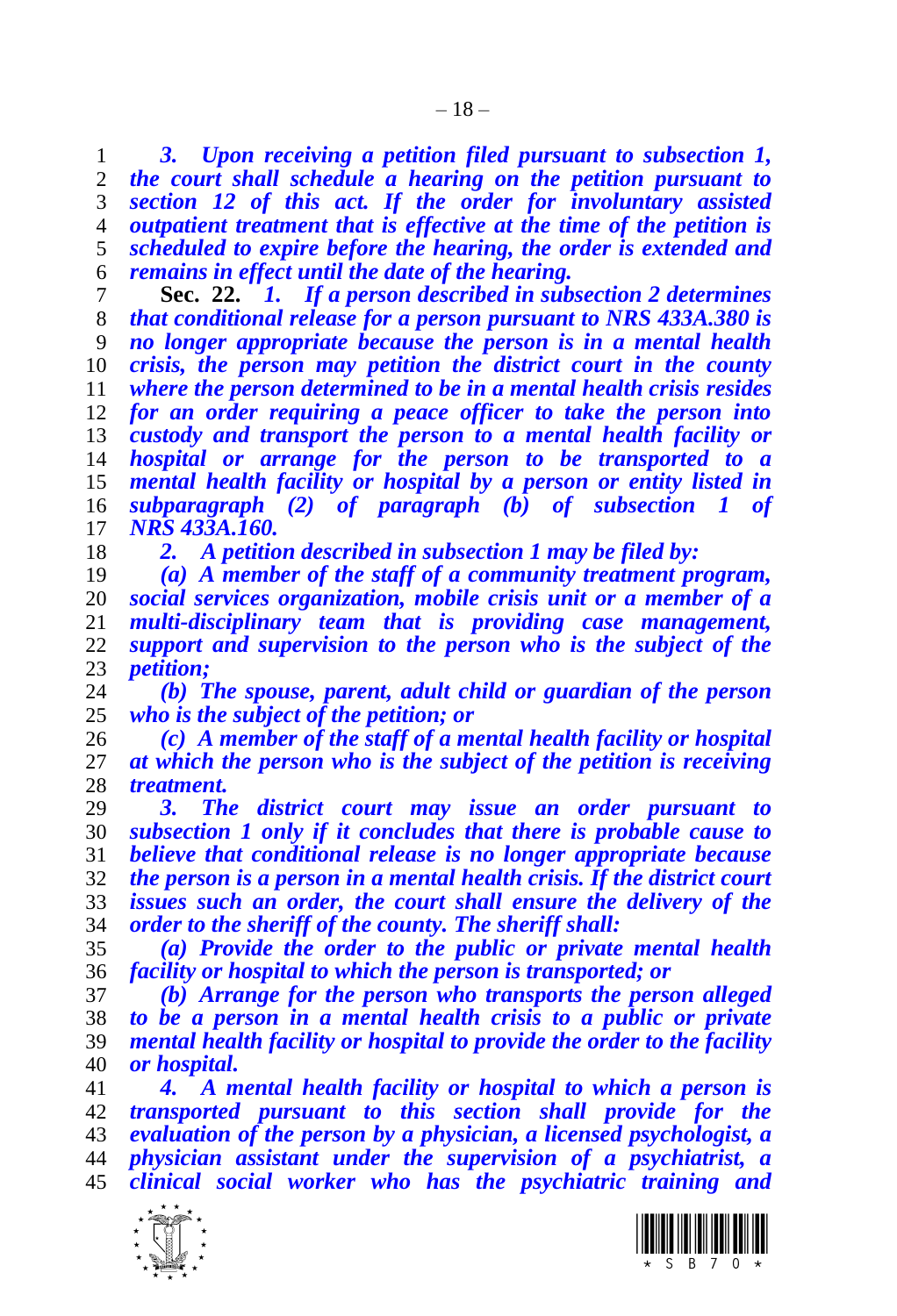***3. Upon receiving a petition filed pursuant to subsection 1, the court shall schedule a hearing on the petition pursuant to section 12 of this act. If the order for involuntary assisted outpatient treatment that is effective at the time of the petition is scheduled to expire before the hearing, the order is extended and remains in effect until the date of the hearing.***

**Sec. 22.** ***1. If a person described in subsection 2 determines that conditional release for a person pursuant to NRS 433A.380 is no longer appropriate because the person is in a mental health crisis, the person may petition the district court in the county where the person determined to be in a mental health crisis resides for an order requiring a peace officer to take the person into custody and transport the person to a mental health facility or hospital or arrange for the person to be transported to a mental health facility or hospital by a person or entity listed in subparagraph (2) of paragraph (b) of subsection 1 of NRS 433A.160.***

***2. A petition described in subsection 1 may be filed by:***

***(a) A member of the staff of a community treatment program, social services organization, mobile crisis unit or a member of a multi-disciplinary team that is providing case management, support and supervision to the person who is the subject of the petition;***

***(b) The spouse, parent, adult child or guardian of the person who is the subject of the petition; or***

***(c) A member of the staff of a mental health facility or hospital at which the person who is the subject of the petition is receiving treatment.***

***3. The district court may issue an order pursuant to subsection 1 only if it concludes that there is probable cause to believe that conditional release is no longer appropriate because the person is a person in a mental health crisis. If the district court issues such an order, the court shall ensure the delivery of the order to the sheriff of the county. The sheriff shall:***

***(a) Provide the order to the public or private mental health facility or hospital to which the person is transported; or***

***(b) Arrange for the person who transports the person alleged to be a person in a mental health crisis to a public or private mental health facility or hospital to provide the order to the facility or hospital.***

***4. A mental health facility or hospital to which a person is transported pursuant to this section shall provide for the evaluation of the person by a physician, a licensed psychologist, a physician assistant under the supervision of a psychiatrist, a clinical social worker who has the psychiatric training and***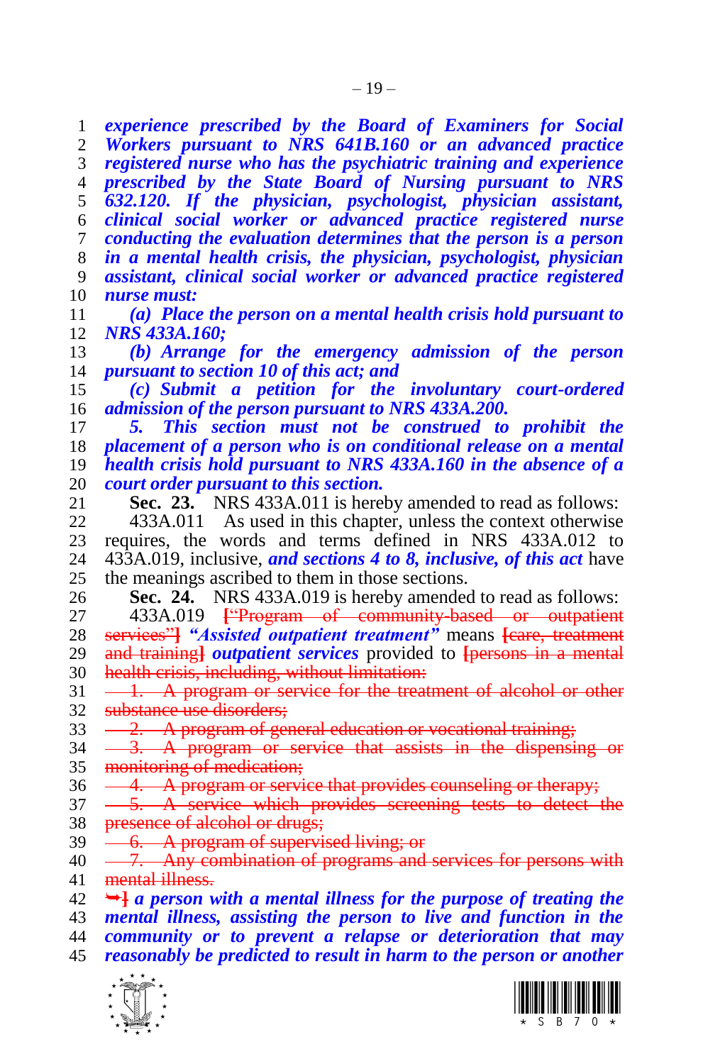***experience prescribed by the Board of Examiners for Social Workers pursuant to NRS 641B.160 or an advanced practice registered nurse who has the psychiatric training and experience prescribed by the State Board of Nursing pursuant to NRS 632.120. If the physician, psychologist, physician assistant, clinical social worker or advanced practice registered nurse conducting the evaluation determines that the person is a person in a mental health crisis, the physician, psychologist, physician assistant, clinical social worker or advanced practice registered nurse must:***

***(a) Place the person on a mental health crisis hold pursuant to NRS 433A.160;***

***(b) Arrange for the emergency admission of the person pursuant to section 10 of this act; and***

***(c) Submit a petition for the involuntary court-ordered admission of the person pursuant to NRS 433A.200.***

***5. This section must not be construed to prohibit the placement of a person who is on conditional release on a mental health crisis hold pursuant to NRS 433A.160 in the absence of a court order pursuant to this section.***

**Sec. 23.** NRS 433A.011 is hereby amended to read as follows:

433A.011 As used in this chapter, unless the context otherwise requires, the words and terms defined in NRS 433A.012 to 433A.019, inclusive, ***and sections 4 to 8, inclusive, of this act*** have the meanings ascribed to them in those sections.

**Sec. 24.** NRS 433A.019 is hereby amended to read as follows:

433A.019 [~~"Program of community-based or outpatient services"~~] ***"Assisted outpatient treatment"*** means [~~care, treatment and training~~] ***outpatient services*** provided to [~~persons in a mental health crisis, including, without limitation:~~

~~1. A program or service for the treatment of alcohol or other substance use disorders;~~

~~2. A program of general education or vocational training;~~

~~3. A program or service that assists in the dispensing or monitoring of medication;~~

~~4. A program or service that provides counseling or therapy;~~

~~5. A service which provides screening tests to detect the presence of alcohol or drugs;~~

~~6. A program of supervised living; or~~

~~7. Any combination of programs and services for persons with mental illness.~~

~~➥~~] ***a person with a mental illness for the purpose of treating the mental illness, assisting the person to live and function in the community or to prevent a relapse or deterioration that may reasonably be predicted to result in harm to the person or another***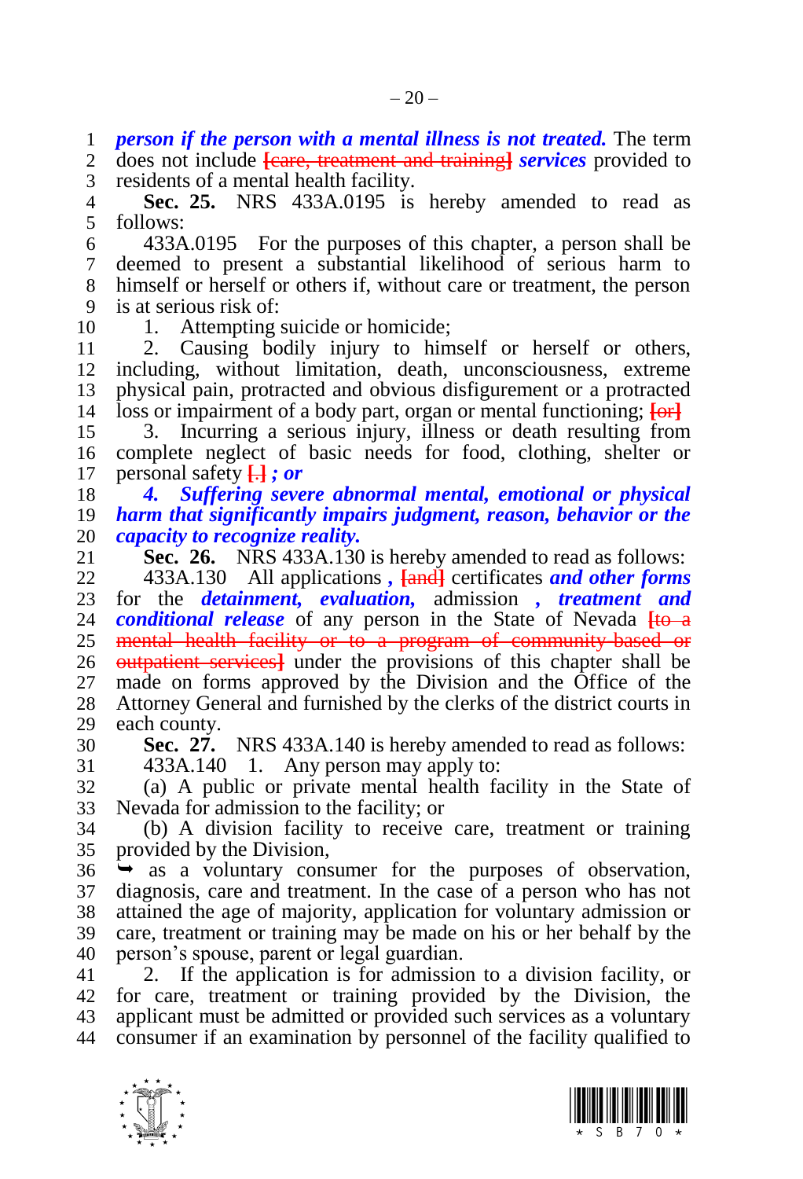***person if the person with a mental illness is not treated.*** The term does not include [care, treatment and training] ***services*** provided to residents of a mental health facility.

**Sec. 25.** NRS 433A.0195 is hereby amended to read as follows:

433A.0195 For the purposes of this chapter, a person shall be deemed to present a substantial likelihood of serious harm to himself or herself or others if, without care or treatment, the person is at serious risk of:

1. Attempting suicide or homicide;

2. Causing bodily injury to himself or herself or others, including, without limitation, death, unconsciousness, extreme physical pain, protracted and obvious disfigurement or a protracted loss or impairment of a body part, organ or mental functioning; [or]

3. Incurring a serious injury, illness or death resulting from complete neglect of basic needs for food, clothing, shelter or personal safety [.] ***; or***

***4. Suffering severe abnormal mental, emotional or physical harm that significantly impairs judgment, reason, behavior or the capacity to recognize reality.***

**Sec. 26.** NRS 433A.130 is hereby amended to read as follows:

433A.130 All applications ***,*** [and] certificates ***and other forms*** for the ***detainment, evaluation,*** admission ***, treatment and conditional release*** of any person in the State of Nevada [to a mental health facility or to a program of community-based or outpatient services] under the provisions of this chapter shall be made on forms approved by the Division and the Office of the Attorney General and furnished by the clerks of the district courts in each county.

**Sec. 27.** NRS 433A.140 is hereby amended to read as follows:

433A.140 1. Any person may apply to:

(a) A public or private mental health facility in the State of Nevada for admission to the facility; or

(b) A division facility to receive care, treatment or training provided by the Division,

➥ as a voluntary consumer for the purposes of observation, diagnosis, care and treatment. In the case of a person who has not attained the age of majority, application for voluntary admission or care, treatment or training may be made on his or her behalf by the person's spouse, parent or legal guardian.

2. If the application is for admission to a division facility, or for care, treatment or training provided by the Division, the applicant must be admitted or provided such services as a voluntary consumer if an examination by personnel of the facility qualified to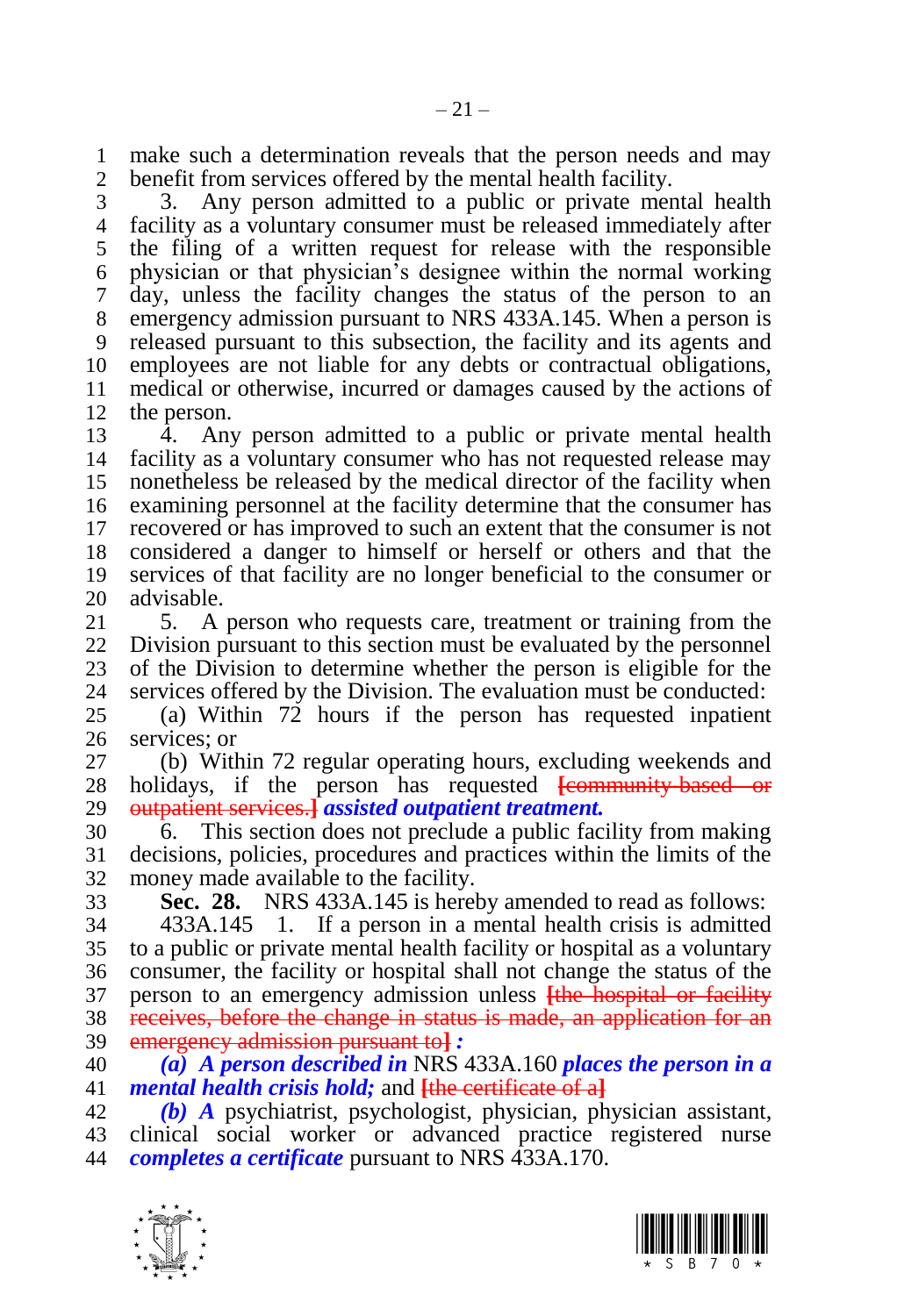make such a determination reveals that the person needs and may benefit from services offered by the mental health facility.

3. Any person admitted to a public or private mental health facility as a voluntary consumer must be released immediately after the filing of a written request for release with the responsible physician or that physician's designee within the normal working day, unless the facility changes the status of the person to an emergency admission pursuant to NRS 433A.145. When a person is released pursuant to this subsection, the facility and its agents and employees are not liable for any debts or contractual obligations, medical or otherwise, incurred or damages caused by the actions of the person.

4. Any person admitted to a public or private mental health facility as a voluntary consumer who has not requested release may nonetheless be released by the medical director of the facility when examining personnel at the facility determine that the consumer has recovered or has improved to such an extent that the consumer is not considered a danger to himself or herself or others and that the services of that facility are no longer beneficial to the consumer or advisable.

5. A person who requests care, treatment or training from the Division pursuant to this section must be evaluated by the personnel of the Division to determine whether the person is eligible for the services offered by the Division. The evaluation must be conducted:

(a) Within 72 hours if the person has requested inpatient services; or

(b) Within 72 regular operating hours, excluding weekends and holidays, if the person has requested [community-based or outpatient services.] ***assisted outpatient treatment.***

6. This section does not preclude a public facility from making decisions, policies, procedures and practices within the limits of the money made available to the facility.

**Sec. 28.** NRS 433A.145 is hereby amended to read as follows:

433A.145 1. If a person in a mental health crisis is admitted to a public or private mental health facility or hospital as a voluntary consumer, the facility or hospital shall not change the status of the person to an emergency admission unless [the hospital or facility receives, before the change in status is made, an application for an emergency admission pursuant to] ***:***

***(a) A person described in*** NRS 433A.160 ***places the person in a mental health crisis hold;*** and [the certificate of a]

***(b) A*** psychiatrist, psychologist, physician, physician assistant, clinical social worker or advanced practice registered nurse ***completes a certificate*** pursuant to NRS 433A.170.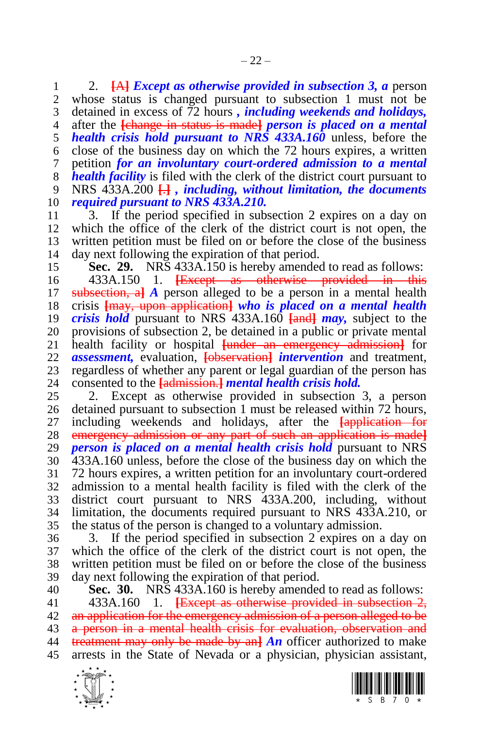2. ~~[A]~~ ***Except as otherwise provided in subsection 3, a*** person whose status is changed pursuant to subsection 1 must not be detained in excess of 72 hours ***, including weekends and holidays,*** after the ~~[change in status is made]~~ ***person is placed on a mental health crisis hold pursuant to NRS 433A.160*** unless, before the close of the business day on which the 72 hours expires, a written petition ***for an involuntary court-ordered admission to a mental health facility*** is filed with the clerk of the district court pursuant to NRS 433A.200 ~~[.]~~ ***, including, without limitation, the documents required pursuant to NRS 433A.210.***

3. If the period specified in subsection 2 expires on a day on which the office of the clerk of the district court is not open, the written petition must be filed on or before the close of the business day next following the expiration of that period.

**Sec. 29.** NRS 433A.150 is hereby amended to read as follows:

433A.150 1. ~~[Except as otherwise provided in this subsection, a]~~ ***A*** person alleged to be a person in a mental health crisis ~~[may, upon application]~~ ***who is placed on a mental health crisis hold*** pursuant to NRS 433A.160 ~~[and]~~ ***may,*** subject to the provisions of subsection 2, be detained in a public or private mental health facility or hospital ~~[under an emergency admission]~~ for ***assessment,*** evaluation, ~~[observation]~~ ***intervention*** and treatment, regardless of whether any parent or legal guardian of the person has consented to the ~~[admission.]~~ ***mental health crisis hold.***

2. Except as otherwise provided in subsection 3, a person detained pursuant to subsection 1 must be released within 72 hours, including weekends and holidays, after the ~~[application for emergency admission or any part of such an application is made]~~ ***person is placed on a mental health crisis hold*** pursuant to NRS 433A.160 unless, before the close of the business day on which the 72 hours expires, a written petition for an involuntary court-ordered admission to a mental health facility is filed with the clerk of the district court pursuant to NRS 433A.200, including, without limitation, the documents required pursuant to NRS 433A.210, or the status of the person is changed to a voluntary admission.

3. If the period specified in subsection 2 expires on a day on which the office of the clerk of the district court is not open, the written petition must be filed on or before the close of the business day next following the expiration of that period.

**Sec. 30.** NRS 433A.160 is hereby amended to read as follows:

433A.160 1. ~~[Except as otherwise provided in subsection 2, an application for the emergency admission of a person alleged to be a person in a mental health crisis for evaluation, observation and treatment may only be made by an]~~ ***An*** officer authorized to make arrests in the State of Nevada or a physician, physician assistant,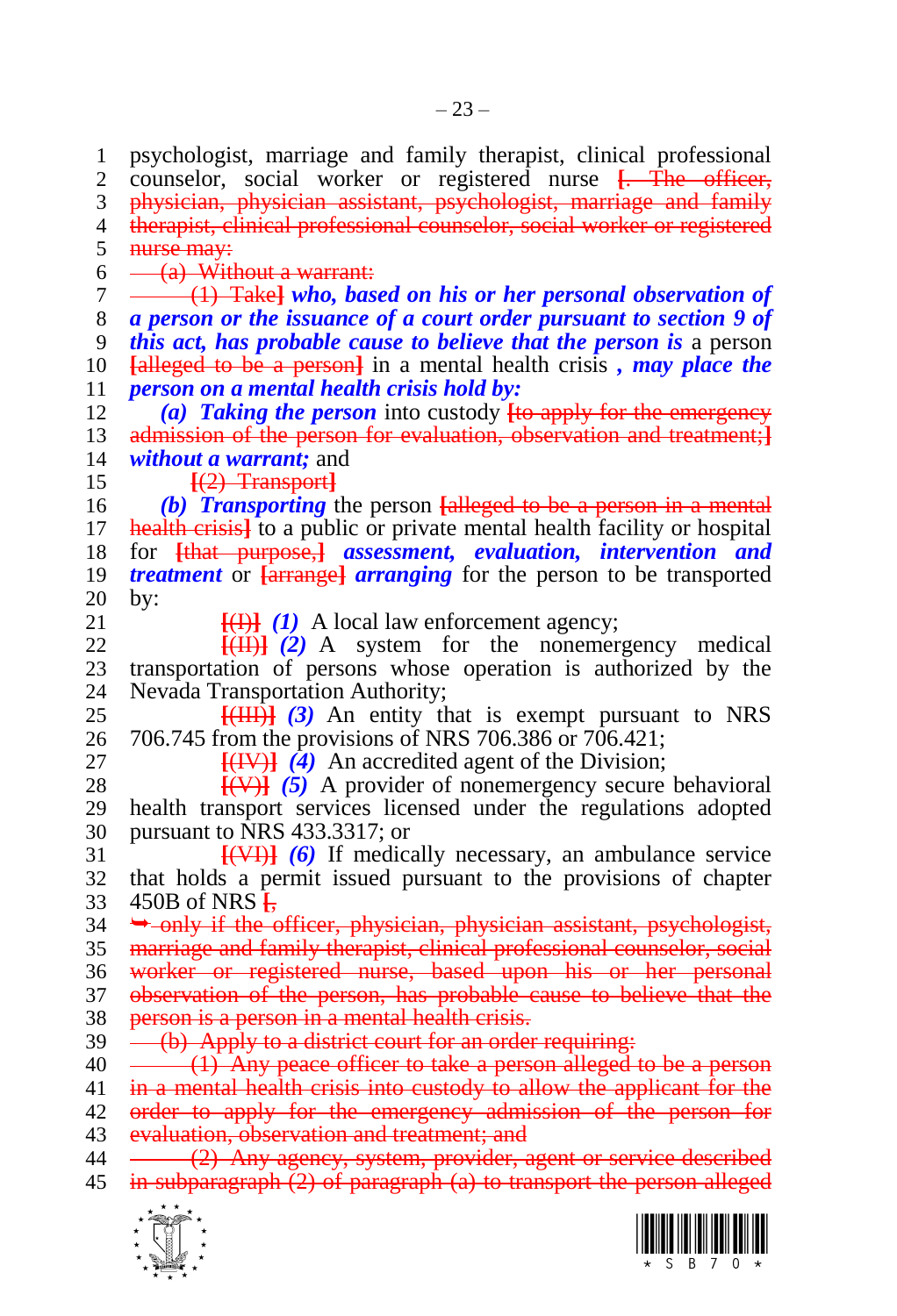psychologist, marriage and family therapist, clinical professional counselor, social worker or registered nurse ~~[. The officer, physician, physician assistant, psychologist, marriage and family therapist, clinical professional counselor, social worker or registered nurse may:~~

~~(a) Without a warrant:~~

~~(1) Take]~~ ***who, based on his or her personal observation of a person or the issuance of a court order pursuant to section 9 of this act, has probable cause to believe that the person is*** a person ~~[alleged to be a person]~~ in a mental health crisis ***, may place the person on a mental health crisis hold by:***

***(a) Taking the person*** into custody ~~[to apply for the emergency admission of the person for evaluation, observation and treatment;]~~ ***without a warrant;*** and

~~[(2) Transport]~~

***(b) Transporting*** the person ~~[alleged to be a person in a mental health crisis]~~ to a public or private mental health facility or hospital for ~~[that purpose,]~~ ***assessment, evaluation, intervention and treatment*** or ~~[arrange]~~ ***arranging*** for the person to be transported by:

~~[(I)]~~ ***(1)*** A local law enforcement agency;

~~[(II)]~~ ***(2)*** A system for the nonemergency medical transportation of persons whose operation is authorized by the Nevada Transportation Authority;

~~[(III)]~~ ***(3)*** An entity that is exempt pursuant to NRS 706.745 from the provisions of NRS 706.386 or 706.421;

~~[(IV)]~~ ***(4)*** An accredited agent of the Division;

~~[(V)]~~ ***(5)*** A provider of nonemergency secure behavioral health transport services licensed under the regulations adopted pursuant to NRS 433.3317; or

~~[(VI)]~~ ***(6)*** If medically necessary, an ambulance service that holds a permit issued pursuant to the provisions of chapter 450B of NRS ~~[,~~

~~➥ only if the officer, physician, physician assistant, psychologist, marriage and family therapist, clinical professional counselor, social worker or registered nurse, based upon his or her personal observation of the person, has probable cause to believe that the person is a person in a mental health crisis.~~

~~(b) Apply to a district court for an order requiring:~~

~~(1) Any peace officer to take a person alleged to be a person in a mental health crisis into custody to allow the applicant for the order to apply for the emergency admission of the person for evaluation, observation and treatment; and~~

~~(2) Any agency, system, provider, agent or service described in subparagraph (2) of paragraph (a) to transport the person alleged~~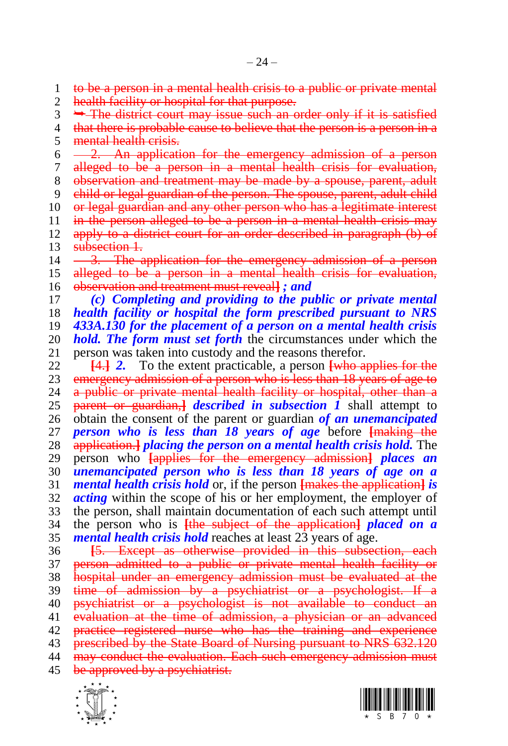to be a person in a mental health crisis to a public or private mental health facility or hospital for that purpose.

➥ The district court may issue such an order only if it is satisfied that there is probable cause to believe that the person is a person in a mental health crisis.

2. An application for the emergency admission of a person alleged to be a person in a mental health crisis for evaluation, observation and treatment may be made by a spouse, parent, adult child or legal guardian of the person. The spouse, parent, adult child or legal guardian and any other person who has a legitimate interest in the person alleged to be a person in a mental health crisis may apply to a district court for an order described in paragraph (b) of subsection 1.

3. The application for the emergency admission of a person alleged to be a person in a mental health crisis for evaluation, observation and treatment must reveal] ***; and***

***(c) Completing and providing to the public or private mental health facility or hospital the form prescribed pursuant to NRS 433A.130 for the placement of a person on a mental health crisis hold. The form must set forth*** the circumstances under which the person was taken into custody and the reasons therefor.

[4.] ***2.*** To the extent practicable, a person [who applies for the emergency admission of a person who is less than 18 years of age to a public or private mental health facility or hospital, other than a parent or guardian,] ***described in subsection 1*** shall attempt to obtain the consent of the parent or guardian ***of an unemancipated person who is less than 18 years of age*** before [making the application.] ***placing the person on a mental health crisis hold.*** The person who [applies for the emergency admission] ***places an unemancipated person who is less than 18 years of age on a mental health crisis hold*** or, if the person [makes the application] ***is acting*** within the scope of his or her employment, the employer of the person, shall maintain documentation of each such attempt until the person who is [the subject of the application] ***placed on a mental health crisis hold*** reaches at least 23 years of age.

[5. Except as otherwise provided in this subsection, each person admitted to a public or private mental health facility or hospital under an emergency admission must be evaluated at the time of admission by a psychiatrist or a psychologist. If a psychiatrist or a psychologist is not available to conduct an evaluation at the time of admission, a physician or an advanced practice registered nurse who has the training and experience prescribed by the State Board of Nursing pursuant to NRS 632.120 may conduct the evaluation. Each such emergency admission must be approved by a psychiatrist.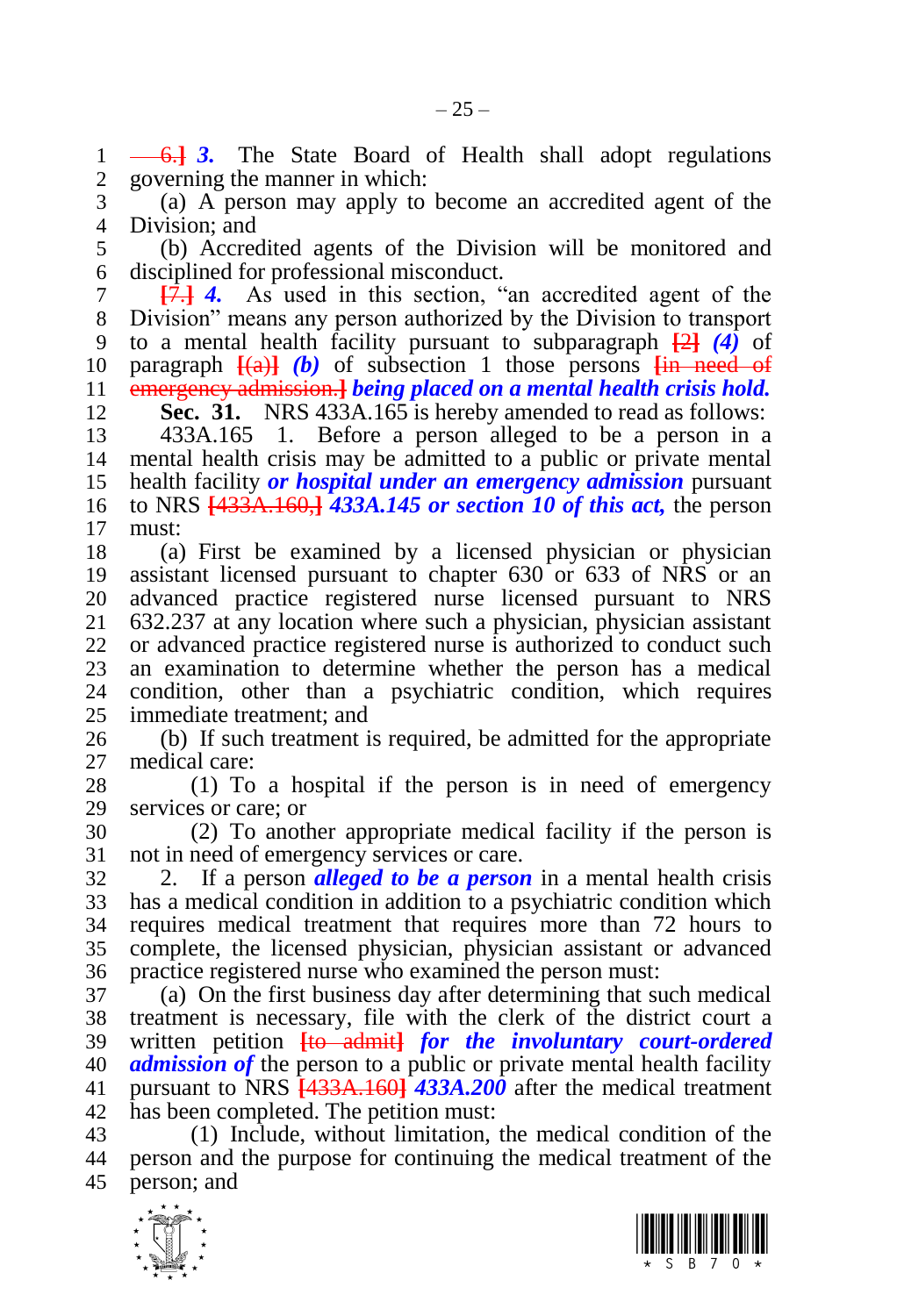~~6.~~] ***3.*** The State Board of Health shall adopt regulations governing the manner in which:

(a) A person may apply to become an accredited agent of the Division; and

(b) Accredited agents of the Division will be monitored and disciplined for professional misconduct.

[~~7.~~] ***4.*** As used in this section, "an accredited agent of the Division" means any person authorized by the Division to transport to a mental health facility pursuant to subparagraph [~~2~~] ***(4)*** of paragraph [~~(a)~~] ***(b)*** of subsection 1 those persons [~~in need of emergency admission.~~] ***being placed on a mental health crisis hold.***

**Sec. 31.** NRS 433A.165 is hereby amended to read as follows:

433A.165 1. Before a person alleged to be a person in a mental health crisis may be admitted to a public or private mental health facility ***or hospital under an emergency admission*** pursuant to NRS [~~433A.160,~~] ***433A.145 or section 10 of this act,*** the person must:

(a) First be examined by a licensed physician or physician assistant licensed pursuant to chapter 630 or 633 of NRS or an advanced practice registered nurse licensed pursuant to NRS 632.237 at any location where such a physician, physician assistant or advanced practice registered nurse is authorized to conduct such an examination to determine whether the person has a medical condition, other than a psychiatric condition, which requires immediate treatment; and

(b) If such treatment is required, be admitted for the appropriate medical care:

(1) To a hospital if the person is in need of emergency services or care; or

(2) To another appropriate medical facility if the person is not in need of emergency services or care.

2. If a person ***alleged to be a person*** in a mental health crisis has a medical condition in addition to a psychiatric condition which requires medical treatment that requires more than 72 hours to complete, the licensed physician, physician assistant or advanced practice registered nurse who examined the person must:

(a) On the first business day after determining that such medical treatment is necessary, file with the clerk of the district court a written petition [~~to admit~~] ***for the involuntary court-ordered admission of*** the person to a public or private mental health facility pursuant to NRS [~~433A.160~~] ***433A.200*** after the medical treatment has been completed. The petition must:

(1) Include, without limitation, the medical condition of the person and the purpose for continuing the medical treatment of the person; and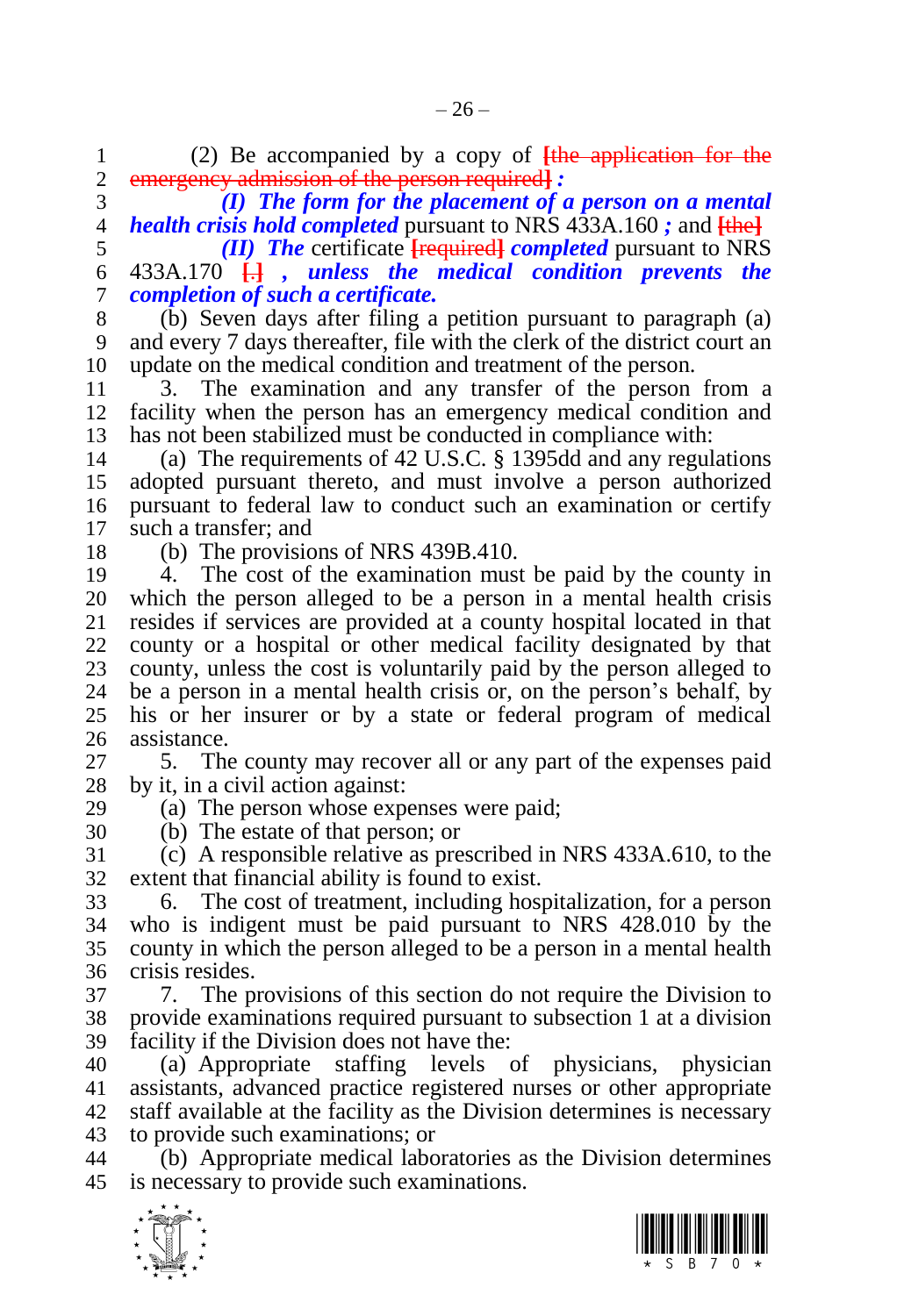(2) Be accompanied by a copy of [the application for the emergency admission of the person required] *:*

***(I) The form for the placement of a person on a mental health crisis hold completed*** pursuant to NRS 433A.160 ***;*** and [the]

***(II) The*** certificate [required] ***completed*** pursuant to NRS 433A.170 [.] ***, unless the medical condition prevents the completion of such a certificate.***

(b) Seven days after filing a petition pursuant to paragraph (a) and every 7 days thereafter, file with the clerk of the district court an update on the medical condition and treatment of the person.

3. The examination and any transfer of the person from a facility when the person has an emergency medical condition and has not been stabilized must be conducted in compliance with:

(a) The requirements of 42 U.S.C. § 1395dd and any regulations adopted pursuant thereto, and must involve a person authorized pursuant to federal law to conduct such an examination or certify such a transfer; and

(b) The provisions of NRS 439B.410.

4. The cost of the examination must be paid by the county in which the person alleged to be a person in a mental health crisis resides if services are provided at a county hospital located in that county or a hospital or other medical facility designated by that county, unless the cost is voluntarily paid by the person alleged to be a person in a mental health crisis or, on the person's behalf, by his or her insurer or by a state or federal program of medical assistance.

5. The county may recover all or any part of the expenses paid by it, in a civil action against:

(a) The person whose expenses were paid;

(b) The estate of that person; or

(c) A responsible relative as prescribed in NRS 433A.610, to the extent that financial ability is found to exist.

6. The cost of treatment, including hospitalization, for a person who is indigent must be paid pursuant to NRS 428.010 by the county in which the person alleged to be a person in a mental health crisis resides.

7. The provisions of this section do not require the Division to provide examinations required pursuant to subsection 1 at a division facility if the Division does not have the:

(a) Appropriate staffing levels of physicians, physician assistants, advanced practice registered nurses or other appropriate staff available at the facility as the Division determines is necessary to provide such examinations; or

(b) Appropriate medical laboratories as the Division determines is necessary to provide such examinations.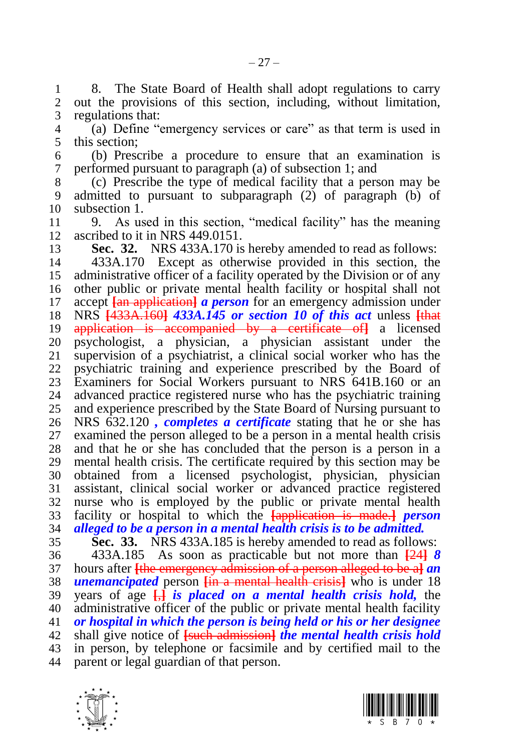8. The State Board of Health shall adopt regulations to carry out the provisions of this section, including, without limitation, regulations that:

(a) Define "emergency services or care" as that term is used in this section;

(b) Prescribe a procedure to ensure that an examination is performed pursuant to paragraph (a) of subsection 1; and

(c) Prescribe the type of medical facility that a person may be admitted to pursuant to subparagraph (2) of paragraph (b) of subsection 1.

9. As used in this section, "medical facility" has the meaning ascribed to it in NRS 449.0151.

**Sec. 32.** NRS 433A.170 is hereby amended to read as follows:

433A.170 Except as otherwise provided in this section, the administrative officer of a facility operated by the Division or of any other public or private mental health facility or hospital shall not accept [an application] ***a person*** for an emergency admission under NRS [433A.160] ***433A.145 or section 10 of this act*** unless [that application is accompanied by a certificate of] a licensed psychologist, a physician, a physician assistant under the supervision of a psychiatrist, a clinical social worker who has the psychiatric training and experience prescribed by the Board of Examiners for Social Workers pursuant to NRS 641B.160 or an advanced practice registered nurse who has the psychiatric training and experience prescribed by the State Board of Nursing pursuant to NRS 632.120 ***, completes a certificate*** stating that he or she has examined the person alleged to be a person in a mental health crisis and that he or she has concluded that the person is a person in a mental health crisis. The certificate required by this section may be obtained from a licensed psychologist, physician, physician assistant, clinical social worker or advanced practice registered nurse who is employed by the public or private mental health facility or hospital to which the [application is made.] ***person alleged to be a person in a mental health crisis is to be admitted.***

**Sec. 33.** NRS 433A.185 is hereby amended to read as follows:

433A.185 As soon as practicable but not more than [24] ***8*** hours after [the emergency admission of a person alleged to be a] ***an unemancipated*** person [in a mental health crisis] who is under 18 years of age [,] ***is placed on a mental health crisis hold,*** the administrative officer of the public or private mental health facility ***or hospital in which the person is being held or his or her designee*** shall give notice of [such admission] ***the mental health crisis hold*** in person, by telephone or facsimile and by certified mail to the parent or legal guardian of that person.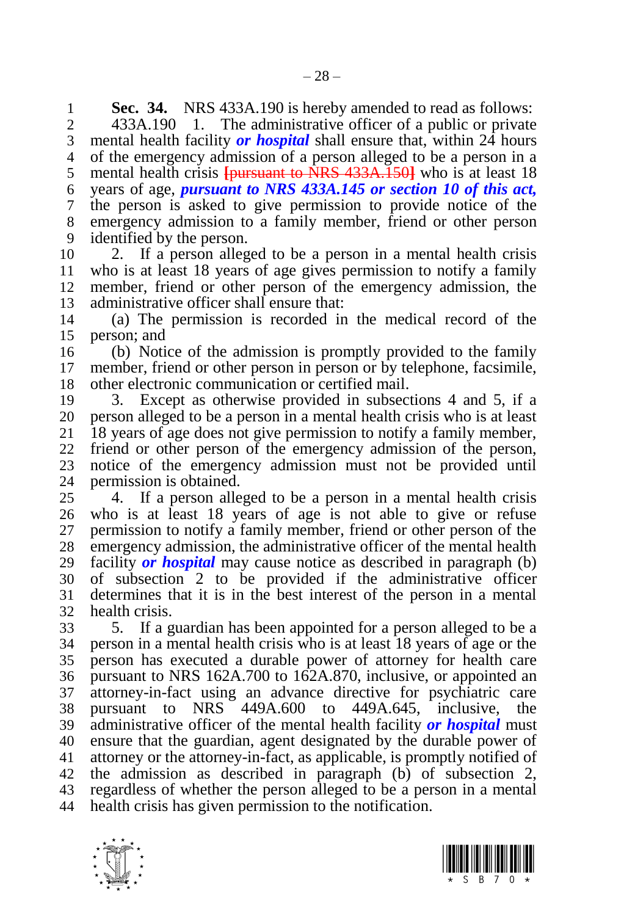**Sec. 34.** NRS 433A.190 is hereby amended to read as follows:

433A.190 1. The administrative officer of a public or private mental health facility ***or hospital*** shall ensure that, within 24 hours of the emergency admission of a person alleged to be a person in a mental health crisis [pursuant to NRS 433A.150] who is at least 18 years of age, ***pursuant to NRS 433A.145 or section 10 of this act,*** the person is asked to give permission to provide notice of the emergency admission to a family member, friend or other person identified by the person.

2. If a person alleged to be a person in a mental health crisis who is at least 18 years of age gives permission to notify a family member, friend or other person of the emergency admission, the administrative officer shall ensure that:

(a) The permission is recorded in the medical record of the person; and

(b) Notice of the admission is promptly provided to the family member, friend or other person in person or by telephone, facsimile, other electronic communication or certified mail.

3. Except as otherwise provided in subsections 4 and 5, if a person alleged to be a person in a mental health crisis who is at least 18 years of age does not give permission to notify a family member, friend or other person of the emergency admission of the person, notice of the emergency admission must not be provided until permission is obtained.

4. If a person alleged to be a person in a mental health crisis who is at least 18 years of age is not able to give or refuse permission to notify a family member, friend or other person of the emergency admission, the administrative officer of the mental health facility ***or hospital*** may cause notice as described in paragraph (b) of subsection 2 to be provided if the administrative officer determines that it is in the best interest of the person in a mental health crisis.

5. If a guardian has been appointed for a person alleged to be a person in a mental health crisis who is at least 18 years of age or the person has executed a durable power of attorney for health care pursuant to NRS 162A.700 to 162A.870, inclusive, or appointed an attorney-in-fact using an advance directive for psychiatric care pursuant to NRS 449A.600 to 449A.645, inclusive, the administrative officer of the mental health facility ***or hospital*** must ensure that the guardian, agent designated by the durable power of attorney or the attorney-in-fact, as applicable, is promptly notified of the admission as described in paragraph (b) of subsection 2, regardless of whether the person alleged to be a person in a mental health crisis has given permission to the notification.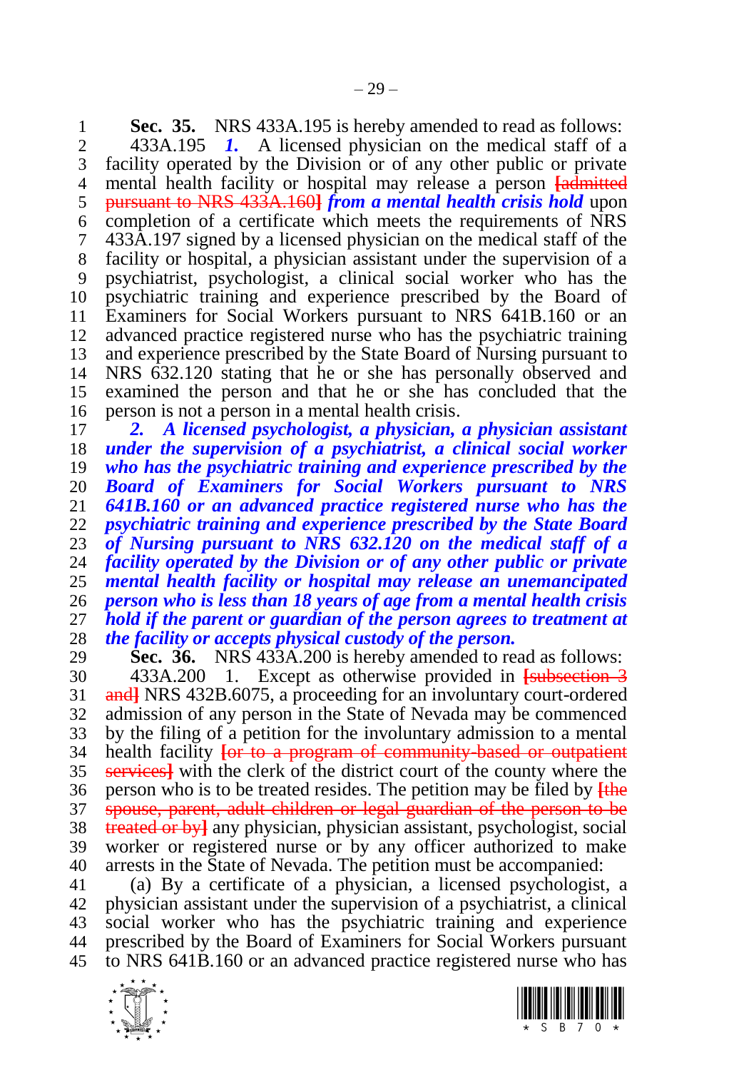**Sec. 35.** NRS 433A.195 is hereby amended to read as follows:

433A.195 ***1.*** A licensed physician on the medical staff of a facility operated by the Division or of any other public or private mental health facility or hospital may release a person [admitted pursuant to NRS 433A.160] ***from a mental health crisis hold*** upon completion of a certificate which meets the requirements of NRS 433A.197 signed by a licensed physician on the medical staff of the facility or hospital, a physician assistant under the supervision of a psychiatrist, psychologist, a clinical social worker who has the psychiatric training and experience prescribed by the Board of Examiners for Social Workers pursuant to NRS 641B.160 or an advanced practice registered nurse who has the psychiatric training and experience prescribed by the State Board of Nursing pursuant to NRS 632.120 stating that he or she has personally observed and examined the person and that he or she has concluded that the person is not a person in a mental health crisis.

***2. A licensed psychologist, a physician, a physician assistant under the supervision of a psychiatrist, a clinical social worker who has the psychiatric training and experience prescribed by the Board of Examiners for Social Workers pursuant to NRS 641B.160 or an advanced practice registered nurse who has the psychiatric training and experience prescribed by the State Board of Nursing pursuant to NRS 632.120 on the medical staff of a facility operated by the Division or of any other public or private mental health facility or hospital may release an unemancipated person who is less than 18 years of age from a mental health crisis hold if the parent or guardian of the person agrees to treatment at the facility or accepts physical custody of the person.***

**Sec. 36.** NRS 433A.200 is hereby amended to read as follows:

433A.200 1. Except as otherwise provided in [subsection 3 and] NRS 432B.6075, a proceeding for an involuntary court-ordered admission of any person in the State of Nevada may be commenced by the filing of a petition for the involuntary admission to a mental health facility [or to a program of community-based or outpatient services] with the clerk of the district court of the county where the person who is to be treated resides. The petition may be filed by [the spouse, parent, adult children or legal guardian of the person to be treated or by] any physician, physician assistant, psychologist, social worker or registered nurse or by any officer authorized to make arrests in the State of Nevada. The petition must be accompanied:

(a) By a certificate of a physician, a licensed psychologist, a physician assistant under the supervision of a psychiatrist, a clinical social worker who has the psychiatric training and experience prescribed by the Board of Examiners for Social Workers pursuant to NRS 641B.160 or an advanced practice registered nurse who has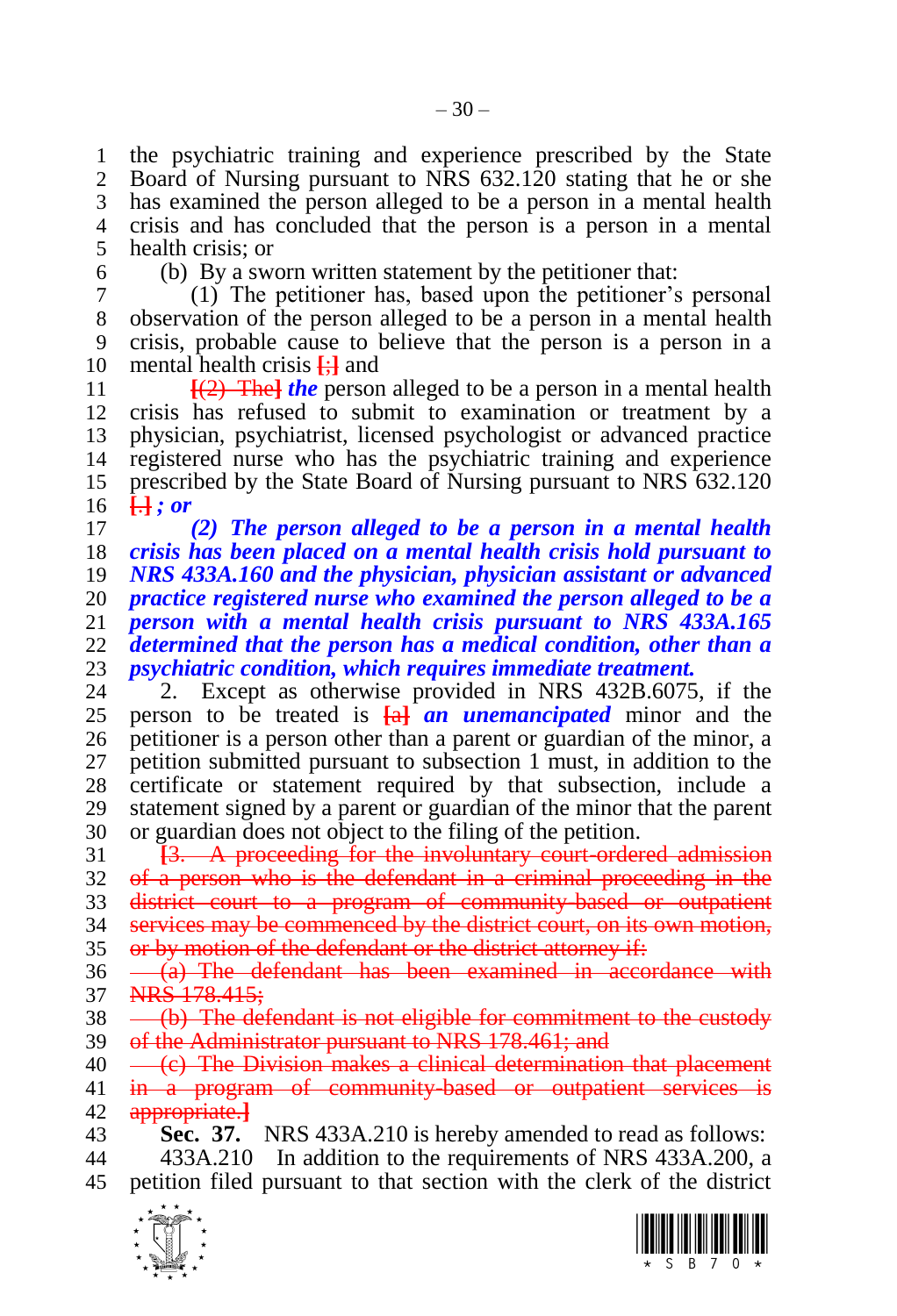the psychiatric training and experience prescribed by the State Board of Nursing pursuant to NRS 632.120 stating that he or she has examined the person alleged to be a person in a mental health crisis and has concluded that the person is a person in a mental health crisis; or

(b) By a sworn written statement by the petitioner that:

(1) The petitioner has, based upon the petitioner's personal observation of the person alleged to be a person in a mental health crisis, probable cause to believe that the person is a person in a mental health crisis ~~[;]~~ and

~~[(2) The]~~ ***the*** person alleged to be a person in a mental health crisis has refused to submit to examination or treatment by a physician, psychiatrist, licensed psychologist or advanced practice registered nurse who has the psychiatric training and experience prescribed by the State Board of Nursing pursuant to NRS 632.120 ~~[.]~~ ***; or***

***(2) The person alleged to be a person in a mental health crisis has been placed on a mental health crisis hold pursuant to NRS 433A.160 and the physician, physician assistant or advanced practice registered nurse who examined the person alleged to be a person with a mental health crisis pursuant to NRS 433A.165 determined that the person has a medical condition, other than a psychiatric condition, which requires immediate treatment.***

2. Except as otherwise provided in NRS 432B.6075, if the person to be treated is ~~[a]~~ ***an unemancipated*** minor and the petitioner is a person other than a parent or guardian of the minor, a petition submitted pursuant to subsection 1 must, in addition to the certificate or statement required by that subsection, include a statement signed by a parent or guardian of the minor that the parent or guardian does not object to the filing of the petition.

~~[3. A proceeding for the involuntary court-ordered admission of a person who is the defendant in a criminal proceeding in the district court to a program of community-based or outpatient services may be commenced by the district court, on its own motion, or by motion of the defendant or the district attorney if:~~

~~(a) The defendant has been examined in accordance with NRS 178.415;~~

~~(b) The defendant is not eligible for commitment to the custody of the Administrator pursuant to NRS 178.461; and~~

~~(c) The Division makes a clinical determination that placement in a program of community-based or outpatient services is appropriate.]~~

**Sec. 37.** NRS 433A.210 is hereby amended to read as follows:

433A.210 In addition to the requirements of NRS 433A.200, a petition filed pursuant to that section with the clerk of the district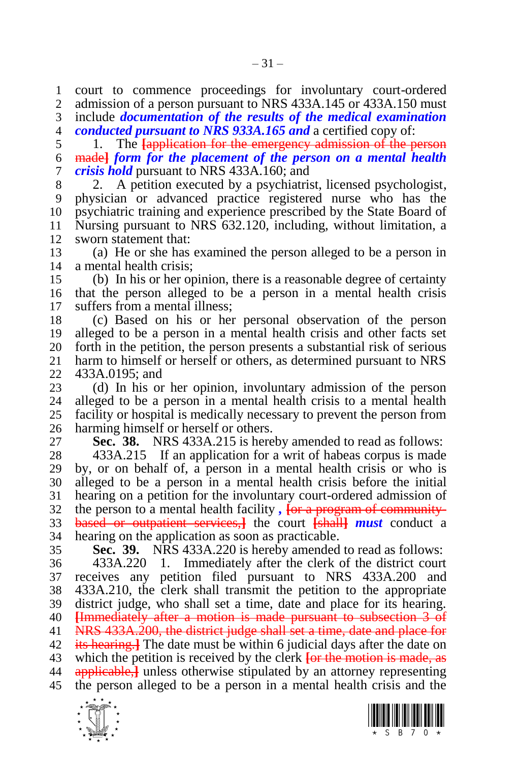court to commence proceedings for involuntary court-ordered admission of a person pursuant to NRS 433A.145 or 433A.150 must include ***documentation of the results of the medical examination conducted pursuant to NRS 933A.165 and*** a certified copy of:

1. The **[**~~application for the emergency admission of the person made~~**]** ***form for the placement of the person on a mental health crisis hold*** pursuant to NRS 433A.160; and

2. A petition executed by a psychiatrist, licensed psychologist, physician or advanced practice registered nurse who has the psychiatric training and experience prescribed by the State Board of Nursing pursuant to NRS 632.120, including, without limitation, a sworn statement that:

(a) He or she has examined the person alleged to be a person in a mental health crisis;

(b) In his or her opinion, there is a reasonable degree of certainty that the person alleged to be a person in a mental health crisis suffers from a mental illness;

(c) Based on his or her personal observation of the person alleged to be a person in a mental health crisis and other facts set forth in the petition, the person presents a substantial risk of serious harm to himself or herself or others, as determined pursuant to NRS 433A.0195; and

(d) In his or her opinion, involuntary admission of the person alleged to be a person in a mental health crisis to a mental health facility or hospital is medically necessary to prevent the person from harming himself or herself or others.

**Sec. 38.** NRS 433A.215 is hereby amended to read as follows:

433A.215 If an application for a writ of habeas corpus is made by, or on behalf of, a person in a mental health crisis or who is alleged to be a person in a mental health crisis before the initial hearing on a petition for the involuntary court-ordered admission of the person to a mental health facility **,** **[**~~or a program of community-based or outpatient services,~~**]** the court **[**~~shall~~**]** ***must*** conduct a hearing on the application as soon as practicable.

**Sec. 39.** NRS 433A.220 is hereby amended to read as follows:

433A.220 1. Immediately after the clerk of the district court receives any petition filed pursuant to NRS 433A.200 and 433A.210, the clerk shall transmit the petition to the appropriate district judge, who shall set a time, date and place for its hearing. **[**~~Immediately after a motion is made pursuant to subsection 3 of NRS 433A.200, the district judge shall set a time, date and place for its hearing.~~**]** The date must be within 6 judicial days after the date on which the petition is received by the clerk **[**~~or the motion is made, as applicable,~~**]** unless otherwise stipulated by an attorney representing the person alleged to be a person in a mental health crisis and the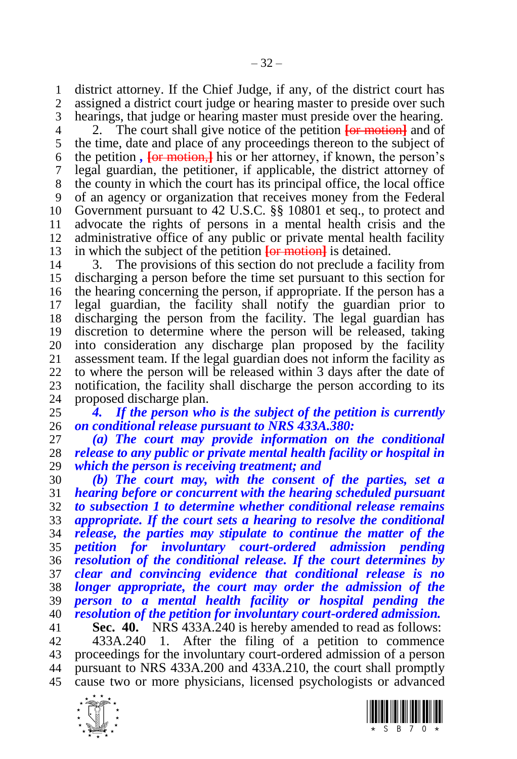district attorney. If the Chief Judge, if any, of the district court has assigned a district court judge or hearing master to preside over such hearings, that judge or hearing master must preside over the hearing.

2. The court shall give notice of the petition [or motion] and of the time, date and place of any proceedings thereon to the subject of the petition *,* [or motion,] his or her attorney, if known, the person's legal guardian, the petitioner, if applicable, the district attorney of the county in which the court has its principal office, the local office of an agency or organization that receives money from the Federal Government pursuant to 42 U.S.C. §§ 10801 et seq., to protect and advocate the rights of persons in a mental health crisis and the administrative office of any public or private mental health facility in which the subject of the petition [or motion] is detained.

3. The provisions of this section do not preclude a facility from discharging a person before the time set pursuant to this section for the hearing concerning the person, if appropriate. If the person has a legal guardian, the facility shall notify the guardian prior to discharging the person from the facility. The legal guardian has discretion to determine where the person will be released, taking into consideration any discharge plan proposed by the facility assessment team. If the legal guardian does not inform the facility as to where the person will be released within 3 days after the date of notification, the facility shall discharge the person according to its proposed discharge plan.

***4. If the person who is the subject of the petition is currently on conditional release pursuant to NRS 433A.380:***

***(a) The court may provide information on the conditional release to any public or private mental health facility or hospital in which the person is receiving treatment; and***

***(b) The court may, with the consent of the parties, set a hearing before or concurrent with the hearing scheduled pursuant to subsection 1 to determine whether conditional release remains appropriate. If the court sets a hearing to resolve the conditional release, the parties may stipulate to continue the matter of the petition for involuntary court-ordered admission pending resolution of the conditional release. If the court determines by clear and convincing evidence that conditional release is no longer appropriate, the court may order the admission of the person to a mental health facility or hospital pending the resolution of the petition for involuntary court-ordered admission.***

**Sec. 40.** NRS 433A.240 is hereby amended to read as follows:

433A.240 1. After the filing of a petition to commence proceedings for the involuntary court-ordered admission of a person pursuant to NRS 433A.200 and 433A.210, the court shall promptly cause two or more physicians, licensed psychologists or advanced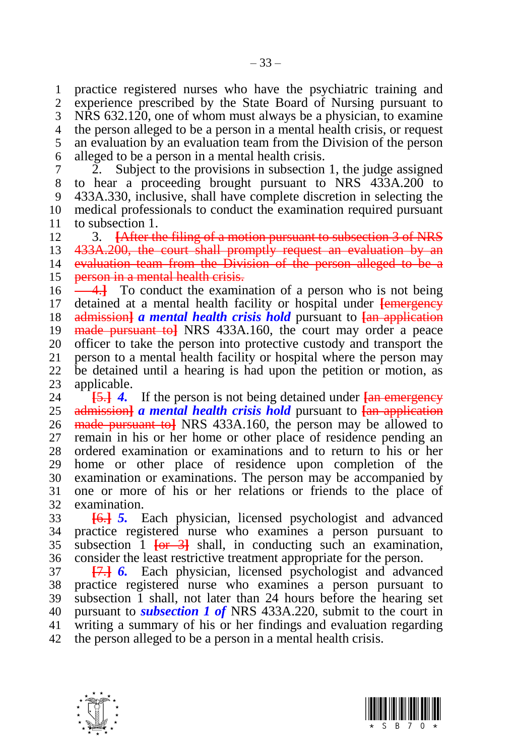practice registered nurses who have the psychiatric training and experience prescribed by the State Board of Nursing pursuant to NRS 632.120, one of whom must always be a physician, to examine the person alleged to be a person in a mental health crisis, or request an evaluation by an evaluation team from the Division of the person alleged to be a person in a mental health crisis.

2. Subject to the provisions in subsection 1, the judge assigned to hear a proceeding brought pursuant to NRS 433A.200 to 433A.330, inclusive, shall have complete discretion in selecting the medical professionals to conduct the examination required pursuant to subsection 1.

3. ~~[After the filing of a motion pursuant to subsection 3 of NRS 433A.200, the court shall promptly request an evaluation by an evaluation team from the Division of the person alleged to be a person in a mental health crisis.~~

~~4.]~~ To conduct the examination of a person who is not being detained at a mental health facility or hospital under ~~[emergency admission]~~ ***a mental health crisis hold*** pursuant to ~~[an application made pursuant to]~~ NRS 433A.160, the court may order a peace officer to take the person into protective custody and transport the person to a mental health facility or hospital where the person may be detained until a hearing is had upon the petition or motion, as applicable.

~~[5.]~~ ***4.*** If the person is not being detained under ~~[an emergency admission]~~ ***a mental health crisis hold*** pursuant to ~~[an application made pursuant to]~~ NRS 433A.160, the person may be allowed to remain in his or her home or other place of residence pending an ordered examination or examinations and to return to his or her home or other place of residence upon completion of the examination or examinations. The person may be accompanied by one or more of his or her relations or friends to the place of examination.

~~[6.]~~ ***5.*** Each physician, licensed psychologist and advanced practice registered nurse who examines a person pursuant to subsection 1 ~~[or 3]~~ shall, in conducting such an examination, consider the least restrictive treatment appropriate for the person.

~~[7.]~~ ***6.*** Each physician, licensed psychologist and advanced practice registered nurse who examines a person pursuant to subsection 1 shall, not later than 24 hours before the hearing set pursuant to ***subsection 1 of*** NRS 433A.220, submit to the court in writing a summary of his or her findings and evaluation regarding the person alleged to be a person in a mental health crisis.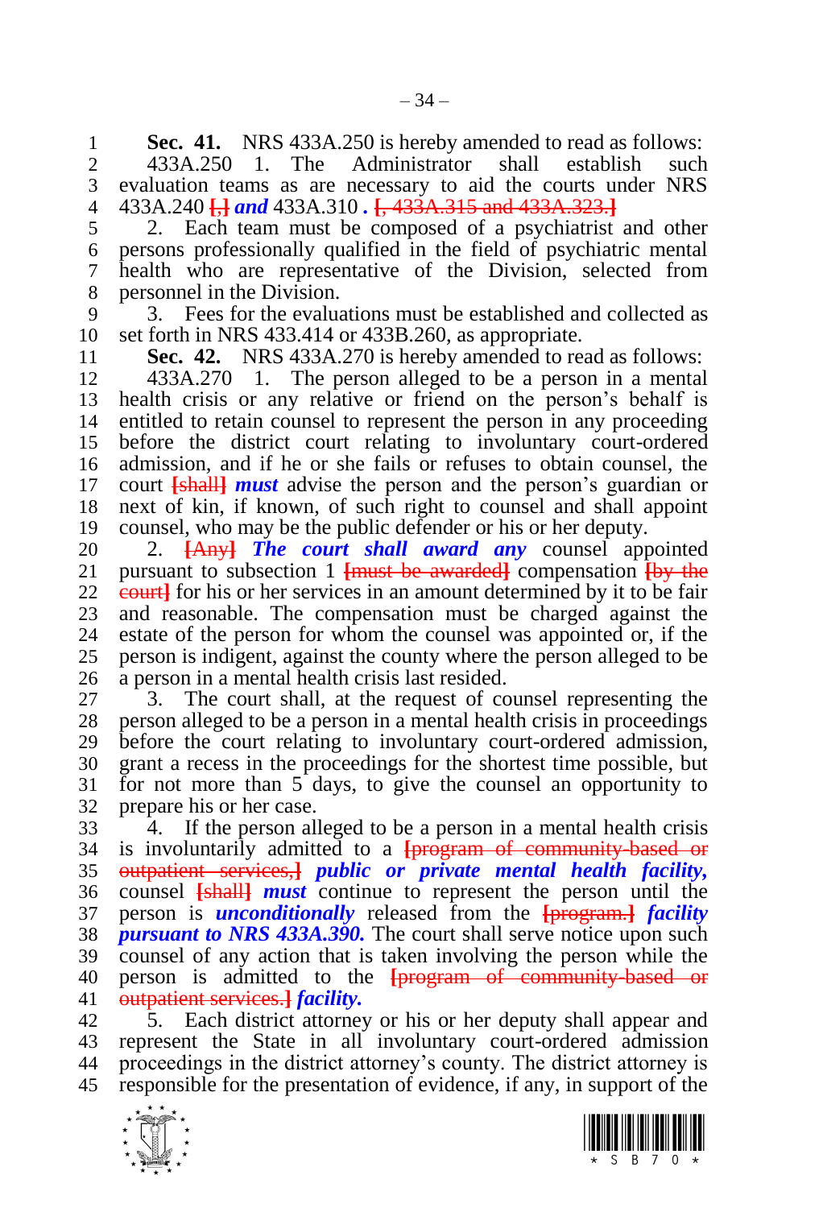**Sec. 41.** NRS 433A.250 is hereby amended to read as follows:

433A.250 1. The Administrator shall establish such evaluation teams as are necessary to aid the courts under NRS 433A.240 [,] ***and*** 433A.310 ***.*** [, 433A.315 and 433A.323.]

2. Each team must be composed of a psychiatrist and other persons professionally qualified in the field of psychiatric mental health who are representative of the Division, selected from personnel in the Division.

3. Fees for the evaluations must be established and collected as set forth in NRS 433.414 or 433B.260, as appropriate.

**Sec. 42.** NRS 433A.270 is hereby amended to read as follows:

433A.270 1. The person alleged to be a person in a mental health crisis or any relative or friend on the person's behalf is entitled to retain counsel to represent the person in any proceeding before the district court relating to involuntary court-ordered admission, and if he or she fails or refuses to obtain counsel, the court [shall] ***must*** advise the person and the person's guardian or next of kin, if known, of such right to counsel and shall appoint counsel, who may be the public defender or his or her deputy.

2. [Any] ***The court shall award any*** counsel appointed pursuant to subsection 1 [must be awarded] compensation [by the court] for his or her services in an amount determined by it to be fair and reasonable. The compensation must be charged against the estate of the person for whom the counsel was appointed or, if the person is indigent, against the county where the person alleged to be a person in a mental health crisis last resided.

3. The court shall, at the request of counsel representing the person alleged to be a person in a mental health crisis in proceedings before the court relating to involuntary court-ordered admission, grant a recess in the proceedings for the shortest time possible, but for not more than 5 days, to give the counsel an opportunity to prepare his or her case.

4. If the person alleged to be a person in a mental health crisis is involuntarily admitted to a [program of community-based or outpatient services,] ***public or private mental health facility,*** counsel [shall] ***must*** continue to represent the person until the person is ***unconditionally*** released from the [program.] ***facility pursuant to NRS 433A.390.*** The court shall serve notice upon such counsel of any action that is taken involving the person while the person is admitted to the [program of community-based or outpatient services.] ***facility.***

5. Each district attorney or his or her deputy shall appear and represent the State in all involuntary court-ordered admission proceedings in the district attorney's county. The district attorney is responsible for the presentation of evidence, if any, in support of the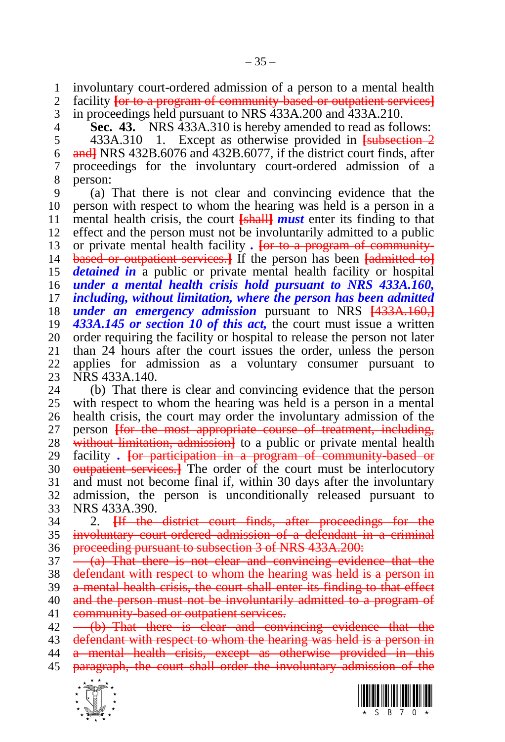involuntary court-ordered admission of a person to a mental health facility [~~or to a program of community-based or outpatient services~~] in proceedings held pursuant to NRS 433A.200 and 433A.210.

**Sec. 43.** NRS 433A.310 is hereby amended to read as follows:

433A.310 1. Except as otherwise provided in [~~subsection 2 and~~] NRS 432B.6076 and 432B.6077, if the district court finds, after proceedings for the involuntary court-ordered admission of a person:

(a) That there is not clear and convincing evidence that the person with respect to whom the hearing was held is a person in a mental health crisis, the court [~~shall~~] ***must*** enter its finding to that effect and the person must not be involuntarily admitted to a public or private mental health facility ***.*** [~~or to a program of community-based or outpatient services.~~] If the person has been [~~admitted to~~] ***detained in*** a public or private mental health facility or hospital ***under a mental health crisis hold pursuant to NRS 433A.160, including, without limitation, where the person has been admitted under an emergency admission*** pursuant to NRS [~~433A.160,~~] ***433A.145 or section 10 of this act,*** the court must issue a written order requiring the facility or hospital to release the person not later than 24 hours after the court issues the order, unless the person applies for admission as a voluntary consumer pursuant to NRS 433A.140.

(b) That there is clear and convincing evidence that the person with respect to whom the hearing was held is a person in a mental health crisis, the court may order the involuntary admission of the person [~~for the most appropriate course of treatment, including, without limitation, admission~~] to a public or private mental health facility ***.*** [~~or participation in a program of community-based or outpatient services.~~] The order of the court must be interlocutory and must not become final if, within 30 days after the involuntary admission, the person is unconditionally released pursuant to NRS 433A.390.

2. [~~If the district court finds, after proceedings for the involuntary court-ordered admission of a defendant in a criminal proceeding pursuant to subsection 3 of NRS 433A.200:~~

~~(a) That there is not clear and convincing evidence that the defendant with respect to whom the hearing was held is a person in a mental health crisis, the court shall enter its finding to that effect and the person must not be involuntarily admitted to a program of community-based or outpatient services.~~

~~(b) That there is clear and convincing evidence that the defendant with respect to whom the hearing was held is a person in a mental health crisis, except as otherwise provided in this paragraph, the court shall order the involuntary admission of the~~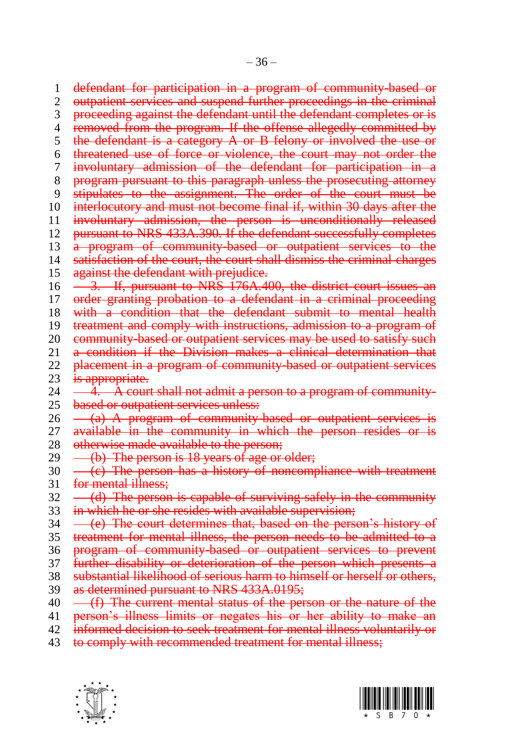~~defendant for participation in a program of community-based or outpatient services and suspend further proceedings in the criminal proceeding against the defendant until the defendant completes or is removed from the program. If the offense allegedly committed by the defendant is a category A or B felony or involved the use or threatened use of force or violence, the court may not order the involuntary admission of the defendant for participation in a program pursuant to this paragraph unless the prosecuting attorney stipulates to the assignment. The order of the court must be interlocutory and must not become final if, within 30 days after the involuntary admission, the person is unconditionally released pursuant to NRS 433A.390. If the defendant successfully completes a program of community-based or outpatient services to the satisfaction of the court, the court shall dismiss the criminal charges against the defendant with prejudice.~~

~~3. If, pursuant to NRS 176A.400, the district court issues an order granting probation to a defendant in a criminal proceeding with a condition that the defendant submit to mental health treatment and comply with instructions, admission to a program of community-based or outpatient services may be used to satisfy such a condition if the Division makes a clinical determination that placement in a program of community-based or outpatient services is appropriate.~~

~~4. A court shall not admit a person to a program of community-based or outpatient services unless:~~

~~(a) A program of community-based or outpatient services is available in the community in which the person resides or is otherwise made available to the person;~~

~~(b) The person is 18 years of age or older;~~

~~(c) The person has a history of noncompliance with treatment for mental illness;~~

~~(d) The person is capable of surviving safely in the community in which he or she resides with available supervision;~~

~~(e) The court determines that, based on the person's history of treatment for mental illness, the person needs to be admitted to a program of community-based or outpatient services to prevent further disability or deterioration of the person which presents a substantial likelihood of serious harm to himself or herself or others, as determined pursuant to NRS 433A.0195;~~

~~(f) The current mental status of the person or the nature of the person's illness limits or negates his or her ability to make an informed decision to seek treatment for mental illness voluntarily or to comply with recommended treatment for mental illness;~~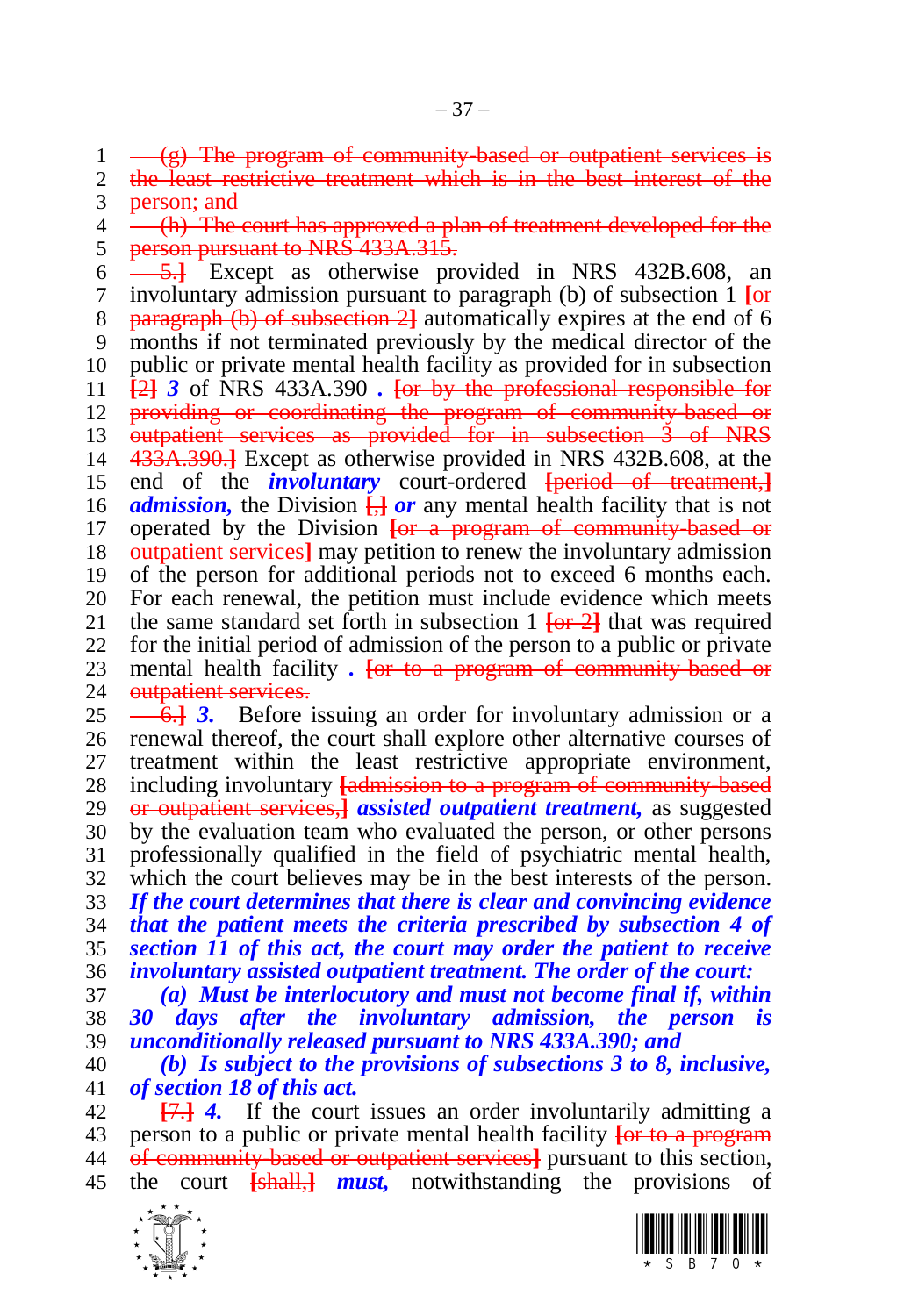~~(g) The program of community-based or outpatient services is the least restrictive treatment which is in the best interest of the person; and~~

~~(h) The court has approved a plan of treatment developed for the person pursuant to NRS 433A.315.~~

~~5.~~] Except as otherwise provided in NRS 432B.608, an involuntary admission pursuant to paragraph (b) of subsection 1 [~~or paragraph (b) of subsection 2~~] automatically expires at the end of 6 months if not terminated previously by the medical director of the public or private mental health facility as provided for in subsection [~~2~~] ***3*** of NRS 433A.390 ***.*** [~~or by the professional responsible for providing or coordinating the program of community-based or outpatient services as provided for in subsection 3 of NRS 433A.390.~~] Except as otherwise provided in NRS 432B.608, at the end of the ***involuntary*** court-ordered [~~period of treatment,~~] ***admission,*** the Division [~~,~~] ***or*** any mental health facility that is not operated by the Division [~~or a program of community-based or outpatient services~~] may petition to renew the involuntary admission of the person for additional periods not to exceed 6 months each. For each renewal, the petition must include evidence which meets the same standard set forth in subsection 1 [~~or 2~~] that was required for the initial period of admission of the person to a public or private mental health facility ***.*** [~~or to a program of community-based or outpatient services.~~

~~6.~~] ***3.*** Before issuing an order for involuntary admission or a renewal thereof, the court shall explore other alternative courses of treatment within the least restrictive appropriate environment, including involuntary [~~admission to a program of community-based or outpatient services,~~] ***assisted outpatient treatment,*** as suggested by the evaluation team who evaluated the person, or other persons professionally qualified in the field of psychiatric mental health, which the court believes may be in the best interests of the person. ***If the court determines that there is clear and convincing evidence that the patient meets the criteria prescribed by subsection 4 of section 11 of this act, the court may order the patient to receive involuntary assisted outpatient treatment. The order of the court:***

***(a) Must be interlocutory and must not become final if, within 30 days after the involuntary admission, the person is unconditionally released pursuant to NRS 433A.390; and***

***(b) Is subject to the provisions of subsections 3 to 8, inclusive, of section 18 of this act.***

[~~7.~~] ***4.*** If the court issues an order involuntarily admitting a person to a public or private mental health facility [~~or to a program of community-based or outpatient services~~] pursuant to this section, the court [~~shall,~~] ***must,*** notwithstanding the provisions of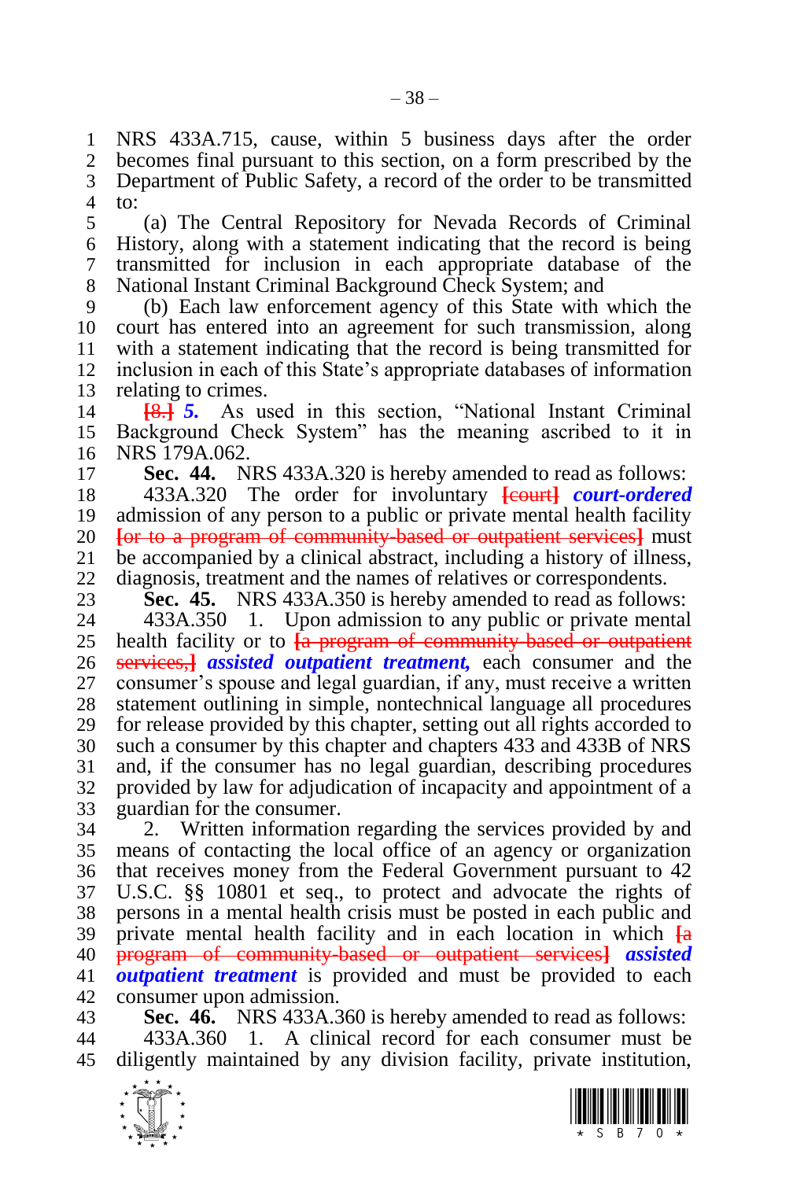NRS 433A.715, cause, within 5 business days after the order becomes final pursuant to this section, on a form prescribed by the Department of Public Safety, a record of the order to be transmitted to:

(a) The Central Repository for Nevada Records of Criminal History, along with a statement indicating that the record is being transmitted for inclusion in each appropriate database of the National Instant Criminal Background Check System; and

(b) Each law enforcement agency of this State with which the court has entered into an agreement for such transmission, along with a statement indicating that the record is being transmitted for inclusion in each of this State's appropriate databases of information relating to crimes.

~~[8.]~~ ***5.*** As used in this section, "National Instant Criminal Background Check System" has the meaning ascribed to it in NRS 179A.062.

**Sec. 44.** NRS 433A.320 is hereby amended to read as follows:

433A.320 The order for involuntary ~~[court]~~ ***court-ordered*** admission of any person to a public or private mental health facility ~~[or to a program of community-based or outpatient services]~~ must be accompanied by a clinical abstract, including a history of illness, diagnosis, treatment and the names of relatives or correspondents.

**Sec. 45.** NRS 433A.350 is hereby amended to read as follows:

433A.350 1. Upon admission to any public or private mental health facility or to ~~[a program of community-based or outpatient services,]~~ ***assisted outpatient treatment,*** each consumer and the consumer's spouse and legal guardian, if any, must receive a written statement outlining in simple, nontechnical language all procedures for release provided by this chapter, setting out all rights accorded to such a consumer by this chapter and chapters 433 and 433B of NRS and, if the consumer has no legal guardian, describing procedures provided by law for adjudication of incapacity and appointment of a guardian for the consumer.

2. Written information regarding the services provided by and means of contacting the local office of an agency or organization that receives money from the Federal Government pursuant to 42 U.S.C. §§ 10801 et seq., to protect and advocate the rights of persons in a mental health crisis must be posted in each public and private mental health facility and in each location in which ~~[a program of community-based or outpatient services]~~ ***assisted outpatient treatment*** is provided and must be provided to each consumer upon admission.

**Sec. 46.** NRS 433A.360 is hereby amended to read as follows:

433A.360 1. A clinical record for each consumer must be diligently maintained by any division facility, private institution,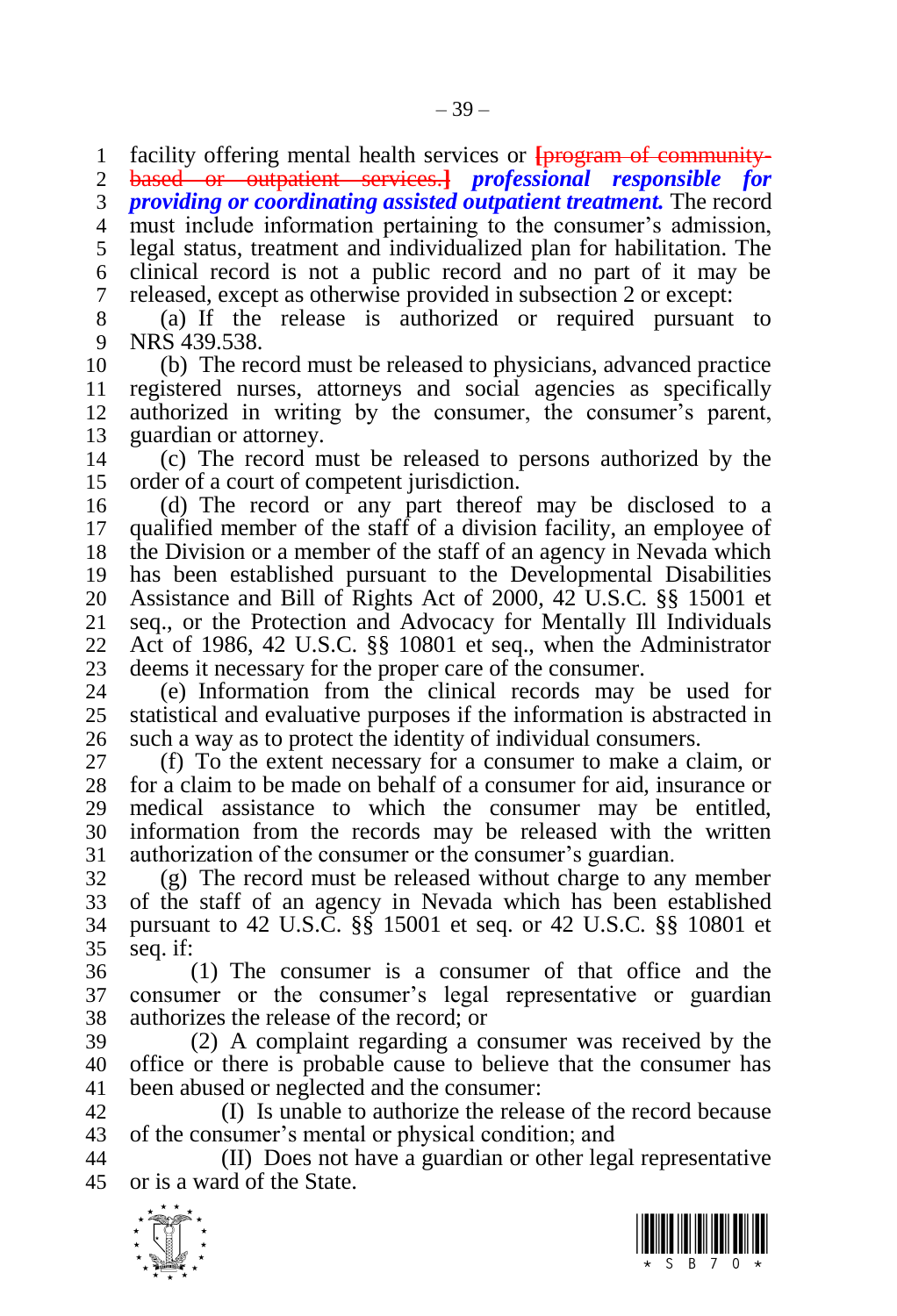facility offering mental health services or ~~[program of community-based or outpatient services.]~~ ***professional responsible for providing or coordinating assisted outpatient treatment.*** The record must include information pertaining to the consumer's admission, legal status, treatment and individualized plan for habilitation. The clinical record is not a public record and no part of it may be released, except as otherwise provided in subsection 2 or except:

(a) If the release is authorized or required pursuant to NRS 439.538.

(b) The record must be released to physicians, advanced practice registered nurses, attorneys and social agencies as specifically authorized in writing by the consumer, the consumer's parent, guardian or attorney.

(c) The record must be released to persons authorized by the order of a court of competent jurisdiction.

(d) The record or any part thereof may be disclosed to a qualified member of the staff of a division facility, an employee of the Division or a member of the staff of an agency in Nevada which has been established pursuant to the Developmental Disabilities Assistance and Bill of Rights Act of 2000, 42 U.S.C. §§ 15001 et seq., or the Protection and Advocacy for Mentally Ill Individuals Act of 1986, 42 U.S.C. §§ 10801 et seq., when the Administrator deems it necessary for the proper care of the consumer.

(e) Information from the clinical records may be used for statistical and evaluative purposes if the information is abstracted in such a way as to protect the identity of individual consumers.

(f) To the extent necessary for a consumer to make a claim, or for a claim to be made on behalf of a consumer for aid, insurance or medical assistance to which the consumer may be entitled, information from the records may be released with the written authorization of the consumer or the consumer's guardian.

(g) The record must be released without charge to any member of the staff of an agency in Nevada which has been established pursuant to 42 U.S.C. §§ 15001 et seq. or 42 U.S.C. §§ 10801 et seq. if:

(1) The consumer is a consumer of that office and the consumer or the consumer's legal representative or guardian authorizes the release of the record; or

(2) A complaint regarding a consumer was received by the office or there is probable cause to believe that the consumer has been abused or neglected and the consumer:

(I) Is unable to authorize the release of the record because of the consumer's mental or physical condition; and

(II) Does not have a guardian or other legal representative or is a ward of the State.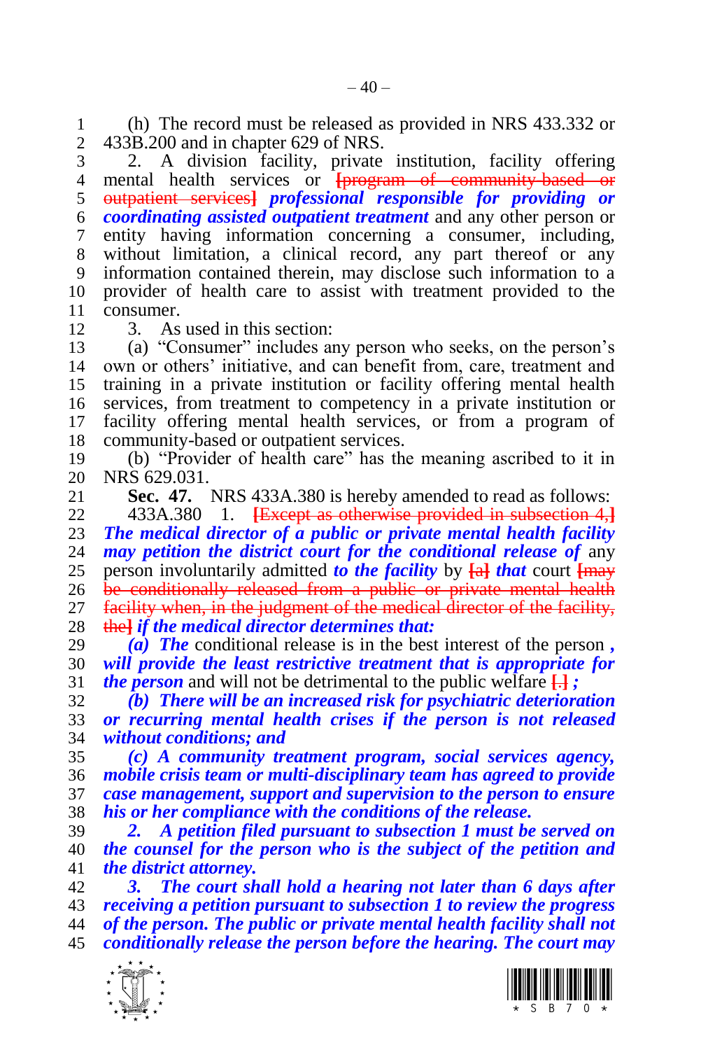(h) The record must be released as provided in NRS 433.332 or 433B.200 and in chapter 629 of NRS.

2. A division facility, private institution, facility offering mental health services or ~~[program of community-based or outpatient services]~~ ***professional responsible for providing or coordinating assisted outpatient treatment*** and any other person or entity having information concerning a consumer, including, without limitation, a clinical record, any part thereof or any information contained therein, may disclose such information to a provider of health care to assist with treatment provided to the consumer.

3. As used in this section:

(a) "Consumer" includes any person who seeks, on the person's own or others' initiative, and can benefit from, care, treatment and training in a private institution or facility offering mental health services, from treatment to competency in a private institution or facility offering mental health services, or from a program of community-based or outpatient services.

(b) "Provider of health care" has the meaning ascribed to it in NRS 629.031.

**Sec. 47.** NRS 433A.380 is hereby amended to read as follows:

433A.380 1. ~~[Except as otherwise provided in subsection 4,]~~ ***The medical director of a public or private mental health facility may petition the district court for the conditional release of*** any person involuntarily admitted ***to the facility*** by ~~[a]~~ ***that*** court ~~[may be conditionally released from a public or private mental health facility when, in the judgment of the medical director of the facility, the]~~ ***if the medical director determines that:***

***(a) The*** conditional release is in the best interest of the person ***, will provide the least restrictive treatment that is appropriate for the person*** and will not be detrimental to the public welfare ~~[.]~~ ***;***

***(b) There will be an increased risk for psychiatric deterioration or recurring mental health crises if the person is not released without conditions; and***

***(c) A community treatment program, social services agency, mobile crisis team or multi-disciplinary team has agreed to provide case management, support and supervision to the person to ensure his or her compliance with the conditions of the release.***

***2. A petition filed pursuant to subsection 1 must be served on the counsel for the person who is the subject of the petition and the district attorney.***

***3. The court shall hold a hearing not later than 6 days after receiving a petition pursuant to subsection 1 to review the progress of the person. The public or private mental health facility shall not conditionally release the person before the hearing. The court may***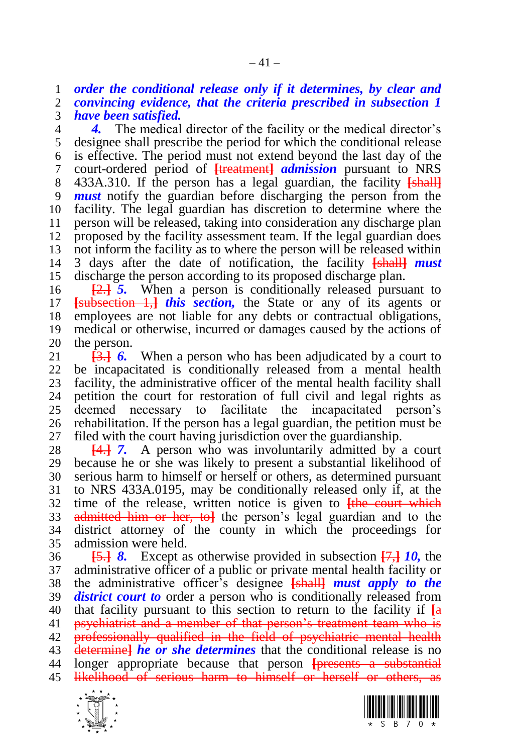***order the conditional release only if it determines, by clear and convincing evidence, that the criteria prescribed in subsection 1 have been satisfied.***

***4.*** The medical director of the facility or the medical director's designee shall prescribe the period for which the conditional release is effective. The period must not extend beyond the last day of the court-ordered period of ~~[treatment]~~ ***admission*** pursuant to NRS 433A.310. If the person has a legal guardian, the facility ~~[shall]~~ ***must*** notify the guardian before discharging the person from the facility. The legal guardian has discretion to determine where the person will be released, taking into consideration any discharge plan proposed by the facility assessment team. If the legal guardian does not inform the facility as to where the person will be released within 3 days after the date of notification, the facility ~~[shall]~~ ***must*** discharge the person according to its proposed discharge plan.

~~[2.]~~ ***5.*** When a person is conditionally released pursuant to ~~[subsection 1,]~~ ***this section,*** the State or any of its agents or employees are not liable for any debts or contractual obligations, medical or otherwise, incurred or damages caused by the actions of the person.

~~[3.]~~ ***6.*** When a person who has been adjudicated by a court to be incapacitated is conditionally released from a mental health facility, the administrative officer of the mental health facility shall petition the court for restoration of full civil and legal rights as deemed necessary to facilitate the incapacitated person's rehabilitation. If the person has a legal guardian, the petition must be filed with the court having jurisdiction over the guardianship.

~~[4.]~~ ***7.*** A person who was involuntarily admitted by a court because he or she was likely to present a substantial likelihood of serious harm to himself or herself or others, as determined pursuant to NRS 433A.0195, may be conditionally released only if, at the time of the release, written notice is given to ~~[the court which admitted him or her, to]~~ the person's legal guardian and to the district attorney of the county in which the proceedings for admission were held.

~~[5.]~~ ***8.*** Except as otherwise provided in subsection ~~[7,]~~ ***10,*** the administrative officer of a public or private mental health facility or the administrative officer's designee ~~[shall]~~ ***must apply to the district court to*** order a person who is conditionally released from that facility pursuant to this section to return to the facility if ~~[a psychiatrist and a member of that person's treatment team who is professionally qualified in the field of psychiatric mental health determine]~~ ***he or she determines*** that the conditional release is no longer appropriate because that person ~~[presents a substantial likelihood of serious harm to himself or herself or others, as~~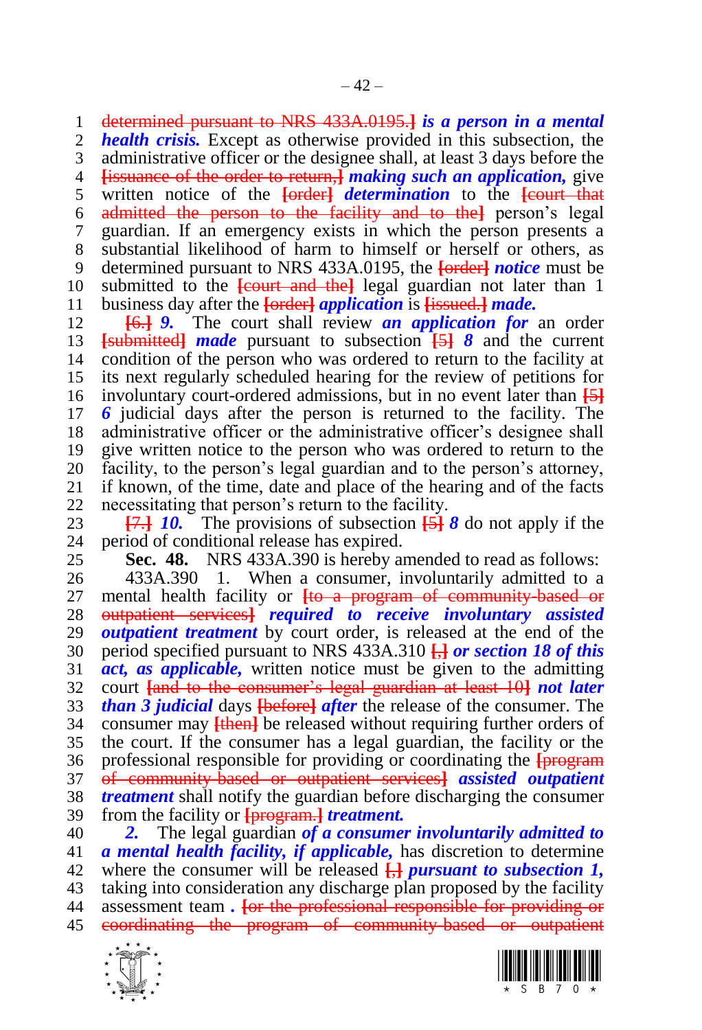determined pursuant to NRS 433A.0195.] ***is a person in a mental health crisis.*** Except as otherwise provided in this subsection, the administrative officer or the designee shall, at least 3 days before the [issuance of the order to return,] ***making such an application,*** give written notice of the [order] ***determination*** to the [court that admitted the person to the facility and to the] person's legal guardian. If an emergency exists in which the person presents a substantial likelihood of harm to himself or herself or others, as determined pursuant to NRS 433A.0195, the [order] ***notice*** must be submitted to the [court and the] legal guardian not later than 1 business day after the [order] ***application*** is [issued.] ***made.***

[6.] ***9.*** The court shall review ***an application for*** an order [submitted] ***made*** pursuant to subsection [5] ***8*** and the current condition of the person who was ordered to return to the facility at its next regularly scheduled hearing for the review of petitions for involuntary court-ordered admissions, but in no event later than [5] ***6*** judicial days after the person is returned to the facility. The administrative officer or the administrative officer's designee shall give written notice to the person who was ordered to return to the facility, to the person's legal guardian and to the person's attorney, if known, of the time, date and place of the hearing and of the facts necessitating that person's return to the facility.

[7.] ***10.*** The provisions of subsection [5] ***8*** do not apply if the period of conditional release has expired.

**Sec. 48.** NRS 433A.390 is hereby amended to read as follows:

433A.390 1. When a consumer, involuntarily admitted to a mental health facility or [to a program of community-based or outpatient services] ***required to receive involuntary assisted outpatient treatment*** by court order, is released at the end of the period specified pursuant to NRS 433A.310 [,] ***or section 18 of this act, as applicable,*** written notice must be given to the admitting court [and to the consumer's legal guardian at least 10] ***not later than 3 judicial*** days [before] ***after*** the release of the consumer. The consumer may [then] be released without requiring further orders of the court. If the consumer has a legal guardian, the facility or the professional responsible for providing or coordinating the [program of community-based or outpatient services] ***assisted outpatient treatment*** shall notify the guardian before discharging the consumer from the facility or [program.] ***treatment.***

***2.*** The legal guardian ***of a consumer involuntarily admitted to a mental health facility, if applicable,*** has discretion to determine where the consumer will be released [,] ***pursuant to subsection 1,*** taking into consideration any discharge plan proposed by the facility assessment team ***.*** [or the professional responsible for providing or coordinating the program of community-based or outpatient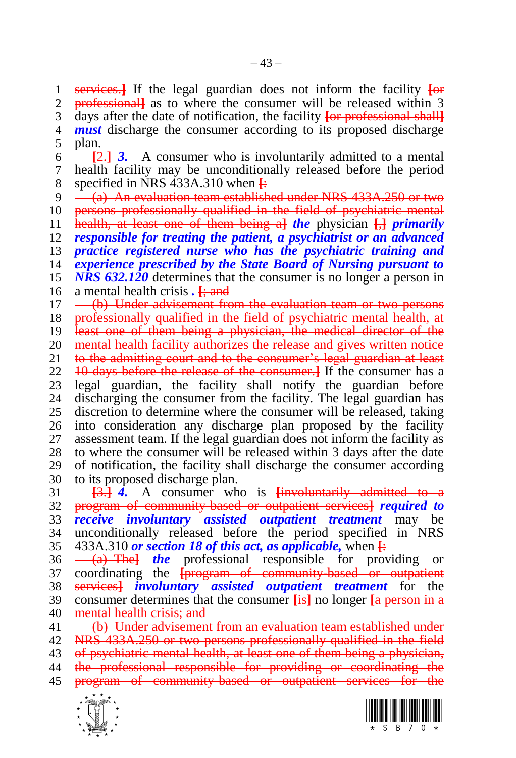services.] If the legal guardian does not inform the facility [or professional] as to where the consumer will be released within 3 days after the date of notification, the facility [or professional shall] ***must*** discharge the consumer according to its proposed discharge plan.

[2.] ***3.*** A consumer who is involuntarily admitted to a mental health facility may be unconditionally released before the period specified in NRS 433A.310 when [:

(a) An evaluation team established under NRS 433A.250 or two persons professionally qualified in the field of psychiatric mental health, at least one of them being a] ***the*** physician [,] ***primarily responsible for treating the patient, a psychiatrist or an advanced practice registered nurse who has the psychiatric training and experience prescribed by the State Board of Nursing pursuant to NRS 632.120*** determines that the consumer is no longer a person in a mental health crisis ***.*** [; and

(b) Under advisement from the evaluation team or two persons professionally qualified in the field of psychiatric mental health, at least one of them being a physician, the medical director of the mental health facility authorizes the release and gives written notice to the admitting court and to the consumer's legal guardian at least 10 days before the release of the consumer.] If the consumer has a legal guardian, the facility shall notify the guardian before discharging the consumer from the facility. The legal guardian has discretion to determine where the consumer will be released, taking into consideration any discharge plan proposed by the facility assessment team. If the legal guardian does not inform the facility as to where the consumer will be released within 3 days after the date of notification, the facility shall discharge the consumer according to its proposed discharge plan.

[3.] ***4.*** A consumer who is [involuntarily admitted to a program of community-based or outpatient services] ***required to receive involuntary assisted outpatient treatment*** may be unconditionally released before the period specified in NRS 433A.310 ***or section 18 of this act, as applicable,*** when [:

(a) The] ***the*** professional responsible for providing or coordinating the [program of community-based or outpatient services] ***involuntary assisted outpatient treatment*** for the consumer determines that the consumer [is] no longer [a person in a mental health crisis; and

(b) Under advisement from an evaluation team established under NRS 433A.250 or two persons professionally qualified in the field of psychiatric mental health, at least one of them being a physician, the professional responsible for providing or coordinating the program of community-based or outpatient services for the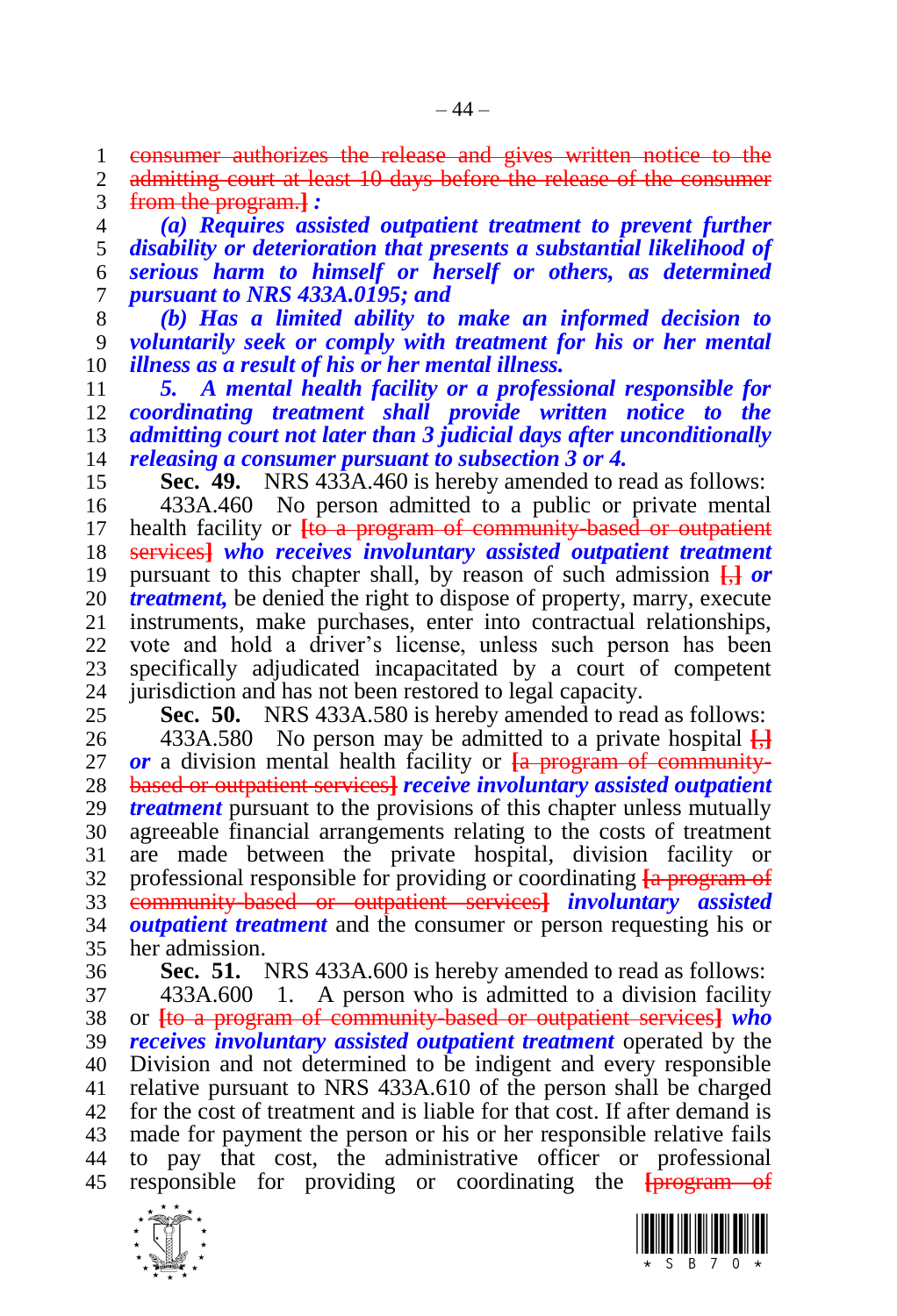consumer authorizes the release and gives written notice to the admitting court at least 10 days before the release of the consumer from the program.] *:*

*(a) Requires assisted outpatient treatment to prevent further disability or deterioration that presents a substantial likelihood of serious harm to himself or herself or others, as determined pursuant to NRS 433A.0195; and*

*(b) Has a limited ability to make an informed decision to voluntarily seek or comply with treatment for his or her mental illness as a result of his or her mental illness.*

*5. A mental health facility or a professional responsible for coordinating treatment shall provide written notice to the admitting court not later than 3 judicial days after unconditionally releasing a consumer pursuant to subsection 3 or 4.*

**Sec. 49.** NRS 433A.460 is hereby amended to read as follows:

433A.460 No person admitted to a public or private mental health facility or [to a program of community-based or outpatient services] *who receives involuntary assisted outpatient treatment* pursuant to this chapter shall, by reason of such admission [,] *or treatment,* be denied the right to dispose of property, marry, execute instruments, make purchases, enter into contractual relationships, vote and hold a driver's license, unless such person has been specifically adjudicated incapacitated by a court of competent jurisdiction and has not been restored to legal capacity.

**Sec. 50.** NRS 433A.580 is hereby amended to read as follows:

433A.580 No person may be admitted to a private hospital [,] *or* a division mental health facility or [a program of community-based or outpatient services] *receive involuntary assisted outpatient treatment* pursuant to the provisions of this chapter unless mutually agreeable financial arrangements relating to the costs of treatment are made between the private hospital, division facility or professional responsible for providing or coordinating [a program of community-based or outpatient services] *involuntary assisted outpatient treatment* and the consumer or person requesting his or her admission.

**Sec. 51.** NRS 433A.600 is hereby amended to read as follows:

433A.600 1. A person who is admitted to a division facility or [to a program of community-based or outpatient services] *who receives involuntary assisted outpatient treatment* operated by the Division and not determined to be indigent and every responsible relative pursuant to NRS 433A.610 of the person shall be charged for the cost of treatment and is liable for that cost. If after demand is made for payment the person or his or her responsible relative fails to pay that cost, the administrative officer or professional responsible for providing or coordinating the [program of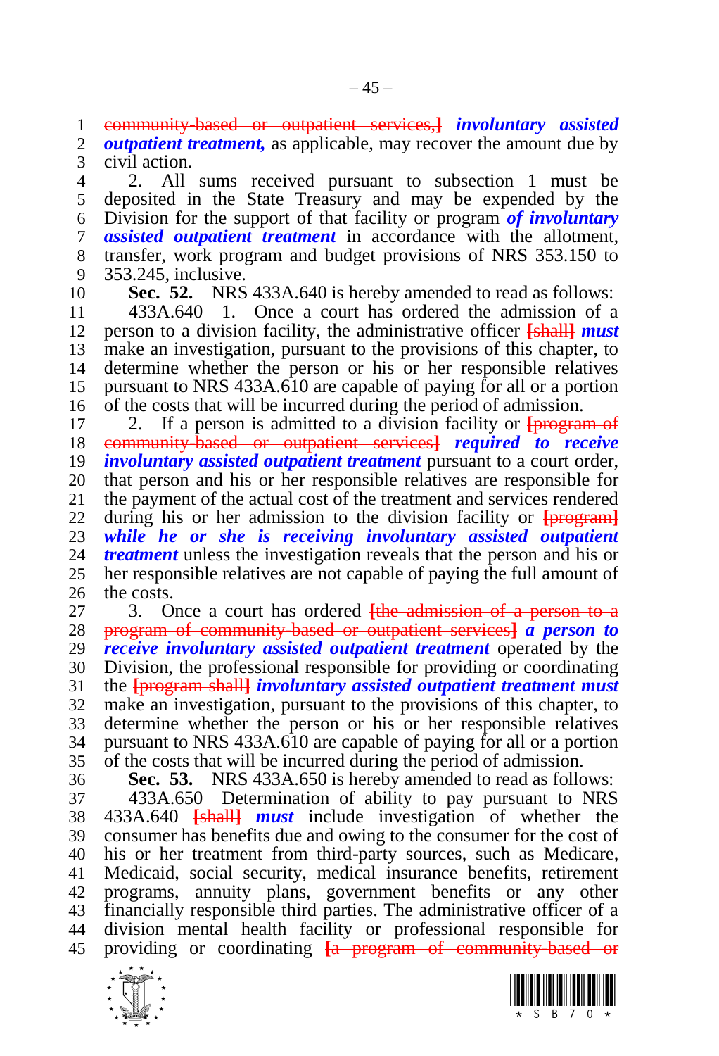~~community-based or outpatient services,]~~ ***involuntary assisted outpatient treatment,*** as applicable, may recover the amount due by civil action.

2. All sums received pursuant to subsection 1 must be deposited in the State Treasury and may be expended by the Division for the support of that facility or program ***of involuntary assisted outpatient treatment*** in accordance with the allotment, transfer, work program and budget provisions of NRS 353.150 to 353.245, inclusive.

**Sec. 52.** NRS 433A.640 is hereby amended to read as follows:

433A.640 1. Once a court has ordered the admission of a person to a division facility, the administrative officer ~~[shall]~~ ***must*** make an investigation, pursuant to the provisions of this chapter, to determine whether the person or his or her responsible relatives pursuant to NRS 433A.610 are capable of paying for all or a portion of the costs that will be incurred during the period of admission.

2. If a person is admitted to a division facility or ~~[program of community-based or outpatient services]~~ ***required to receive involuntary assisted outpatient treatment*** pursuant to a court order, that person and his or her responsible relatives are responsible for the payment of the actual cost of the treatment and services rendered during his or her admission to the division facility or ~~[program]~~ ***while he or she is receiving involuntary assisted outpatient treatment*** unless the investigation reveals that the person and his or her responsible relatives are not capable of paying the full amount of the costs.

3. Once a court has ordered ~~[the admission of a person to a program of community-based or outpatient services]~~ ***a person to receive involuntary assisted outpatient treatment*** operated by the Division, the professional responsible for providing or coordinating the ~~[program shall]~~ ***involuntary assisted outpatient treatment must*** make an investigation, pursuant to the provisions of this chapter, to determine whether the person or his or her responsible relatives pursuant to NRS 433A.610 are capable of paying for all or a portion of the costs that will be incurred during the period of admission.

**Sec. 53.** NRS 433A.650 is hereby amended to read as follows:

433A.650 Determination of ability to pay pursuant to NRS 433A.640 ~~[shall]~~ ***must*** include investigation of whether the consumer has benefits due and owing to the consumer for the cost of his or her treatment from third-party sources, such as Medicare, Medicaid, social security, medical insurance benefits, retirement programs, annuity plans, government benefits or any other financially responsible third parties. The administrative officer of a division mental health facility or professional responsible for providing or coordinating ~~[a program of community-based or~~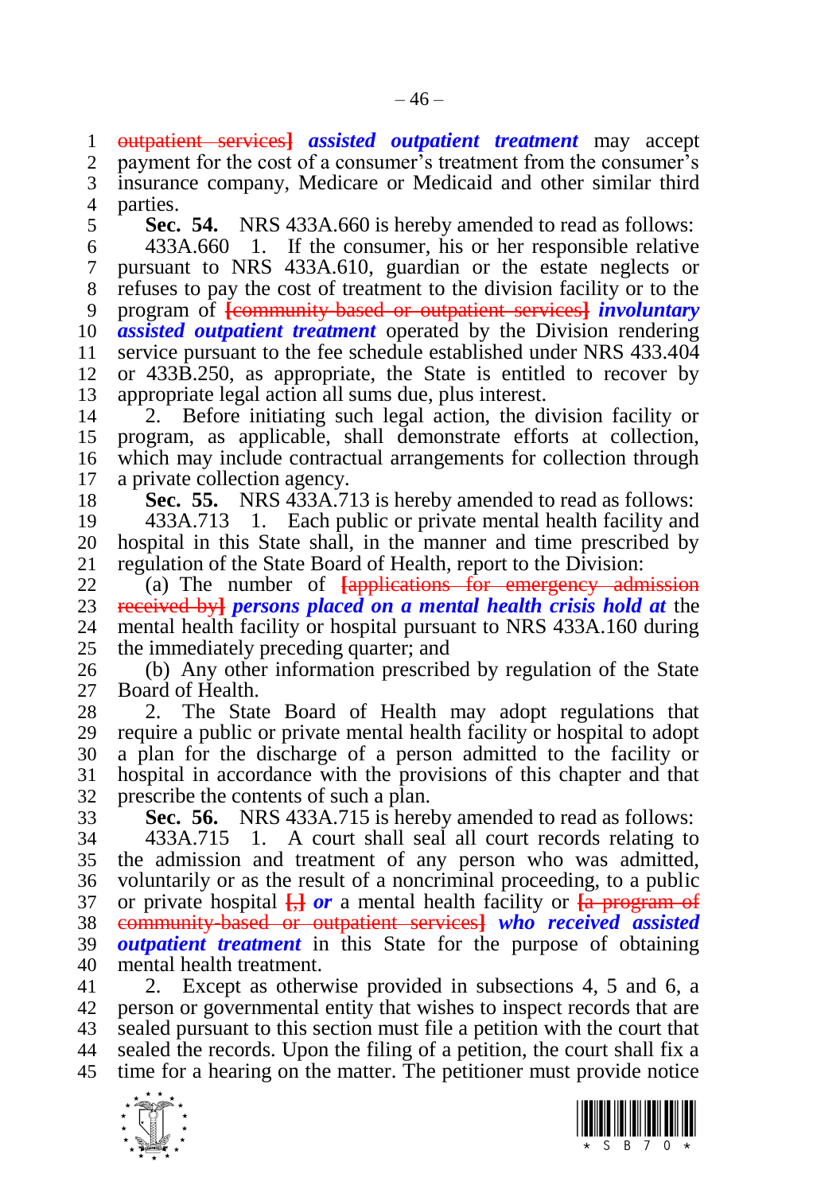~~outpatient services]~~ ***assisted outpatient treatment*** may accept payment for the cost of a consumer's treatment from the consumer's insurance company, Medicare or Medicaid and other similar third parties.

**Sec. 54.** NRS 433A.660 is hereby amended to read as follows:

433A.660 1. If the consumer, his or her responsible relative pursuant to NRS 433A.610, guardian or the estate neglects or refuses to pay the cost of treatment to the division facility or to the program of ~~[community-based or outpatient services]~~ ***involuntary assisted outpatient treatment*** operated by the Division rendering service pursuant to the fee schedule established under NRS 433.404 or 433B.250, as appropriate, the State is entitled to recover by appropriate legal action all sums due, plus interest.

2. Before initiating such legal action, the division facility or program, as applicable, shall demonstrate efforts at collection, which may include contractual arrangements for collection through a private collection agency.

**Sec. 55.** NRS 433A.713 is hereby amended to read as follows:

433A.713 1. Each public or private mental health facility and hospital in this State shall, in the manner and time prescribed by regulation of the State Board of Health, report to the Division:

(a) The number of ~~[applications for emergency admission received by]~~ ***persons placed on a mental health crisis hold at*** the mental health facility or hospital pursuant to NRS 433A.160 during the immediately preceding quarter; and

(b) Any other information prescribed by regulation of the State Board of Health.

2. The State Board of Health may adopt regulations that require a public or private mental health facility or hospital to adopt a plan for the discharge of a person admitted to the facility or hospital in accordance with the provisions of this chapter and that prescribe the contents of such a plan.

**Sec. 56.** NRS 433A.715 is hereby amended to read as follows:

433A.715 1. A court shall seal all court records relating to the admission and treatment of any person who was admitted, voluntarily or as the result of a noncriminal proceeding, to a public or private hospital ~~[,]~~ ***or*** a mental health facility or ~~[a program of community-based or outpatient services]~~ ***who received assisted outpatient treatment*** in this State for the purpose of obtaining mental health treatment.

2. Except as otherwise provided in subsections 4, 5 and 6, a person or governmental entity that wishes to inspect records that are sealed pursuant to this section must file a petition with the court that sealed the records. Upon the filing of a petition, the court shall fix a time for a hearing on the matter. The petitioner must provide notice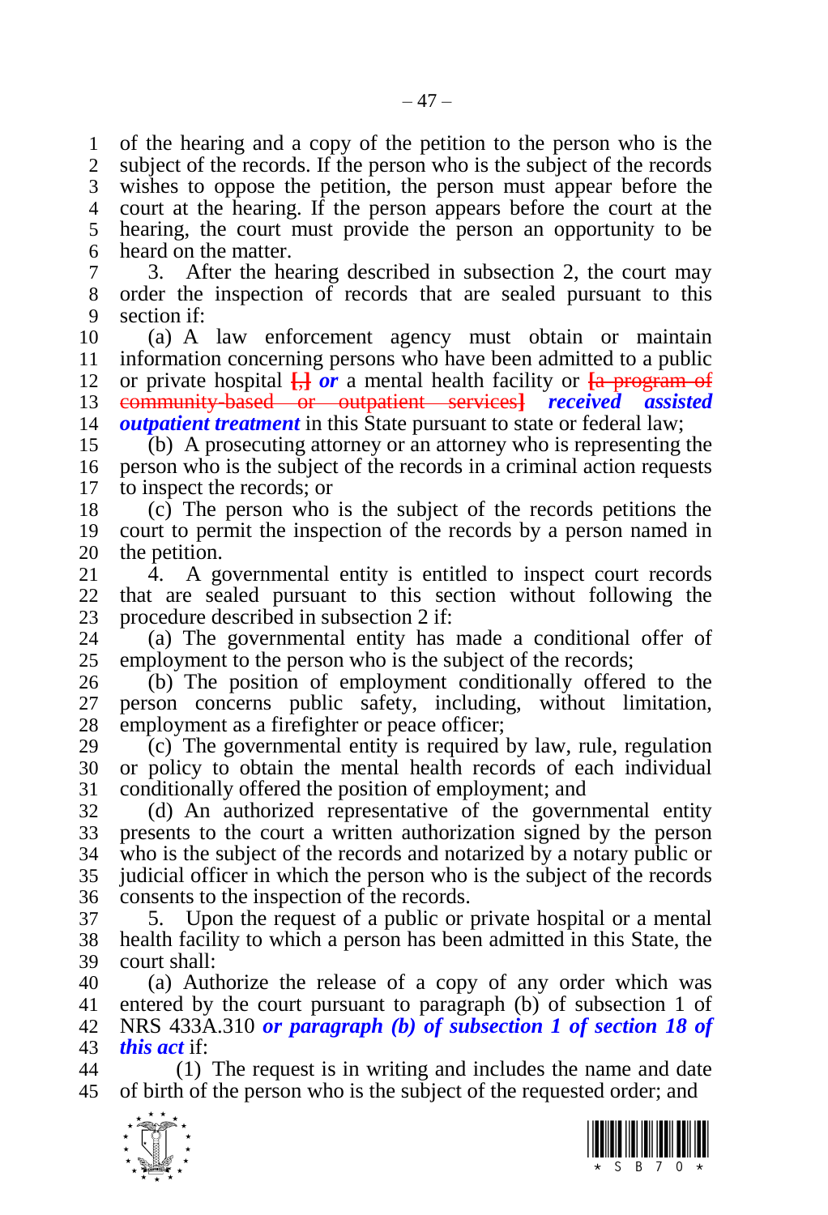of the hearing and a copy of the petition to the person who is the subject of the records. If the person who is the subject of the records wishes to oppose the petition, the person must appear before the court at the hearing. If the person appears before the court at the hearing, the court must provide the person an opportunity to be heard on the matter.

3. After the hearing described in subsection 2, the court may order the inspection of records that are sealed pursuant to this section if:

(a) A law enforcement agency must obtain or maintain information concerning persons who have been admitted to a public or private hospital [,] ***or*** a mental health facility or [a program of community-based or outpatient services] ***received assisted outpatient treatment*** in this State pursuant to state or federal law;

(b) A prosecuting attorney or an attorney who is representing the person who is the subject of the records in a criminal action requests to inspect the records; or

(c) The person who is the subject of the records petitions the court to permit the inspection of the records by a person named in the petition.

4. A governmental entity is entitled to inspect court records that are sealed pursuant to this section without following the procedure described in subsection 2 if:

(a) The governmental entity has made a conditional offer of employment to the person who is the subject of the records;

(b) The position of employment conditionally offered to the person concerns public safety, including, without limitation, employment as a firefighter or peace officer;

(c) The governmental entity is required by law, rule, regulation or policy to obtain the mental health records of each individual conditionally offered the position of employment; and

(d) An authorized representative of the governmental entity presents to the court a written authorization signed by the person who is the subject of the records and notarized by a notary public or judicial officer in which the person who is the subject of the records consents to the inspection of the records.

5. Upon the request of a public or private hospital or a mental health facility to which a person has been admitted in this State, the court shall:

(a) Authorize the release of a copy of any order which was entered by the court pursuant to paragraph (b) of subsection 1 of NRS 433A.310 ***or paragraph (b) of subsection 1 of section 18 of this act*** if:

(1) The request is in writing and includes the name and date of birth of the person who is the subject of the requested order; and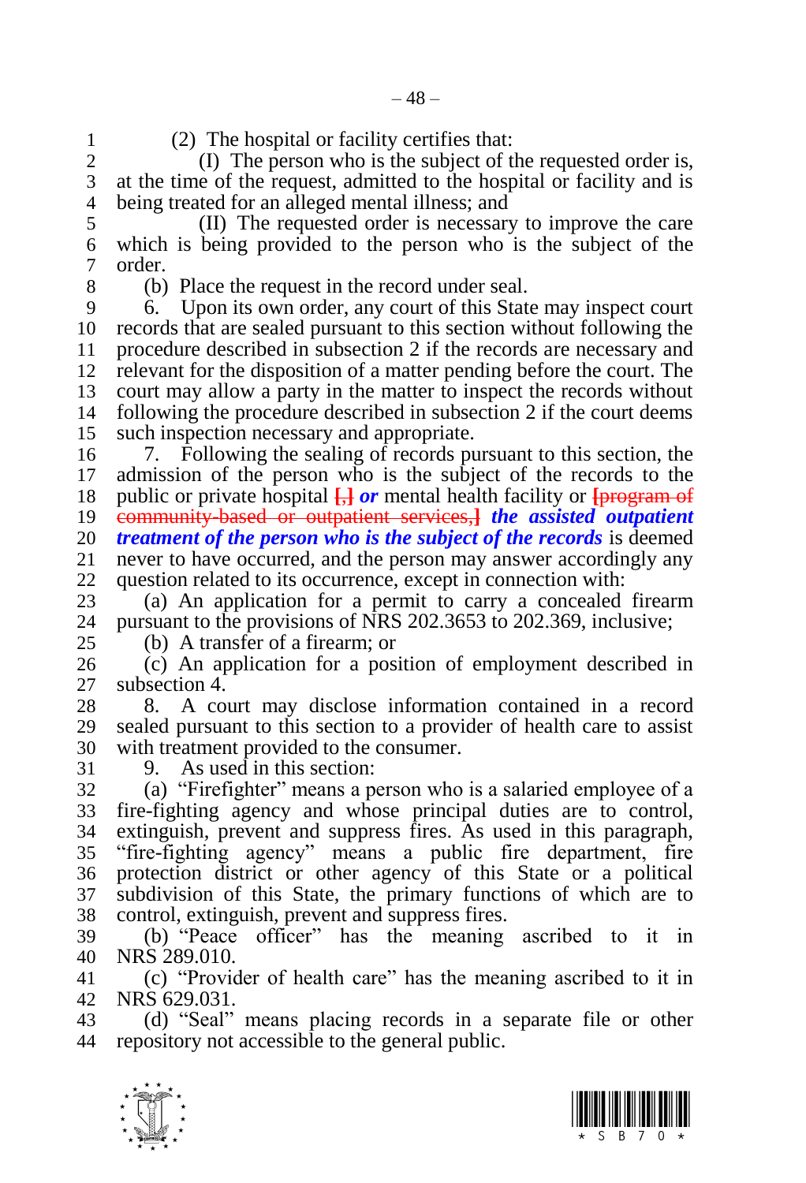(2) The hospital or facility certifies that:

(I) The person who is the subject of the requested order is, at the time of the request, admitted to the hospital or facility and is being treated for an alleged mental illness; and

(II) The requested order is necessary to improve the care which is being provided to the person who is the subject of the order.

(b) Place the request in the record under seal.

6. Upon its own order, any court of this State may inspect court records that are sealed pursuant to this section without following the procedure described in subsection 2 if the records are necessary and relevant for the disposition of a matter pending before the court. The court may allow a party in the matter to inspect the records without following the procedure described in subsection 2 if the court deems such inspection necessary and appropriate.

7. Following the sealing of records pursuant to this section, the admission of the person who is the subject of the records to the public or private hospital [,] ***or*** mental health facility or [program of community-based or outpatient services,] ***the assisted outpatient treatment of the person who is the subject of the records*** is deemed never to have occurred, and the person may answer accordingly any question related to its occurrence, except in connection with:

(a) An application for a permit to carry a concealed firearm pursuant to the provisions of NRS 202.3653 to 202.369, inclusive;

(b) A transfer of a firearm; or

(c) An application for a position of employment described in subsection 4.

8. A court may disclose information contained in a record sealed pursuant to this section to a provider of health care to assist with treatment provided to the consumer.

9. As used in this section:

(a) "Firefighter" means a person who is a salaried employee of a fire-fighting agency and whose principal duties are to control, extinguish, prevent and suppress fires. As used in this paragraph, "fire-fighting agency" means a public fire department, fire protection district or other agency of this State or a political subdivision of this State, the primary functions of which are to control, extinguish, prevent and suppress fires.

(b) "Peace officer" has the meaning ascribed to it in NRS 289.010.

(c) "Provider of health care" has the meaning ascribed to it in NRS 629.031.

(d) "Seal" means placing records in a separate file or other repository not accessible to the general public.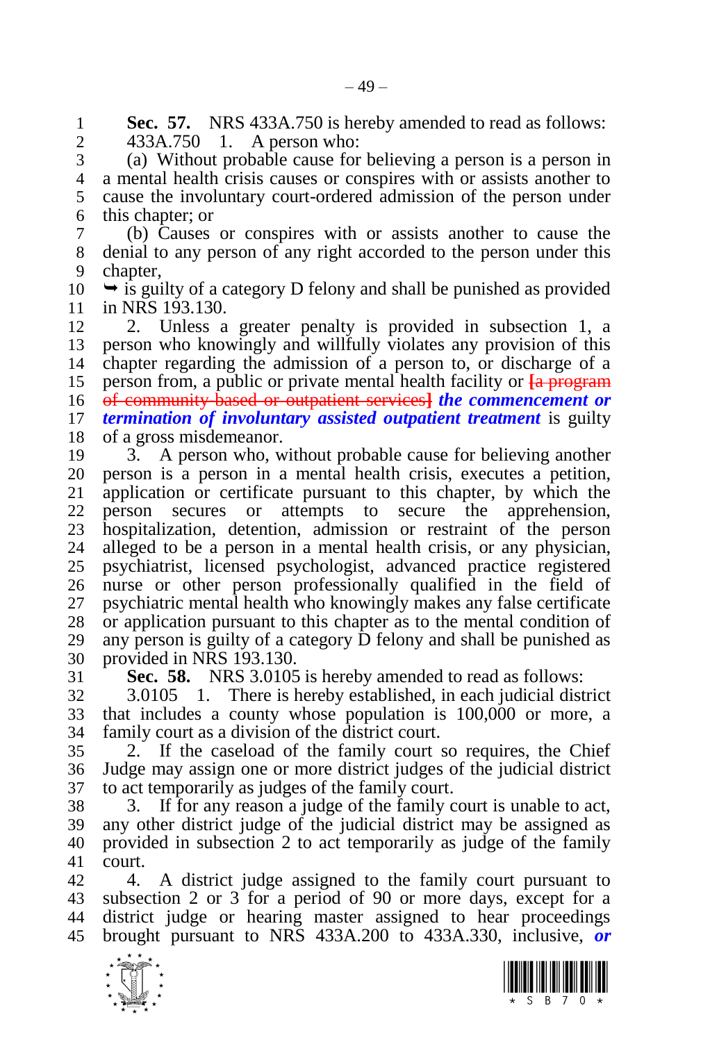**Sec. 57.** NRS 433A.750 is hereby amended to read as follows:

433A.750 1. A person who:

(a) Without probable cause for believing a person is a person in a mental health crisis causes or conspires with or assists another to cause the involuntary court-ordered admission of the person under this chapter; or

(b) Causes or conspires with or assists another to cause the denial to any person of any right accorded to the person under this chapter,

➥ is guilty of a category D felony and shall be punished as provided in NRS 193.130.

2. Unless a greater penalty is provided in subsection 1, a person who knowingly and willfully violates any provision of this chapter regarding the admission of a person to, or discharge of a person from, a public or private mental health facility or [a program of community-based or outpatient services] ***the commencement or termination of involuntary assisted outpatient treatment*** is guilty of a gross misdemeanor.

3. A person who, without probable cause for believing another person is a person in a mental health crisis, executes a petition, application or certificate pursuant to this chapter, by which the person secures or attempts to secure the apprehension, hospitalization, detention, admission or restraint of the person alleged to be a person in a mental health crisis, or any physician, psychiatrist, licensed psychologist, advanced practice registered nurse or other person professionally qualified in the field of psychiatric mental health who knowingly makes any false certificate or application pursuant to this chapter as to the mental condition of any person is guilty of a category D felony and shall be punished as provided in NRS 193.130.

**Sec. 58.** NRS 3.0105 is hereby amended to read as follows:

3.0105 1. There is hereby established, in each judicial district that includes a county whose population is 100,000 or more, a family court as a division of the district court.

2. If the caseload of the family court so requires, the Chief Judge may assign one or more district judges of the judicial district to act temporarily as judges of the family court.

3. If for any reason a judge of the family court is unable to act, any other district judge of the judicial district may be assigned as provided in subsection 2 to act temporarily as judge of the family court.

4. A district judge assigned to the family court pursuant to subsection 2 or 3 for a period of 90 or more days, except for a district judge or hearing master assigned to hear proceedings brought pursuant to NRS 433A.200 to 433A.330, inclusive, ***or***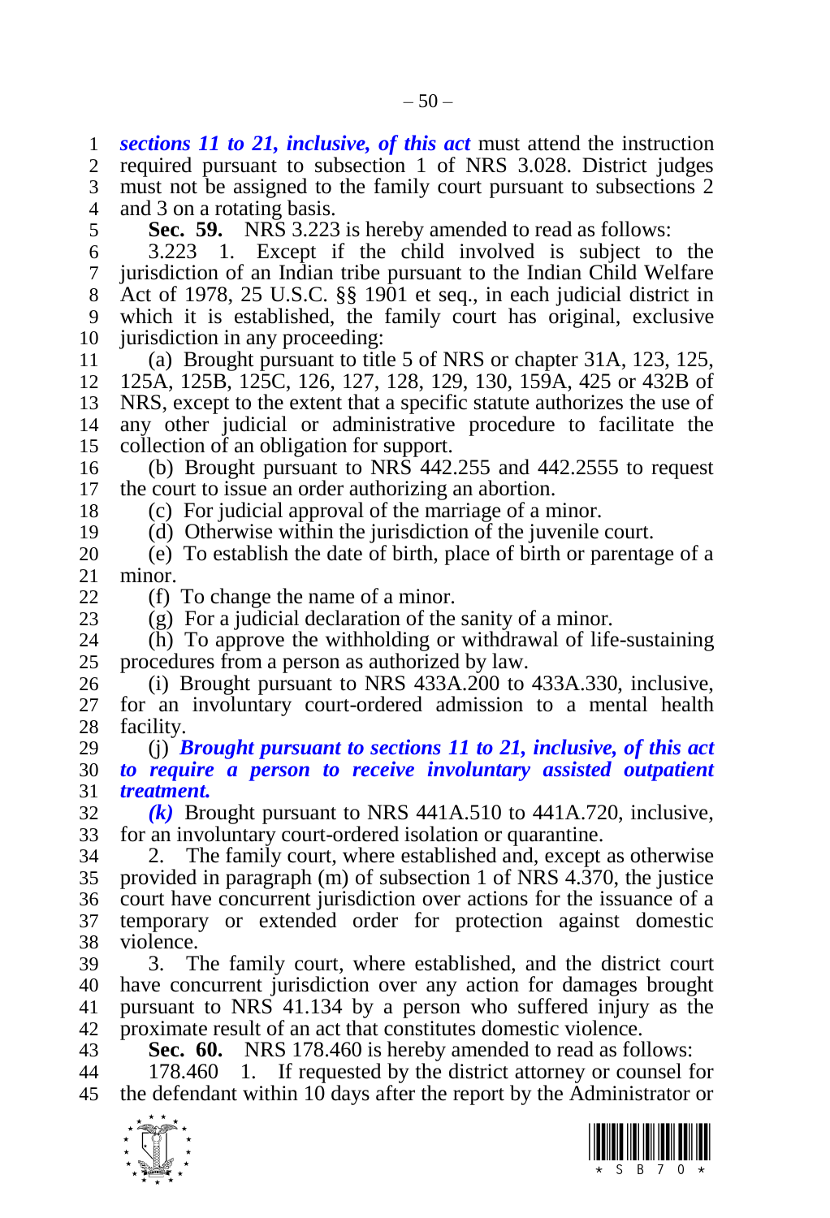***sections 11 to 21, inclusive, of this act*** must attend the instruction required pursuant to subsection 1 of NRS 3.028. District judges must not be assigned to the family court pursuant to subsections 2 and 3 on a rotating basis.

**Sec. 59.** NRS 3.223 is hereby amended to read as follows:

3.223 1. Except if the child involved is subject to the jurisdiction of an Indian tribe pursuant to the Indian Child Welfare Act of 1978, 25 U.S.C. §§ 1901 et seq., in each judicial district in which it is established, the family court has original, exclusive jurisdiction in any proceeding:

(a) Brought pursuant to title 5 of NRS or chapter 31A, 123, 125, 125A, 125B, 125C, 126, 127, 128, 129, 130, 159A, 425 or 432B of NRS, except to the extent that a specific statute authorizes the use of any other judicial or administrative procedure to facilitate the collection of an obligation for support.

(b) Brought pursuant to NRS 442.255 and 442.2555 to request the court to issue an order authorizing an abortion.

(c) For judicial approval of the marriage of a minor.

(d) Otherwise within the jurisdiction of the juvenile court.

(e) To establish the date of birth, place of birth or parentage of a minor.

(f) To change the name of a minor.

(g) For a judicial declaration of the sanity of a minor.

(h) To approve the withholding or withdrawal of life-sustaining procedures from a person as authorized by law.

(i) Brought pursuant to NRS 433A.200 to 433A.330, inclusive, for an involuntary court-ordered admission to a mental health facility.

(j) ***Brought pursuant to sections 11 to 21, inclusive, of this act to require a person to receive involuntary assisted outpatient treatment.***

***(k)*** Brought pursuant to NRS 441A.510 to 441A.720, inclusive, for an involuntary court-ordered isolation or quarantine.

2. The family court, where established and, except as otherwise provided in paragraph (m) of subsection 1 of NRS 4.370, the justice court have concurrent jurisdiction over actions for the issuance of a temporary or extended order for protection against domestic violence.

3. The family court, where established, and the district court have concurrent jurisdiction over any action for damages brought pursuant to NRS 41.134 by a person who suffered injury as the proximate result of an act that constitutes domestic violence.

**Sec. 60.** NRS 178.460 is hereby amended to read as follows:

178.460 1. If requested by the district attorney or counsel for the defendant within 10 days after the report by the Administrator or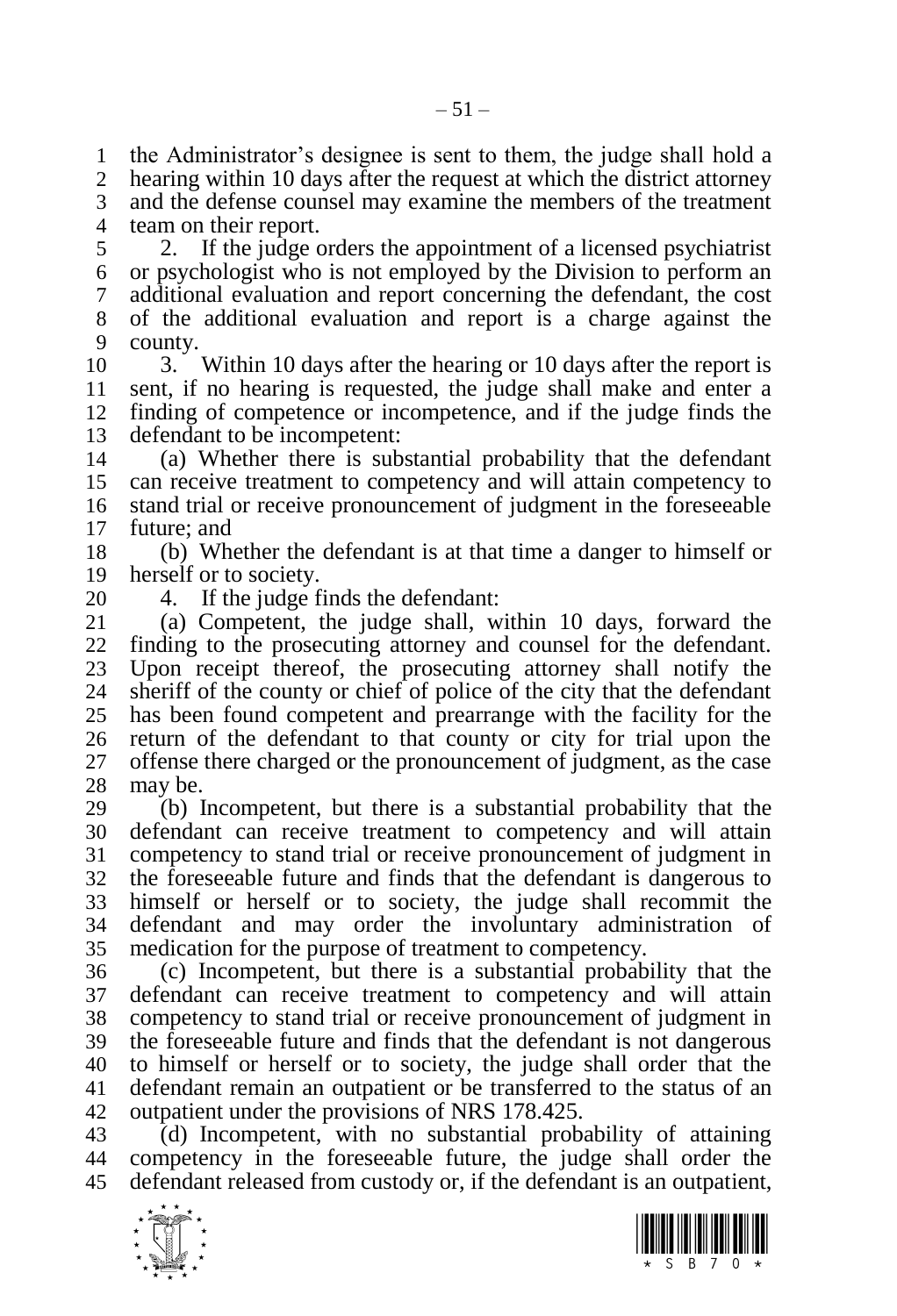the Administrator's designee is sent to them, the judge shall hold a hearing within 10 days after the request at which the district attorney and the defense counsel may examine the members of the treatment team on their report.

2. If the judge orders the appointment of a licensed psychiatrist or psychologist who is not employed by the Division to perform an additional evaluation and report concerning the defendant, the cost of the additional evaluation and report is a charge against the county.

3. Within 10 days after the hearing or 10 days after the report is sent, if no hearing is requested, the judge shall make and enter a finding of competence or incompetence, and if the judge finds the defendant to be incompetent:

(a) Whether there is substantial probability that the defendant can receive treatment to competency and will attain competency to stand trial or receive pronouncement of judgment in the foreseeable future; and

(b) Whether the defendant is at that time a danger to himself or herself or to society.

4. If the judge finds the defendant:

(a) Competent, the judge shall, within 10 days, forward the finding to the prosecuting attorney and counsel for the defendant. Upon receipt thereof, the prosecuting attorney shall notify the sheriff of the county or chief of police of the city that the defendant has been found competent and prearrange with the facility for the return of the defendant to that county or city for trial upon the offense there charged or the pronouncement of judgment, as the case may be.

(b) Incompetent, but there is a substantial probability that the defendant can receive treatment to competency and will attain competency to stand trial or receive pronouncement of judgment in the foreseeable future and finds that the defendant is dangerous to himself or herself or to society, the judge shall recommit the defendant and may order the involuntary administration of medication for the purpose of treatment to competency.

(c) Incompetent, but there is a substantial probability that the defendant can receive treatment to competency and will attain competency to stand trial or receive pronouncement of judgment in the foreseeable future and finds that the defendant is not dangerous to himself or herself or to society, the judge shall order that the defendant remain an outpatient or be transferred to the status of an outpatient under the provisions of NRS 178.425.

(d) Incompetent, with no substantial probability of attaining competency in the foreseeable future, the judge shall order the defendant released from custody or, if the defendant is an outpatient,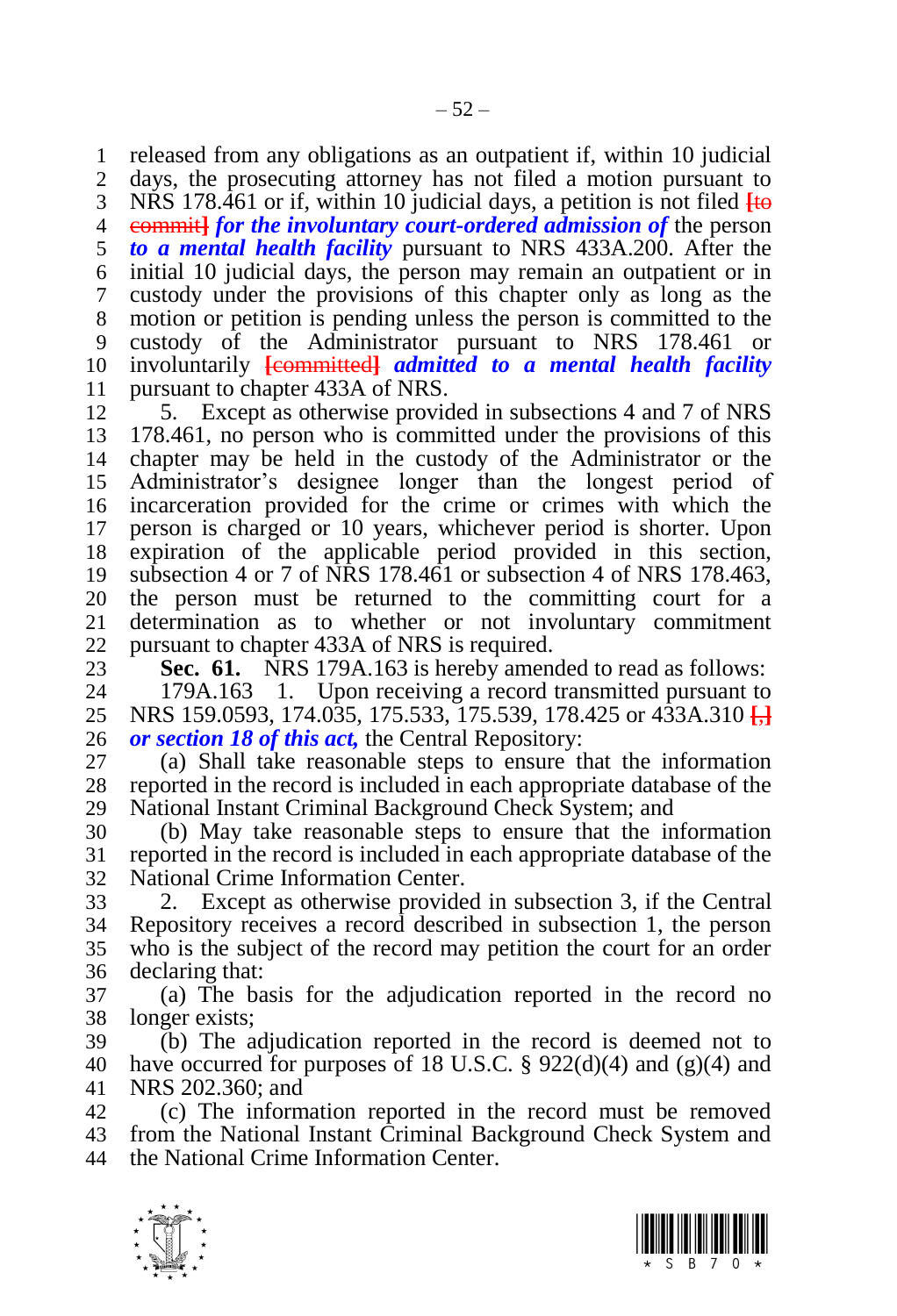released from any obligations as an outpatient if, within 10 judicial days, the prosecuting attorney has not filed a motion pursuant to NRS 178.461 or if, within 10 judicial days, a petition is not filed [to commit] ***for the involuntary court-ordered admission of*** the person ***to a mental health facility*** pursuant to NRS 433A.200. After the initial 10 judicial days, the person may remain an outpatient or in custody under the provisions of this chapter only as long as the motion or petition is pending unless the person is committed to the custody of the Administrator pursuant to NRS 178.461 or involuntarily [committed] ***admitted to a mental health facility*** pursuant to chapter 433A of NRS.

5. Except as otherwise provided in subsections 4 and 7 of NRS 178.461, no person who is committed under the provisions of this chapter may be held in the custody of the Administrator or the Administrator's designee longer than the longest period of incarceration provided for the crime or crimes with which the person is charged or 10 years, whichever period is shorter. Upon expiration of the applicable period provided in this section, subsection 4 or 7 of NRS 178.461 or subsection 4 of NRS 178.463, the person must be returned to the committing court for a determination as to whether or not involuntary commitment pursuant to chapter 433A of NRS is required.

**Sec. 61.** NRS 179A.163 is hereby amended to read as follows:

179A.163 1. Upon receiving a record transmitted pursuant to NRS 159.0593, 174.035, 175.533, 175.539, 178.425 or 433A.310 [,] ***or section 18 of this act,*** the Central Repository:

(a) Shall take reasonable steps to ensure that the information reported in the record is included in each appropriate database of the National Instant Criminal Background Check System; and

(b) May take reasonable steps to ensure that the information reported in the record is included in each appropriate database of the National Crime Information Center.

2. Except as otherwise provided in subsection 3, if the Central Repository receives a record described in subsection 1, the person who is the subject of the record may petition the court for an order declaring that:

(a) The basis for the adjudication reported in the record no longer exists;

(b) The adjudication reported in the record is deemed not to have occurred for purposes of 18 U.S.C. § 922(d)(4) and (g)(4) and NRS 202.360; and

(c) The information reported in the record must be removed from the National Instant Criminal Background Check System and the National Crime Information Center.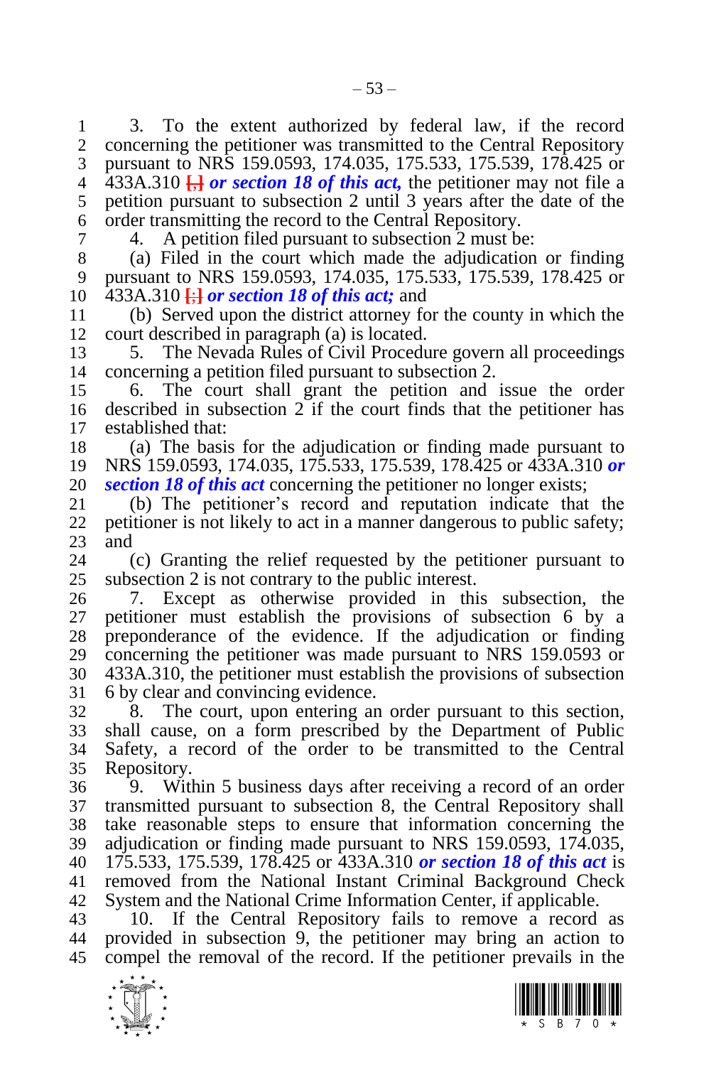3. To the extent authorized by federal law, if the record concerning the petitioner was transmitted to the Central Repository pursuant to NRS 159.0593, 174.035, 175.533, 175.539, 178.425 or 433A.310 [,] ***or section 18 of this act,*** the petitioner may not file a petition pursuant to subsection 2 until 3 years after the date of the order transmitting the record to the Central Repository.

4. A petition filed pursuant to subsection 2 must be:

(a) Filed in the court which made the adjudication or finding pursuant to NRS 159.0593, 174.035, 175.533, 175.539, 178.425 or 433A.310 [;] ***or section 18 of this act;*** and

(b) Served upon the district attorney for the county in which the court described in paragraph (a) is located.

5. The Nevada Rules of Civil Procedure govern all proceedings concerning a petition filed pursuant to subsection 2.

6. The court shall grant the petition and issue the order described in subsection 2 if the court finds that the petitioner has established that:

(a) The basis for the adjudication or finding made pursuant to NRS 159.0593, 174.035, 175.533, 175.539, 178.425 or 433A.310 ***or section 18 of this act*** concerning the petitioner no longer exists;

(b) The petitioner's record and reputation indicate that the petitioner is not likely to act in a manner dangerous to public safety; and

(c) Granting the relief requested by the petitioner pursuant to subsection 2 is not contrary to the public interest.

7. Except as otherwise provided in this subsection, the petitioner must establish the provisions of subsection 6 by a preponderance of the evidence. If the adjudication or finding concerning the petitioner was made pursuant to NRS 159.0593 or 433A.310, the petitioner must establish the provisions of subsection 6 by clear and convincing evidence.

8. The court, upon entering an order pursuant to this section, shall cause, on a form prescribed by the Department of Public Safety, a record of the order to be transmitted to the Central Repository.

9. Within 5 business days after receiving a record of an order transmitted pursuant to subsection 8, the Central Repository shall take reasonable steps to ensure that information concerning the adjudication or finding made pursuant to NRS 159.0593, 174.035, 175.533, 175.539, 178.425 or 433A.310 ***or section 18 of this act*** is removed from the National Instant Criminal Background Check System and the National Crime Information Center, if applicable.

10. If the Central Repository fails to remove a record as provided in subsection 9, the petitioner may bring an action to compel the removal of the record. If the petitioner prevails in the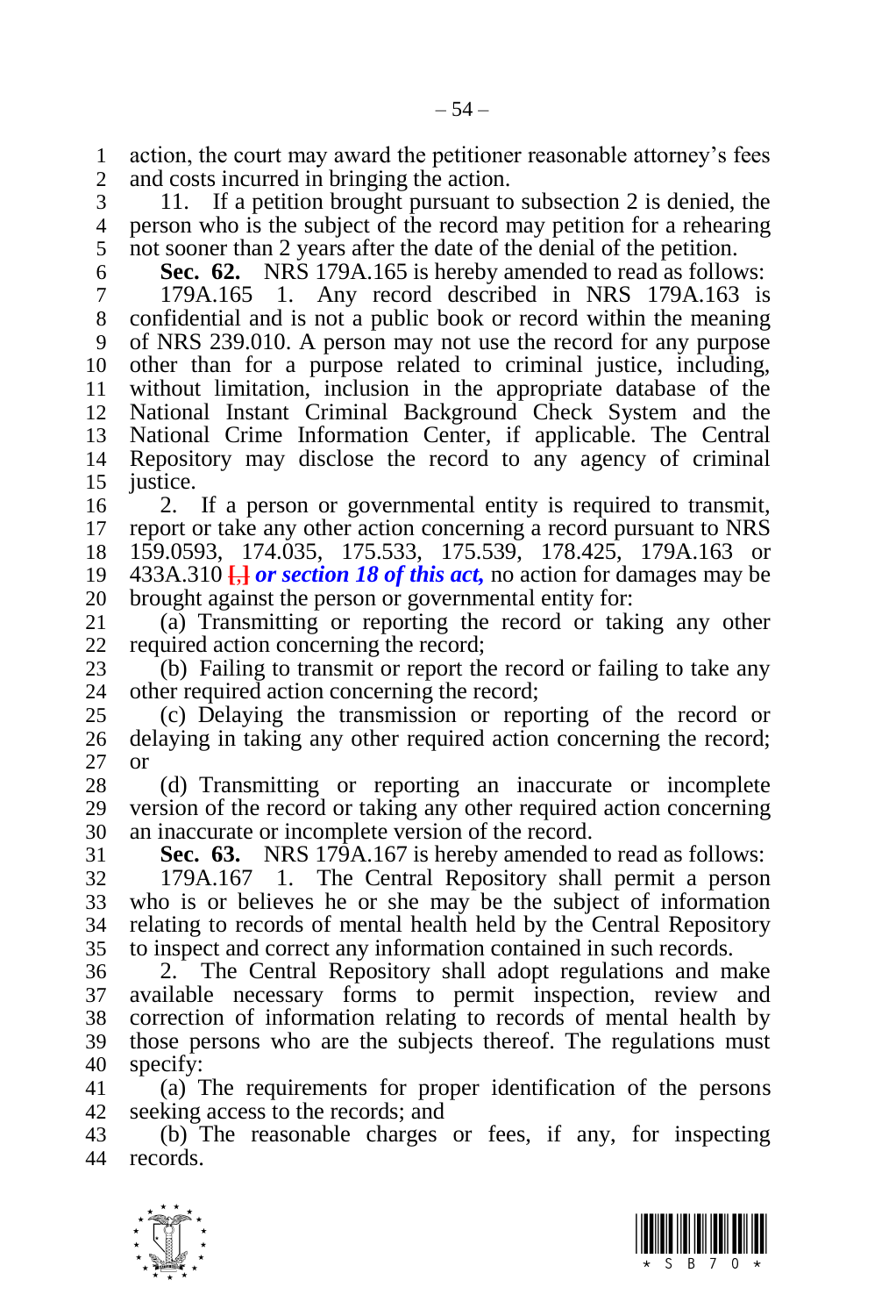action, the court may award the petitioner reasonable attorney's fees and costs incurred in bringing the action.

11. If a petition brought pursuant to subsection 2 is denied, the person who is the subject of the record may petition for a rehearing not sooner than 2 years after the date of the denial of the petition.

**Sec. 62.** NRS 179A.165 is hereby amended to read as follows:

179A.165 1. Any record described in NRS 179A.163 is confidential and is not a public book or record within the meaning of NRS 239.010. A person may not use the record for any purpose other than for a purpose related to criminal justice, including, without limitation, inclusion in the appropriate database of the National Instant Criminal Background Check System and the National Crime Information Center, if applicable. The Central Repository may disclose the record to any agency of criminal justice.

2. If a person or governmental entity is required to transmit, report or take any other action concerning a record pursuant to NRS 159.0593, 174.035, 175.533, 175.539, 178.425, 179A.163 or 433A.310 **[,]** ***or section 18 of this act,*** no action for damages may be brought against the person or governmental entity for:

(a) Transmitting or reporting the record or taking any other required action concerning the record;

(b) Failing to transmit or report the record or failing to take any other required action concerning the record;

(c) Delaying the transmission or reporting of the record or delaying in taking any other required action concerning the record; or

(d) Transmitting or reporting an inaccurate or incomplete version of the record or taking any other required action concerning an inaccurate or incomplete version of the record.

**Sec. 63.** NRS 179A.167 is hereby amended to read as follows:

179A.167 1. The Central Repository shall permit a person who is or believes he or she may be the subject of information relating to records of mental health held by the Central Repository to inspect and correct any information contained in such records.

2. The Central Repository shall adopt regulations and make available necessary forms to permit inspection, review and correction of information relating to records of mental health by those persons who are the subjects thereof. The regulations must specify:

(a) The requirements for proper identification of the persons seeking access to the records; and

(b) The reasonable charges or fees, if any, for inspecting records.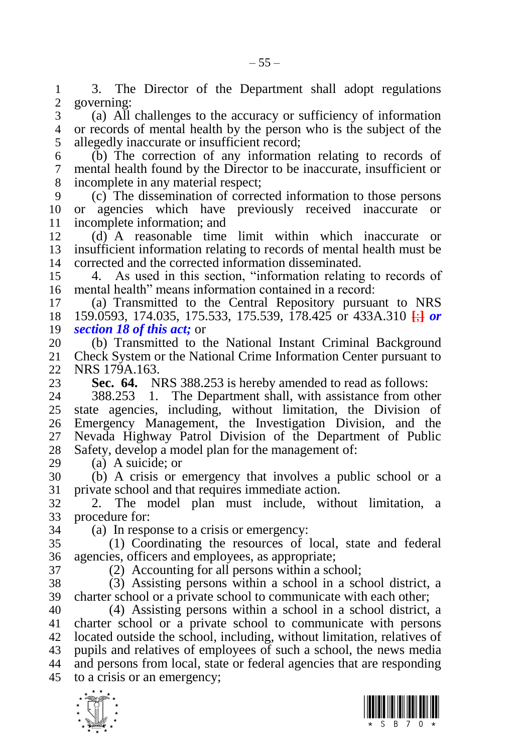3. The Director of the Department shall adopt regulations governing:

(a) All challenges to the accuracy or sufficiency of information or records of mental health by the person who is the subject of the allegedly inaccurate or insufficient record;

(b) The correction of any information relating to records of mental health found by the Director to be inaccurate, insufficient or incomplete in any material respect;

(c) The dissemination of corrected information to those persons or agencies which have previously received inaccurate or incomplete information; and

(d) A reasonable time limit within which inaccurate or insufficient information relating to records of mental health must be corrected and the corrected information disseminated.

4. As used in this section, "information relating to records of mental health" means information contained in a record:

(a) Transmitted to the Central Repository pursuant to NRS 159.0593, 174.035, 175.533, 175.539, 178.425 or 433A.310 [;] ***or section 18 of this act;*** or

(b) Transmitted to the National Instant Criminal Background Check System or the National Crime Information Center pursuant to NRS 179A.163.

**Sec. 64.** NRS 388.253 is hereby amended to read as follows:

388.253 1. The Department shall, with assistance from other state agencies, including, without limitation, the Division of Emergency Management, the Investigation Division, and the Nevada Highway Patrol Division of the Department of Public Safety, develop a model plan for the management of:

(a) A suicide; or

(b) A crisis or emergency that involves a public school or a private school and that requires immediate action.

2. The model plan must include, without limitation, a procedure for:

(a) In response to a crisis or emergency:

(1) Coordinating the resources of local, state and federal agencies, officers and employees, as appropriate;

(2) Accounting for all persons within a school;

(3) Assisting persons within a school in a school district, a charter school or a private school to communicate with each other;

(4) Assisting persons within a school in a school district, a charter school or a private school to communicate with persons located outside the school, including, without limitation, relatives of pupils and relatives of employees of such a school, the news media and persons from local, state or federal agencies that are responding to a crisis or an emergency;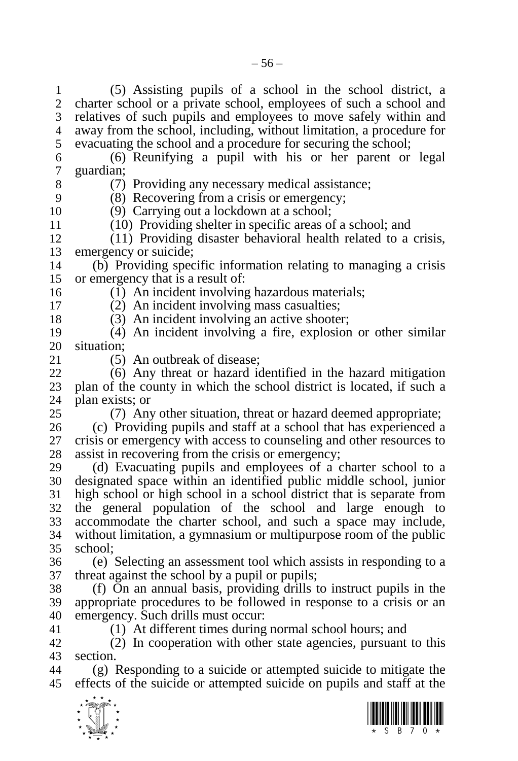(5) Assisting pupils of a school in the school district, a charter school or a private school, employees of such a school and relatives of such pupils and employees to move safely within and away from the school, including, without limitation, a procedure for evacuating the school and a procedure for securing the school;

(6) Reunifying a pupil with his or her parent or legal guardian;

(7) Providing any necessary medical assistance;

(8) Recovering from a crisis or emergency;

(9) Carrying out a lockdown at a school;

(10) Providing shelter in specific areas of a school; and

(11) Providing disaster behavioral health related to a crisis, emergency or suicide;

(b) Providing specific information relating to managing a crisis or emergency that is a result of:

(1) An incident involving hazardous materials;

(2) An incident involving mass casualties;

(3) An incident involving an active shooter;

(4) An incident involving a fire, explosion or other similar situation;

(5) An outbreak of disease;

(6) Any threat or hazard identified in the hazard mitigation plan of the county in which the school district is located, if such a plan exists; or

(7) Any other situation, threat or hazard deemed appropriate;

(c) Providing pupils and staff at a school that has experienced a crisis or emergency with access to counseling and other resources to assist in recovering from the crisis or emergency;

(d) Evacuating pupils and employees of a charter school to a designated space within an identified public middle school, junior high school or high school in a school district that is separate from the general population of the school and large enough to accommodate the charter school, and such a space may include, without limitation, a gymnasium or multipurpose room of the public school;

(e) Selecting an assessment tool which assists in responding to a threat against the school by a pupil or pupils;

(f) On an annual basis, providing drills to instruct pupils in the appropriate procedures to be followed in response to a crisis or an emergency. Such drills must occur:

(1) At different times during normal school hours; and

(2) In cooperation with other state agencies, pursuant to this section.

(g) Responding to a suicide or attempted suicide to mitigate the effects of the suicide or attempted suicide on pupils and staff at the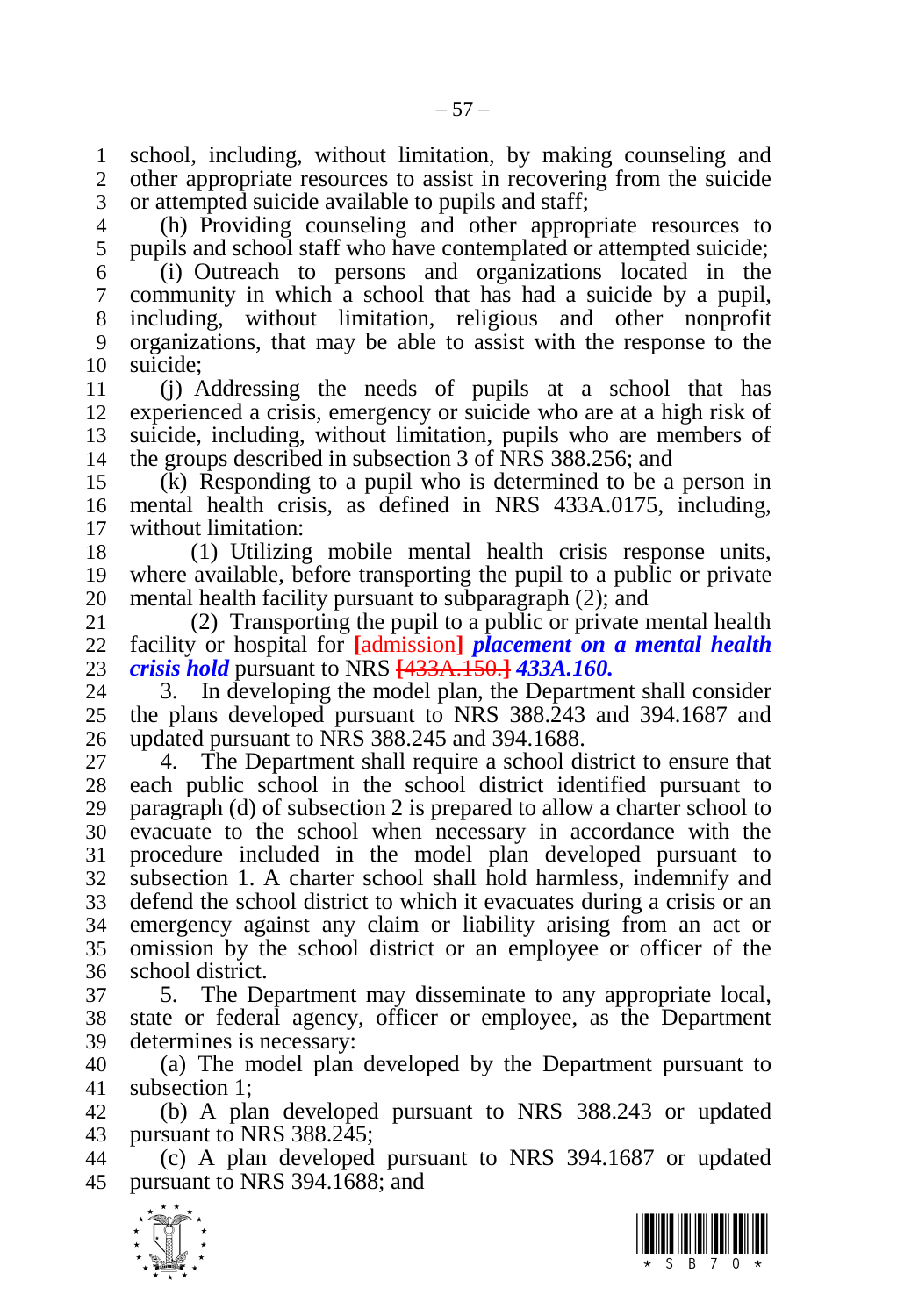school, including, without limitation, by making counseling and other appropriate resources to assist in recovering from the suicide or attempted suicide available to pupils and staff;

(h) Providing counseling and other appropriate resources to pupils and school staff who have contemplated or attempted suicide;

(i) Outreach to persons and organizations located in the community in which a school that has had a suicide by a pupil, including, without limitation, religious and other nonprofit organizations, that may be able to assist with the response to the suicide;

(j) Addressing the needs of pupils at a school that has experienced a crisis, emergency or suicide who are at a high risk of suicide, including, without limitation, pupils who are members of the groups described in subsection 3 of NRS 388.256; and

(k) Responding to a pupil who is determined to be a person in mental health crisis, as defined in NRS 433A.0175, including, without limitation:

(1) Utilizing mobile mental health crisis response units, where available, before transporting the pupil to a public or private mental health facility pursuant to subparagraph (2); and

(2) Transporting the pupil to a public or private mental health facility or hospital for [admission] ***placement on a mental health crisis hold*** pursuant to NRS [433A.150.] ***433A.160.***

3. In developing the model plan, the Department shall consider the plans developed pursuant to NRS 388.243 and 394.1687 and updated pursuant to NRS 388.245 and 394.1688.

4. The Department shall require a school district to ensure that each public school in the school district identified pursuant to paragraph (d) of subsection 2 is prepared to allow a charter school to evacuate to the school when necessary in accordance with the procedure included in the model plan developed pursuant to subsection 1. A charter school shall hold harmless, indemnify and defend the school district to which it evacuates during a crisis or an emergency against any claim or liability arising from an act or omission by the school district or an employee or officer of the school district.

5. The Department may disseminate to any appropriate local, state or federal agency, officer or employee, as the Department determines is necessary:

(a) The model plan developed by the Department pursuant to subsection 1;

(b) A plan developed pursuant to NRS 388.243 or updated pursuant to NRS 388.245;

(c) A plan developed pursuant to NRS 394.1687 or updated pursuant to NRS 394.1688; and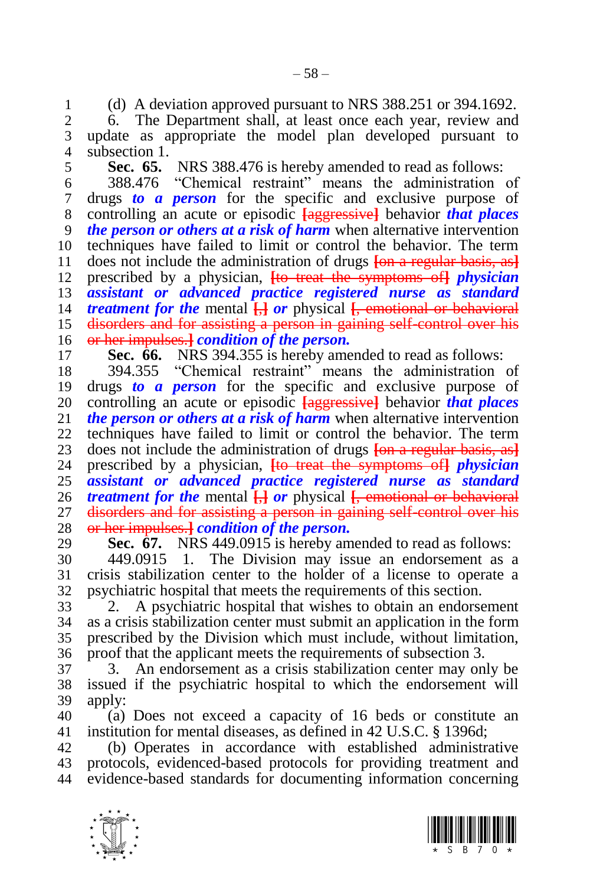(d) A deviation approved pursuant to NRS 388.251 or 394.1692.

6. The Department shall, at least once each year, review and update as appropriate the model plan developed pursuant to subsection 1.

**Sec. 65.** NRS 388.476 is hereby amended to read as follows:

388.476 "Chemical restraint" means the administration of drugs ***to a person*** for the specific and exclusive purpose of controlling an acute or episodic ~~[aggressive]~~ behavior ***that places the person or others at a risk of harm*** when alternative intervention techniques have failed to limit or control the behavior. The term does not include the administration of drugs ~~[on a regular basis, as]~~ prescribed by a physician, ~~[to treat the symptoms of]~~ ***physician assistant or advanced practice registered nurse as standard treatment for the*** mental ~~[,]~~ ***or*** physical ~~[, emotional or behavioral disorders and for assisting a person in gaining self-control over his or her impulses.]~~ ***condition of the person.***

**Sec. 66.** NRS 394.355 is hereby amended to read as follows:

394.355 "Chemical restraint" means the administration of drugs ***to a person*** for the specific and exclusive purpose of controlling an acute or episodic ~~[aggressive]~~ behavior ***that places the person or others at a risk of harm*** when alternative intervention techniques have failed to limit or control the behavior. The term does not include the administration of drugs ~~[on a regular basis, as]~~ prescribed by a physician, ~~[to treat the symptoms of]~~ ***physician assistant or advanced practice registered nurse as standard treatment for the*** mental ~~[,]~~ ***or*** physical ~~[, emotional or behavioral disorders and for assisting a person in gaining self-control over his or her impulses.]~~ ***condition of the person.***

**Sec. 67.** NRS 449.0915 is hereby amended to read as follows:

449.0915 1. The Division may issue an endorsement as a crisis stabilization center to the holder of a license to operate a psychiatric hospital that meets the requirements of this section.

2. A psychiatric hospital that wishes to obtain an endorsement as a crisis stabilization center must submit an application in the form prescribed by the Division which must include, without limitation, proof that the applicant meets the requirements of subsection 3.

3. An endorsement as a crisis stabilization center may only be issued if the psychiatric hospital to which the endorsement will apply:

(a) Does not exceed a capacity of 16 beds or constitute an institution for mental diseases, as defined in 42 U.S.C. § 1396d;

(b) Operates in accordance with established administrative protocols, evidenced-based protocols for providing treatment and evidence-based standards for documenting information concerning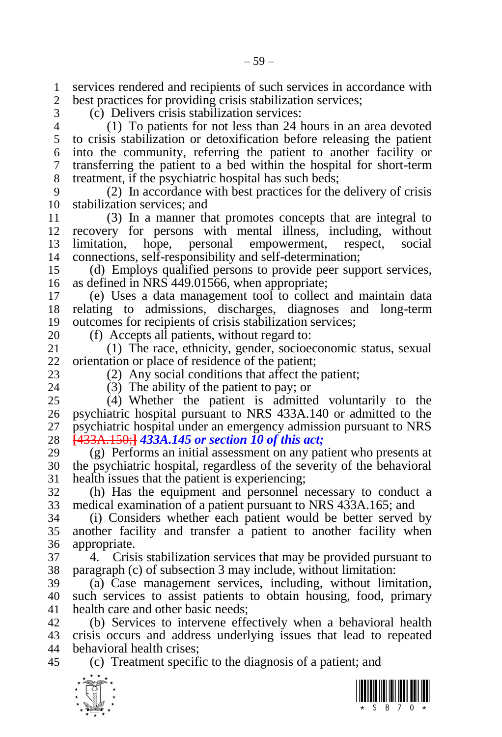services rendered and recipients of such services in accordance with best practices for providing crisis stabilization services;

(c) Delivers crisis stabilization services:

(1) To patients for not less than 24 hours in an area devoted to crisis stabilization or detoxification before releasing the patient into the community, referring the patient to another facility or transferring the patient to a bed within the hospital for short-term treatment, if the psychiatric hospital has such beds;

(2) In accordance with best practices for the delivery of crisis stabilization services; and

(3) In a manner that promotes concepts that are integral to recovery for persons with mental illness, including, without limitation, hope, personal empowerment, respect, social connections, self-responsibility and self-determination;

(d) Employs qualified persons to provide peer support services, as defined in NRS 449.01566, when appropriate;

(e) Uses a data management tool to collect and maintain data relating to admissions, discharges, diagnoses and long-term outcomes for recipients of crisis stabilization services;

(f) Accepts all patients, without regard to:

(1) The race, ethnicity, gender, socioeconomic status, sexual orientation or place of residence of the patient;

(2) Any social conditions that affect the patient;

(3) The ability of the patient to pay; or

(4) Whether the patient is admitted voluntarily to the psychiatric hospital pursuant to NRS 433A.140 or admitted to the psychiatric hospital under an emergency admission pursuant to NRS [433A.150;] ***433A.145 or section 10 of this act;***

(g) Performs an initial assessment on any patient who presents at the psychiatric hospital, regardless of the severity of the behavioral health issues that the patient is experiencing;

(h) Has the equipment and personnel necessary to conduct a medical examination of a patient pursuant to NRS 433A.165; and

(i) Considers whether each patient would be better served by another facility and transfer a patient to another facility when appropriate.

4. Crisis stabilization services that may be provided pursuant to paragraph (c) of subsection 3 may include, without limitation:

(a) Case management services, including, without limitation, such services to assist patients to obtain housing, food, primary health care and other basic needs;

(b) Services to intervene effectively when a behavioral health crisis occurs and address underlying issues that lead to repeated behavioral health crises;

(c) Treatment specific to the diagnosis of a patient; and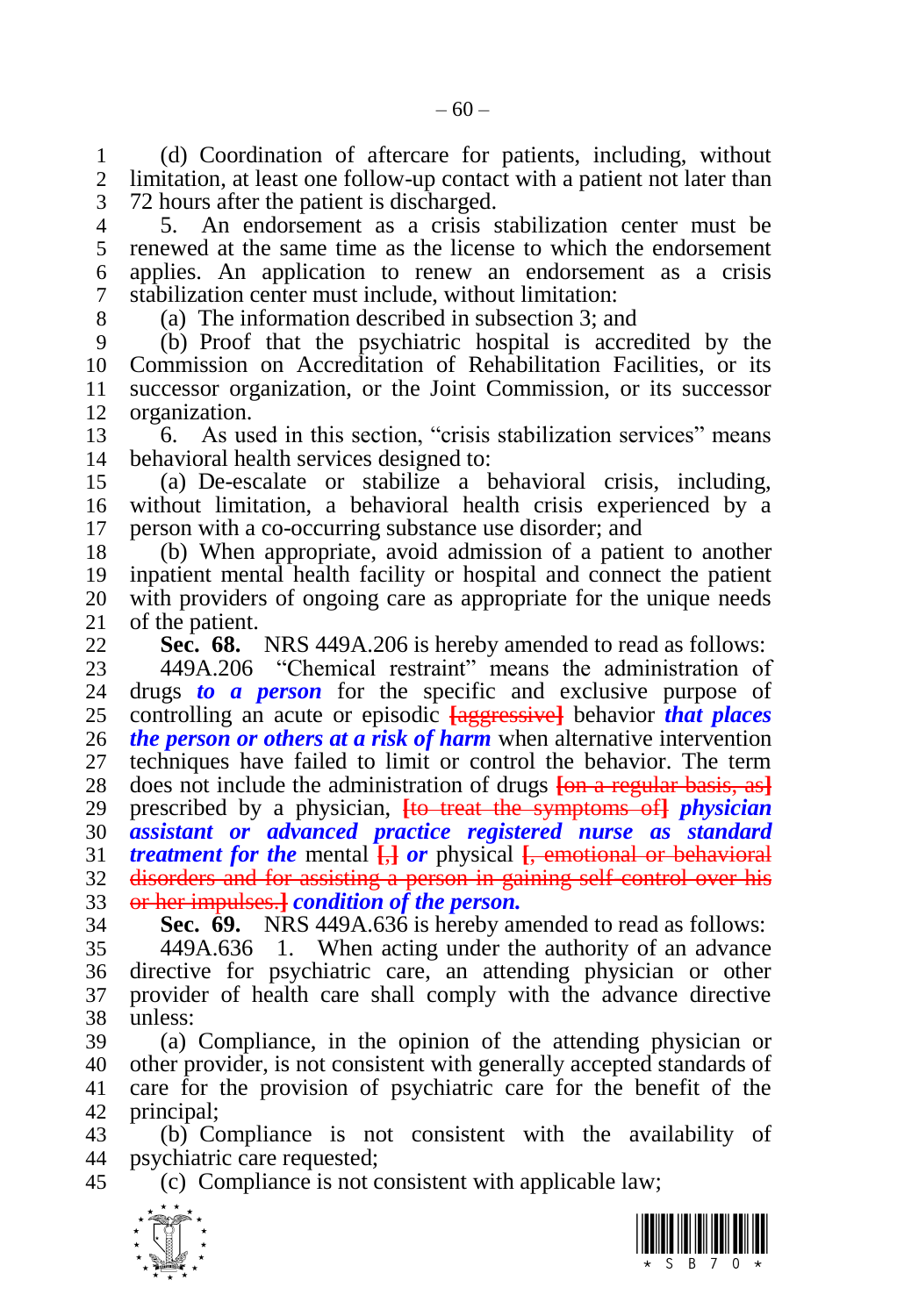(d) Coordination of aftercare for patients, including, without limitation, at least one follow-up contact with a patient not later than 72 hours after the patient is discharged.

5. An endorsement as a crisis stabilization center must be renewed at the same time as the license to which the endorsement applies. An application to renew an endorsement as a crisis stabilization center must include, without limitation:

(a) The information described in subsection 3; and

(b) Proof that the psychiatric hospital is accredited by the Commission on Accreditation of Rehabilitation Facilities, or its successor organization, or the Joint Commission, or its successor organization.

6. As used in this section, "crisis stabilization services" means behavioral health services designed to:

(a) De-escalate or stabilize a behavioral crisis, including, without limitation, a behavioral health crisis experienced by a person with a co-occurring substance use disorder; and

(b) When appropriate, avoid admission of a patient to another inpatient mental health facility or hospital and connect the patient with providers of ongoing care as appropriate for the unique needs of the patient.

**Sec. 68.** NRS 449A.206 is hereby amended to read as follows:

449A.206 "Chemical restraint" means the administration of drugs ***to a person*** for the specific and exclusive purpose of controlling an acute or episodic ~~[aggressive]~~ behavior ***that places the person or others at a risk of harm*** when alternative intervention techniques have failed to limit or control the behavior. The term does not include the administration of drugs ~~[on a regular basis, as]~~ prescribed by a physician, ~~[to treat the symptoms of]~~ ***physician assistant or advanced practice registered nurse as standard treatment for the*** mental ~~[,]~~ ***or*** physical ~~[, emotional or behavioral disorders and for assisting a person in gaining self-control over his or her impulses.]~~ ***condition of the person.***

**Sec. 69.** NRS 449A.636 is hereby amended to read as follows:

449A.636 1. When acting under the authority of an advance directive for psychiatric care, an attending physician or other provider of health care shall comply with the advance directive unless:

(a) Compliance, in the opinion of the attending physician or other provider, is not consistent with generally accepted standards of care for the provision of psychiatric care for the benefit of the principal;

(b) Compliance is not consistent with the availability of psychiatric care requested;

(c) Compliance is not consistent with applicable law;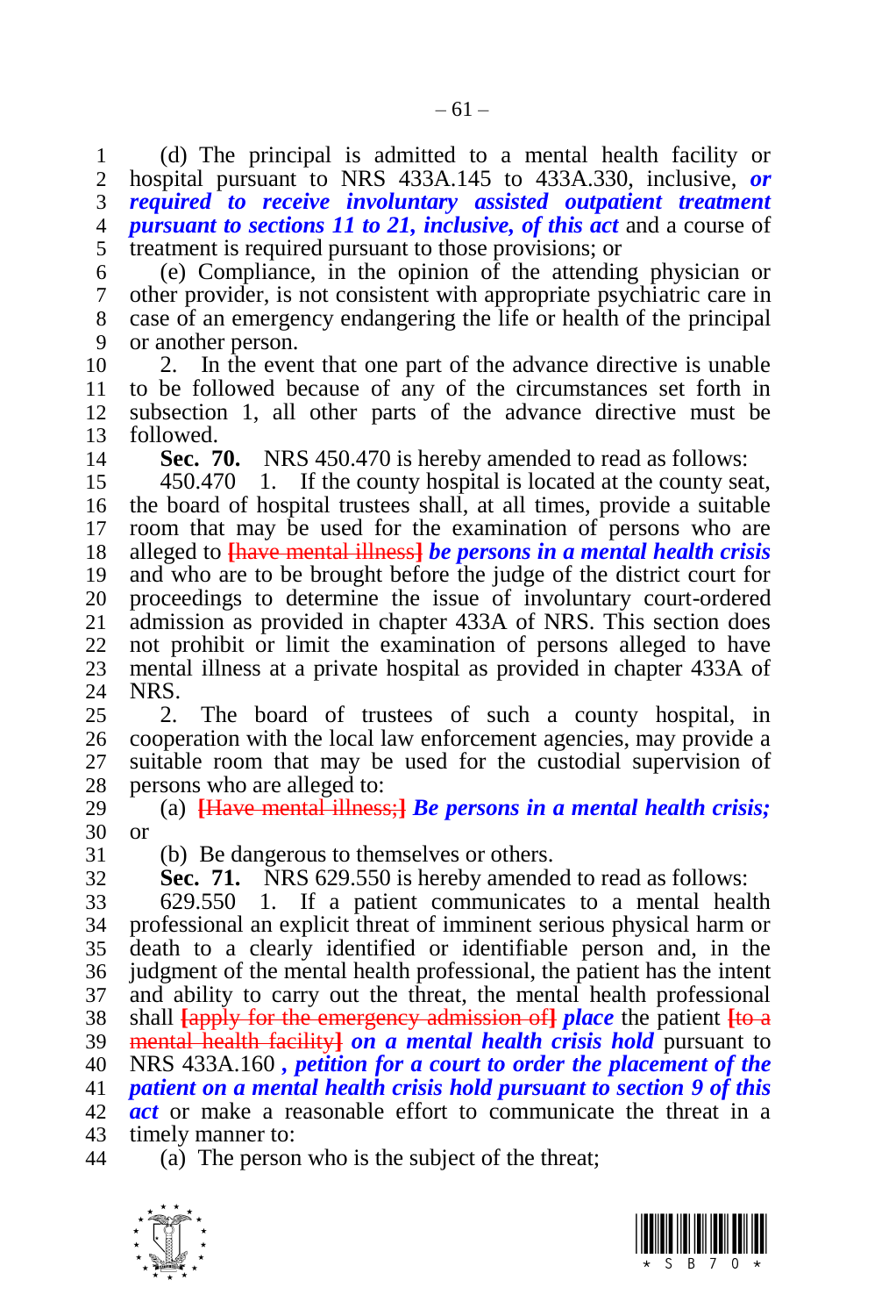(d) The principal is admitted to a mental health facility or hospital pursuant to NRS 433A.145 to 433A.330, inclusive, ***or required to receive involuntary assisted outpatient treatment pursuant to sections 11 to 21, inclusive, of this act*** and a course of treatment is required pursuant to those provisions; or

(e) Compliance, in the opinion of the attending physician or other provider, is not consistent with appropriate psychiatric care in case of an emergency endangering the life or health of the principal or another person.

2. In the event that one part of the advance directive is unable to be followed because of any of the circumstances set forth in subsection 1, all other parts of the advance directive must be followed.

**Sec. 70.** NRS 450.470 is hereby amended to read as follows:

450.470 1. If the county hospital is located at the county seat, the board of hospital trustees shall, at all times, provide a suitable room that may be used for the examination of persons who are alleged to [have mental illness] ***be persons in a mental health crisis*** and who are to be brought before the judge of the district court for proceedings to determine the issue of involuntary court-ordered admission as provided in chapter 433A of NRS. This section does not prohibit or limit the examination of persons alleged to have mental illness at a private hospital as provided in chapter 433A of NRS.

2. The board of trustees of such a county hospital, in cooperation with the local law enforcement agencies, may provide a suitable room that may be used for the custodial supervision of persons who are alleged to:

(a) [Have mental illness;] ***Be persons in a mental health crisis;*** or

(b) Be dangerous to themselves or others.

**Sec. 71.** NRS 629.550 is hereby amended to read as follows:

629.550 1. If a patient communicates to a mental health professional an explicit threat of imminent serious physical harm or death to a clearly identified or identifiable person and, in the judgment of the mental health professional, the patient has the intent and ability to carry out the threat, the mental health professional shall [apply for the emergency admission of] ***place*** the patient [to a mental health facility] ***on a mental health crisis hold*** pursuant to NRS 433A.160 ***, petition for a court to order the placement of the patient on a mental health crisis hold pursuant to section 9 of this act*** or make a reasonable effort to communicate the threat in a timely manner to:

(a) The person who is the subject of the threat;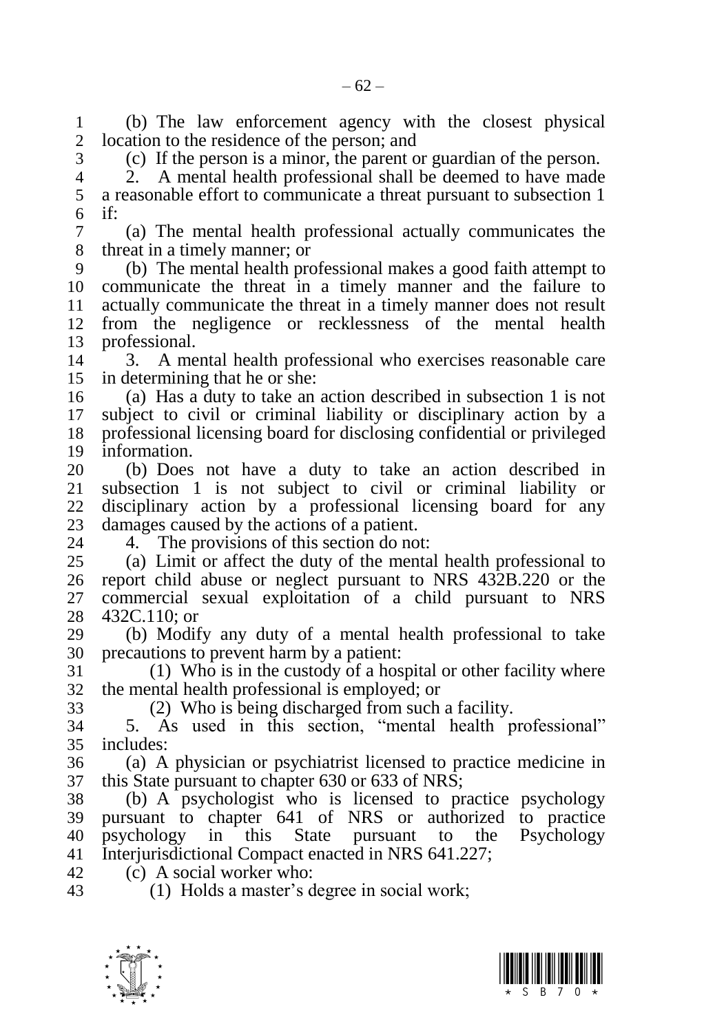(b) The law enforcement agency with the closest physical location to the residence of the person; and

(c) If the person is a minor, the parent or guardian of the person.

2. A mental health professional shall be deemed to have made a reasonable effort to communicate a threat pursuant to subsection 1 if:

(a) The mental health professional actually communicates the threat in a timely manner; or

(b) The mental health professional makes a good faith attempt to communicate the threat in a timely manner and the failure to actually communicate the threat in a timely manner does not result from the negligence or recklessness of the mental health professional.

3. A mental health professional who exercises reasonable care in determining that he or she:

(a) Has a duty to take an action described in subsection 1 is not subject to civil or criminal liability or disciplinary action by a professional licensing board for disclosing confidential or privileged information.

(b) Does not have a duty to take an action described in subsection 1 is not subject to civil or criminal liability or disciplinary action by a professional licensing board for any damages caused by the actions of a patient.

4. The provisions of this section do not:

(a) Limit or affect the duty of the mental health professional to report child abuse or neglect pursuant to NRS 432B.220 or the commercial sexual exploitation of a child pursuant to NRS 432C.110; or

(b) Modify any duty of a mental health professional to take precautions to prevent harm by a patient:

(1) Who is in the custody of a hospital or other facility where the mental health professional is employed; or

(2) Who is being discharged from such a facility.

5. As used in this section, "mental health professional" includes:

(a) A physician or psychiatrist licensed to practice medicine in this State pursuant to chapter 630 or 633 of NRS;

(b) A psychologist who is licensed to practice psychology pursuant to chapter 641 of NRS or authorized to practice psychology in this State pursuant to the Psychology Interjurisdictional Compact enacted in NRS 641.227;

(c) A social worker who:

(1) Holds a master's degree in social work;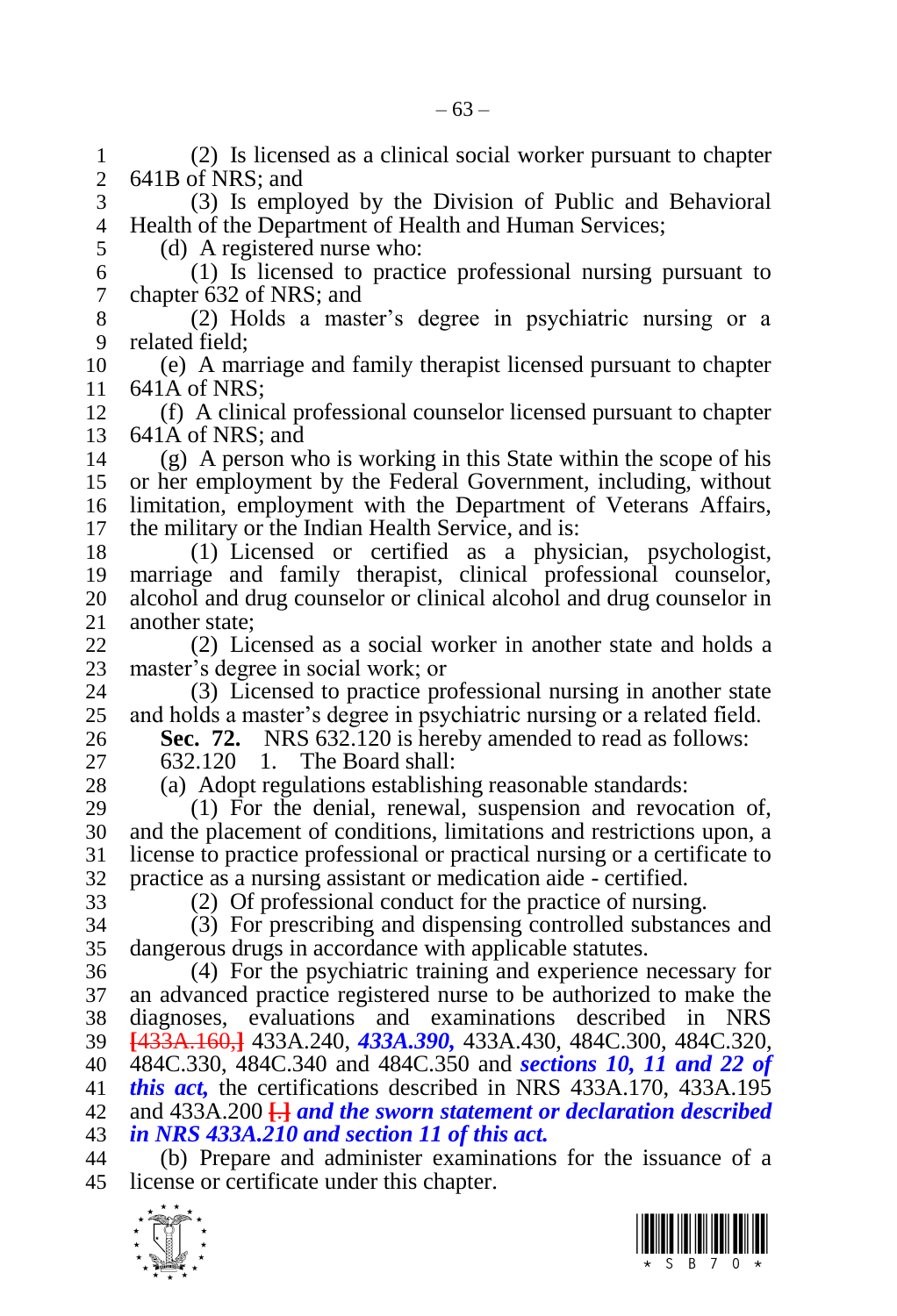(2) Is licensed as a clinical social worker pursuant to chapter 641B of NRS; and

(3) Is employed by the Division of Public and Behavioral Health of the Department of Health and Human Services;

(d) A registered nurse who:

(1) Is licensed to practice professional nursing pursuant to chapter 632 of NRS; and

(2) Holds a master's degree in psychiatric nursing or a related field;

(e) A marriage and family therapist licensed pursuant to chapter 641A of NRS;

(f) A clinical professional counselor licensed pursuant to chapter 641A of NRS; and

(g) A person who is working in this State within the scope of his or her employment by the Federal Government, including, without limitation, employment with the Department of Veterans Affairs, the military or the Indian Health Service, and is:

(1) Licensed or certified as a physician, psychologist, marriage and family therapist, clinical professional counselor, alcohol and drug counselor or clinical alcohol and drug counselor in another state;

(2) Licensed as a social worker in another state and holds a master's degree in social work; or

(3) Licensed to practice professional nursing in another state and holds a master's degree in psychiatric nursing or a related field.

**Sec. 72.** NRS 632.120 is hereby amended to read as follows:

632.120 1. The Board shall:

(a) Adopt regulations establishing reasonable standards:

(1) For the denial, renewal, suspension and revocation of, and the placement of conditions, limitations and restrictions upon, a license to practice professional or practical nursing or a certificate to practice as a nursing assistant or medication aide - certified.

(2) Of professional conduct for the practice of nursing.

(3) For prescribing and dispensing controlled substances and dangerous drugs in accordance with applicable statutes.

(4) For the psychiatric training and experience necessary for an advanced practice registered nurse to be authorized to make the diagnoses, evaluations and examinations described in NRS [433A.160,] 433A.240, ***433A.390,*** 433A.430, 484C.300, 484C.320, 484C.330, 484C.340 and 484C.350 and ***sections 10, 11 and 22 of this act,*** the certifications described in NRS 433A.170, 433A.195 and 433A.200 [.] ***and the sworn statement or declaration described in NRS 433A.210 and section 11 of this act.***

(b) Prepare and administer examinations for the issuance of a license or certificate under this chapter.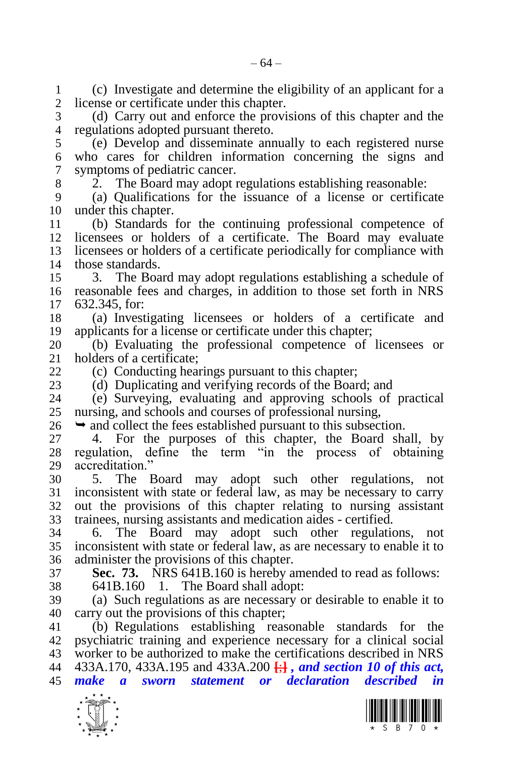(c) Investigate and determine the eligibility of an applicant for a license or certificate under this chapter.

(d) Carry out and enforce the provisions of this chapter and the regulations adopted pursuant thereto.

(e) Develop and disseminate annually to each registered nurse who cares for children information concerning the signs and symptoms of pediatric cancer.

2. The Board may adopt regulations establishing reasonable:

(a) Qualifications for the issuance of a license or certificate under this chapter.

(b) Standards for the continuing professional competence of licensees or holders of a certificate. The Board may evaluate licensees or holders of a certificate periodically for compliance with those standards.

3. The Board may adopt regulations establishing a schedule of reasonable fees and charges, in addition to those set forth in NRS 632.345, for:

(a) Investigating licensees or holders of a certificate and applicants for a license or certificate under this chapter;

(b) Evaluating the professional competence of licensees or holders of a certificate;

(c) Conducting hearings pursuant to this chapter;

(d) Duplicating and verifying records of the Board; and

(e) Surveying, evaluating and approving schools of practical nursing, and schools and courses of professional nursing,

➥ and collect the fees established pursuant to this subsection.

4. For the purposes of this chapter, the Board shall, by regulation, define the term "in the process of obtaining accreditation."

5. The Board may adopt such other regulations, not inconsistent with state or federal law, as may be necessary to carry out the provisions of this chapter relating to nursing assistant trainees, nursing assistants and medication aides - certified.

6. The Board may adopt such other regulations, not inconsistent with state or federal law, as are necessary to enable it to administer the provisions of this chapter.

**Sec. 73.** NRS 641B.160 is hereby amended to read as follows:

641B.160 1. The Board shall adopt:

(a) Such regulations as are necessary or desirable to enable it to carry out the provisions of this chapter;

(b) Regulations establishing reasonable standards for the psychiatric training and experience necessary for a clinical social worker to be authorized to make the certifications described in NRS 433A.170, 433A.195 and 433A.200 [;] ***, and section 10 of this act, make a sworn statement or declaration described in***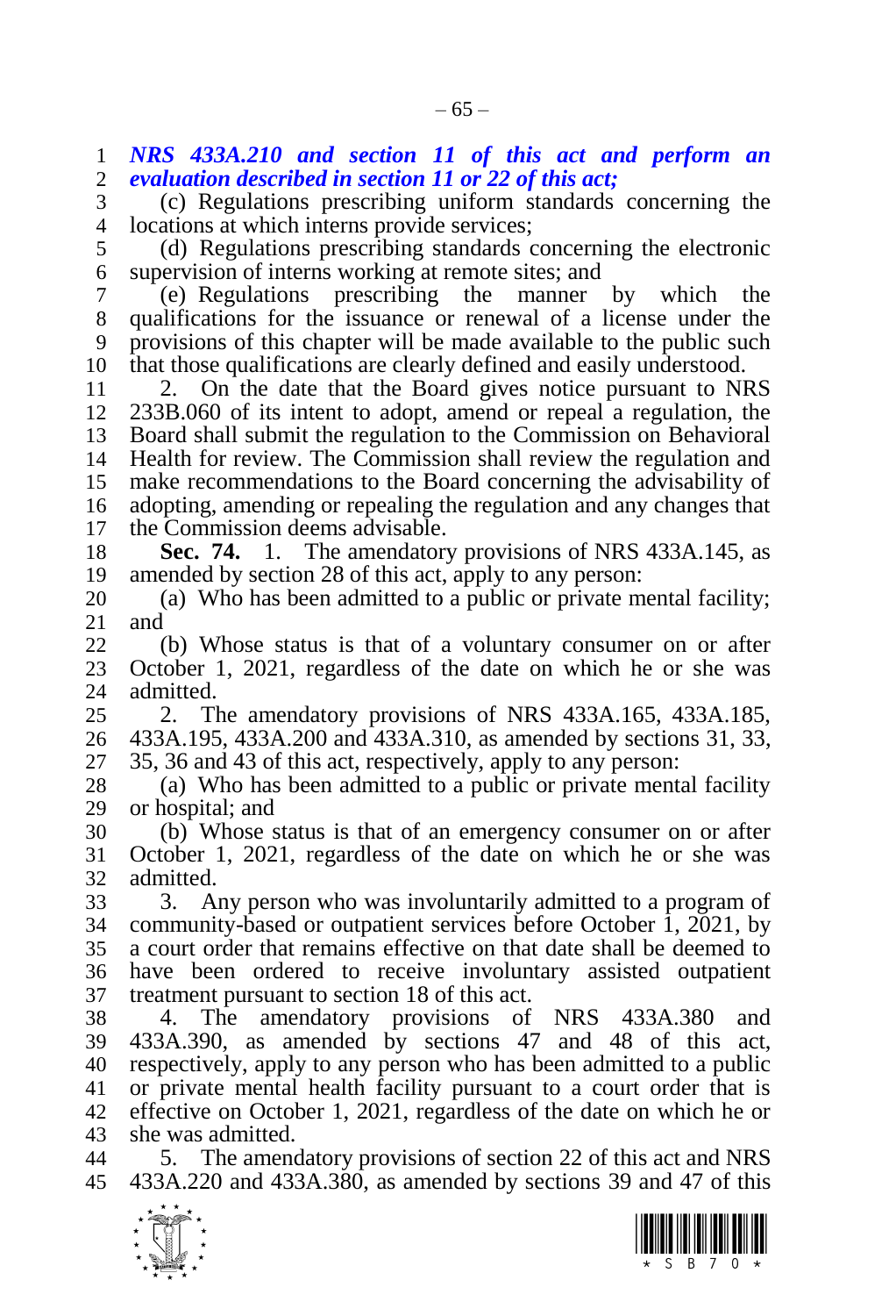***NRS 433A.210 and section 11 of this act and perform an evaluation described in section 11 or 22 of this act;***

(c) Regulations prescribing uniform standards concerning the locations at which interns provide services;

(d) Regulations prescribing standards concerning the electronic supervision of interns working at remote sites; and

(e) Regulations prescribing the manner by which the qualifications for the issuance or renewal of a license under the provisions of this chapter will be made available to the public such that those qualifications are clearly defined and easily understood.

2. On the date that the Board gives notice pursuant to NRS 233B.060 of its intent to adopt, amend or repeal a regulation, the Board shall submit the regulation to the Commission on Behavioral Health for review. The Commission shall review the regulation and make recommendations to the Board concerning the advisability of adopting, amending or repealing the regulation and any changes that the Commission deems advisable.

**Sec. 74.** 1. The amendatory provisions of NRS 433A.145, as amended by section 28 of this act, apply to any person:

(a) Who has been admitted to a public or private mental facility; and

(b) Whose status is that of a voluntary consumer on or after October 1, 2021, regardless of the date on which he or she was admitted.

2. The amendatory provisions of NRS 433A.165, 433A.185, 433A.195, 433A.200 and 433A.310, as amended by sections 31, 33, 35, 36 and 43 of this act, respectively, apply to any person:

(a) Who has been admitted to a public or private mental facility or hospital; and

(b) Whose status is that of an emergency consumer on or after October 1, 2021, regardless of the date on which he or she was admitted.

3. Any person who was involuntarily admitted to a program of community-based or outpatient services before October 1, 2021, by a court order that remains effective on that date shall be deemed to have been ordered to receive involuntary assisted outpatient treatment pursuant to section 18 of this act.

4. The amendatory provisions of NRS 433A.380 and 433A.390, as amended by sections 47 and 48 of this act, respectively, apply to any person who has been admitted to a public or private mental health facility pursuant to a court order that is effective on October 1, 2021, regardless of the date on which he or she was admitted.

5. The amendatory provisions of section 22 of this act and NRS 433A.220 and 433A.380, as amended by sections 39 and 47 of this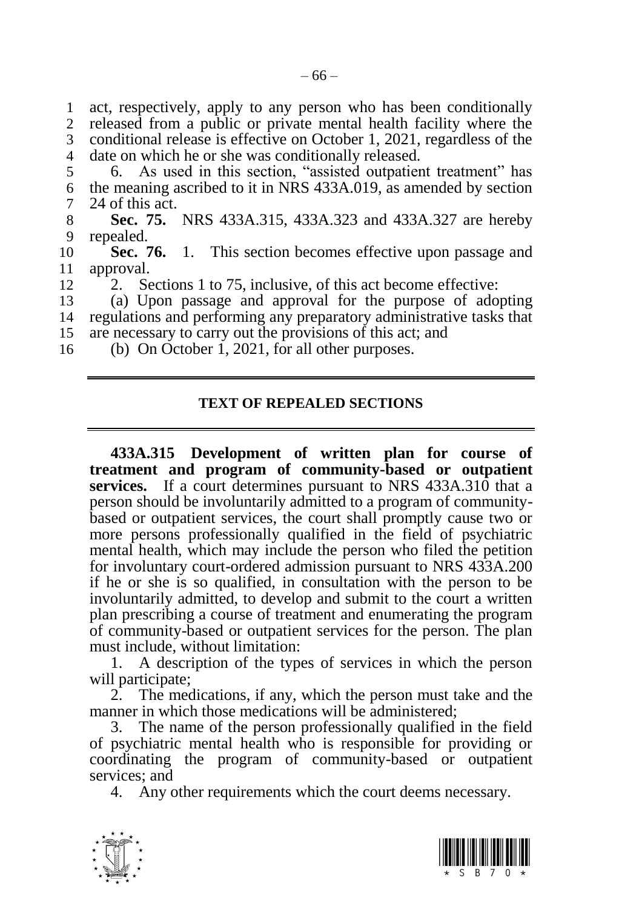act, respectively, apply to any person who has been conditionally released from a public or private mental health facility where the conditional release is effective on October 1, 2021, regardless of the date on which he or she was conditionally released.

6. As used in this section, "assisted outpatient treatment" has the meaning ascribed to it in NRS 433A.019, as amended by section 24 of this act.

**Sec. 75.** NRS 433A.315, 433A.323 and 433A.327 are hereby repealed.

**Sec. 76.** 1. This section becomes effective upon passage and approval.

2. Sections 1 to 75, inclusive, of this act become effective:

(a) Upon passage and approval for the purpose of adopting regulations and performing any preparatory administrative tasks that are necessary to carry out the provisions of this act; and

(b) On October 1, 2021, for all other purposes.

---

## TEXT OF REPEALED SECTIONS

---

**433A.315 Development of written plan for course of treatment and program of community-based or outpatient services.** If a court determines pursuant to NRS 433A.310 that a person should be involuntarily admitted to a program of community-based or outpatient services, the court shall promptly cause two or more persons professionally qualified in the field of psychiatric mental health, which may include the person who filed the petition for involuntary court-ordered admission pursuant to NRS 433A.200 if he or she is so qualified, in consultation with the person to be involuntarily admitted, to develop and submit to the court a written plan prescribing a course of treatment and enumerating the program of community-based or outpatient services for the person. The plan must include, without limitation:

1. A description of the types of services in which the person will participate;

2. The medications, if any, which the person must take and the manner in which those medications will be administered;

3. The name of the person professionally qualified in the field of psychiatric mental health who is responsible for providing or coordinating the program of community-based or outpatient services; and

4. Any other requirements which the court deems necessary.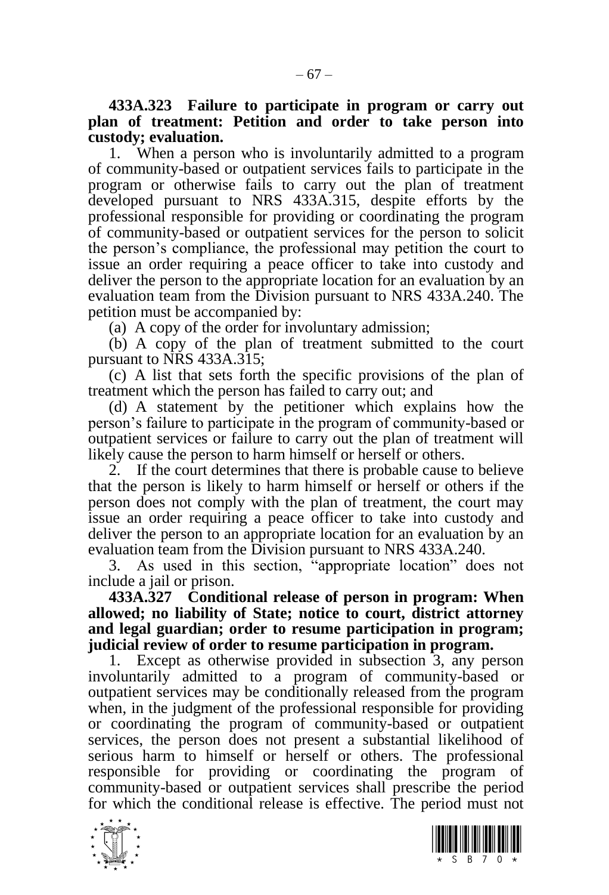**433A.323 Failure to participate in program or carry out plan of treatment: Petition and order to take person into custody; evaluation.**

1. When a person who is involuntarily admitted to a program of community-based or outpatient services fails to participate in the program or otherwise fails to carry out the plan of treatment developed pursuant to NRS 433A.315, despite efforts by the professional responsible for providing or coordinating the program of community-based or outpatient services for the person to solicit the person's compliance, the professional may petition the court to issue an order requiring a peace officer to take into custody and deliver the person to the appropriate location for an evaluation by an evaluation team from the Division pursuant to NRS 433A.240. The petition must be accompanied by:

(a) A copy of the order for involuntary admission;

(b) A copy of the plan of treatment submitted to the court pursuant to NRS 433A.315;

(c) A list that sets forth the specific provisions of the plan of treatment which the person has failed to carry out; and

(d) A statement by the petitioner which explains how the person's failure to participate in the program of community-based or outpatient services or failure to carry out the plan of treatment will likely cause the person to harm himself or herself or others.

2. If the court determines that there is probable cause to believe that the person is likely to harm himself or herself or others if the person does not comply with the plan of treatment, the court may issue an order requiring a peace officer to take into custody and deliver the person to an appropriate location for an evaluation by an evaluation team from the Division pursuant to NRS 433A.240.

3. As used in this section, "appropriate location" does not include a jail or prison.

**433A.327 Conditional release of person in program: When allowed; no liability of State; notice to court, district attorney and legal guardian; order to resume participation in program; judicial review of order to resume participation in program.**

1. Except as otherwise provided in subsection 3, any person involuntarily admitted to a program of community-based or outpatient services may be conditionally released from the program when, in the judgment of the professional responsible for providing or coordinating the program of community-based or outpatient services, the person does not present a substantial likelihood of serious harm to himself or herself or others. The professional responsible for providing or coordinating the program of community-based or outpatient services shall prescribe the period for which the conditional release is effective. The period must not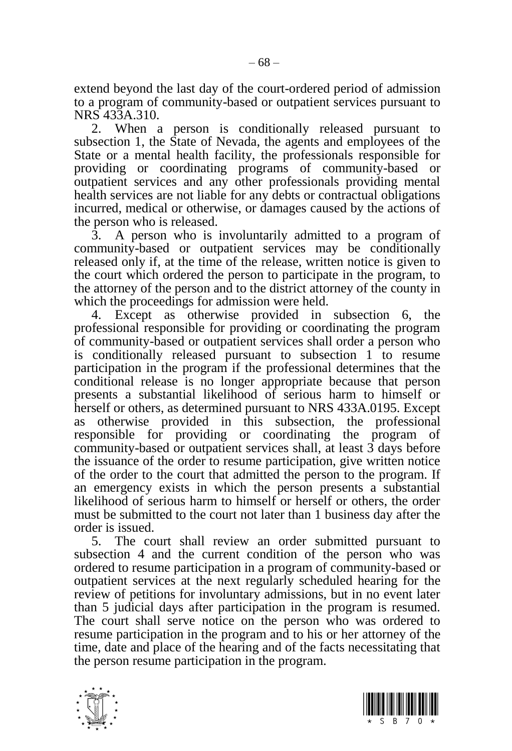extend beyond the last day of the court-ordered period of admission to a program of community-based or outpatient services pursuant to NRS 433A.310.

2. When a person is conditionally released pursuant to subsection 1, the State of Nevada, the agents and employees of the State or a mental health facility, the professionals responsible for providing or coordinating programs of community-based or outpatient services and any other professionals providing mental health services are not liable for any debts or contractual obligations incurred, medical or otherwise, or damages caused by the actions of the person who is released.

3. A person who is involuntarily admitted to a program of community-based or outpatient services may be conditionally released only if, at the time of the release, written notice is given to the court which ordered the person to participate in the program, to the attorney of the person and to the district attorney of the county in which the proceedings for admission were held.

4. Except as otherwise provided in subsection 6, the professional responsible for providing or coordinating the program of community-based or outpatient services shall order a person who is conditionally released pursuant to subsection 1 to resume participation in the program if the professional determines that the conditional release is no longer appropriate because that person presents a substantial likelihood of serious harm to himself or herself or others, as determined pursuant to NRS 433A.0195. Except as otherwise provided in this subsection, the professional responsible for providing or coordinating the program of community-based or outpatient services shall, at least 3 days before the issuance of the order to resume participation, give written notice of the order to the court that admitted the person to the program. If an emergency exists in which the person presents a substantial likelihood of serious harm to himself or herself or others, the order must be submitted to the court not later than 1 business day after the order is issued.

5. The court shall review an order submitted pursuant to subsection 4 and the current condition of the person who was ordered to resume participation in a program of community-based or outpatient services at the next regularly scheduled hearing for the review of petitions for involuntary admissions, but in no event later than 5 judicial days after participation in the program is resumed. The court shall serve notice on the person who was ordered to resume participation in the program and to his or her attorney of the time, date and place of the hearing and of the facts necessitating that the person resume participation in the program.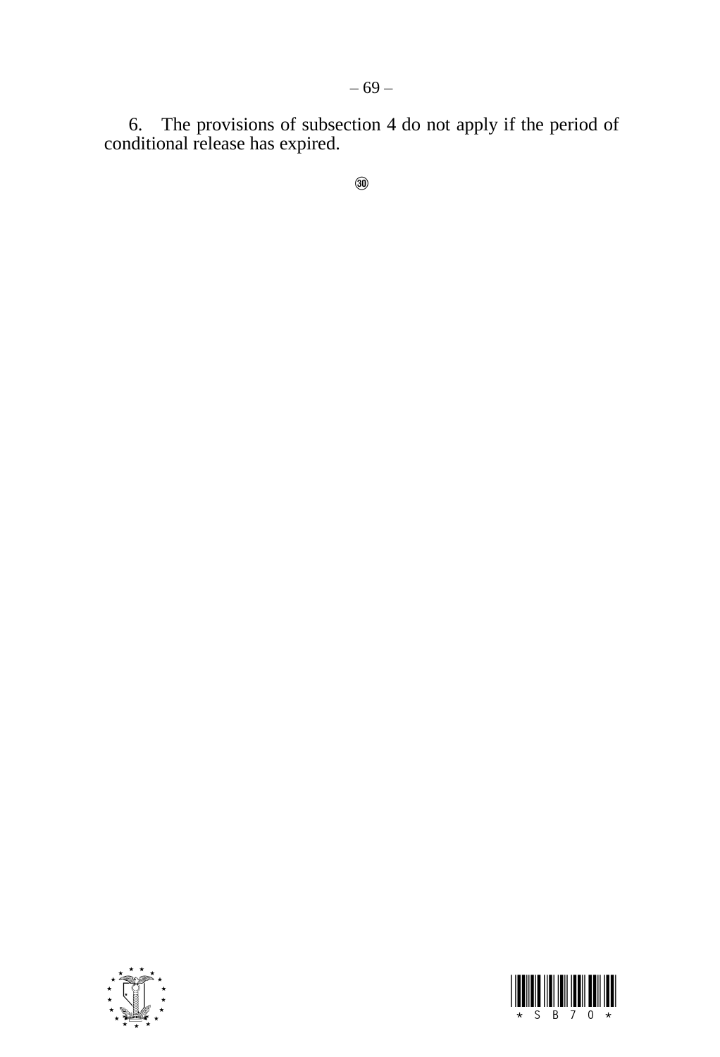6. The provisions of subsection 4 do not apply if the period of conditional release has expired.

⑳

6. The provisions of subsection 4 do not apply if the period of conditional release has expired.

㉚